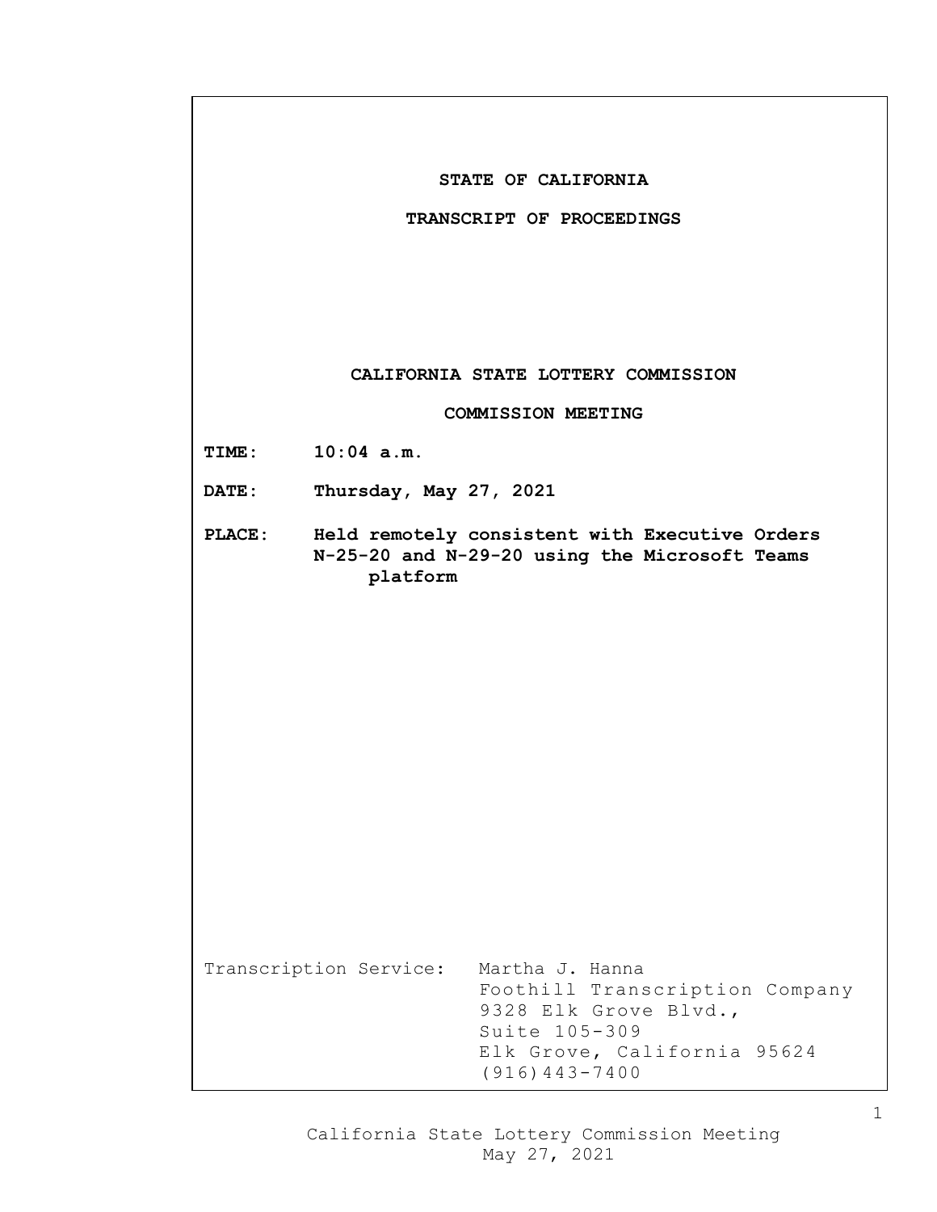**STATE OF CALIFORNIA**

**TRANSCRIPT OF PROCEEDINGS**

**CALIFORNIA STATE LOTTERY COMMISSION**

**COMMISSION MEETING**

**TIME:** **10:04 a.m.**

**DATE:** **Thursday, May 27, 2021**

**PLACE:** **Held remotely consistent with Executive Orders N-25-20 and N-29-20 using the Microsoft Teams platform**

Transcription Service: Martha J. Hanna
Foothill Transcription Company
9328 Elk Grove Blvd.,
Suite 105-309
Elk Grove, California 95624
(916)443-7400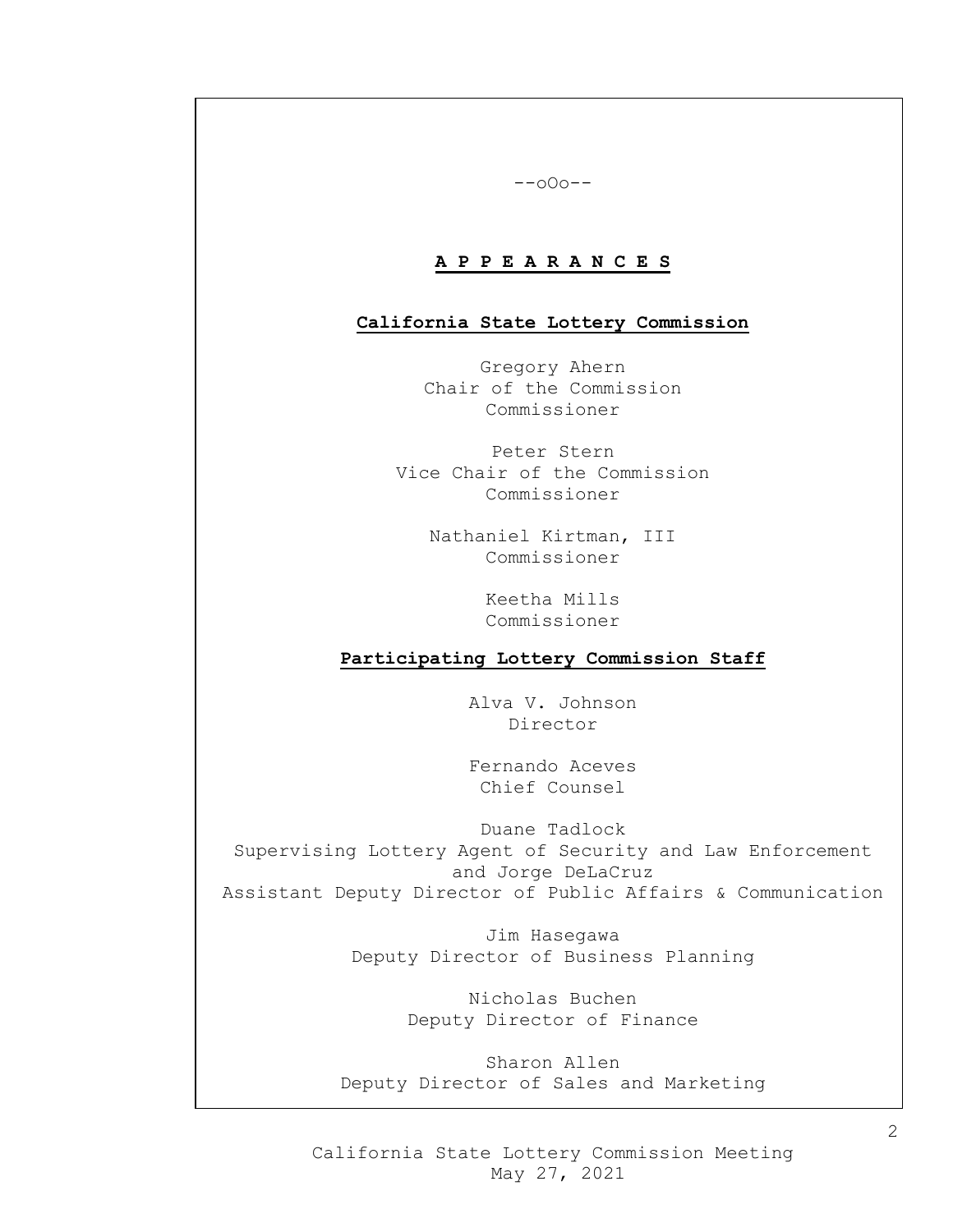--oOo--

# A P P E A R A N C E S

## California State Lottery Commission

Gregory Ahern
Chair of the Commission
Commissioner

Peter Stern
Vice Chair of the Commission
Commissioner

Nathaniel Kirtman, III
Commissioner

Keetha Mills
Commissioner

## Participating Lottery Commission Staff

Alva V. Johnson
Director

Fernando Aceves
Chief Counsel

Duane Tadlock
Supervising Lottery Agent of Security and Law Enforcement
and Jorge DeLaCruz
Assistant Deputy Director of Public Affairs & Communication

Jim Hasegawa
Deputy Director of Business Planning

Nicholas Buchen
Deputy Director of Finance

Sharon Allen
Deputy Director of Sales and Marketing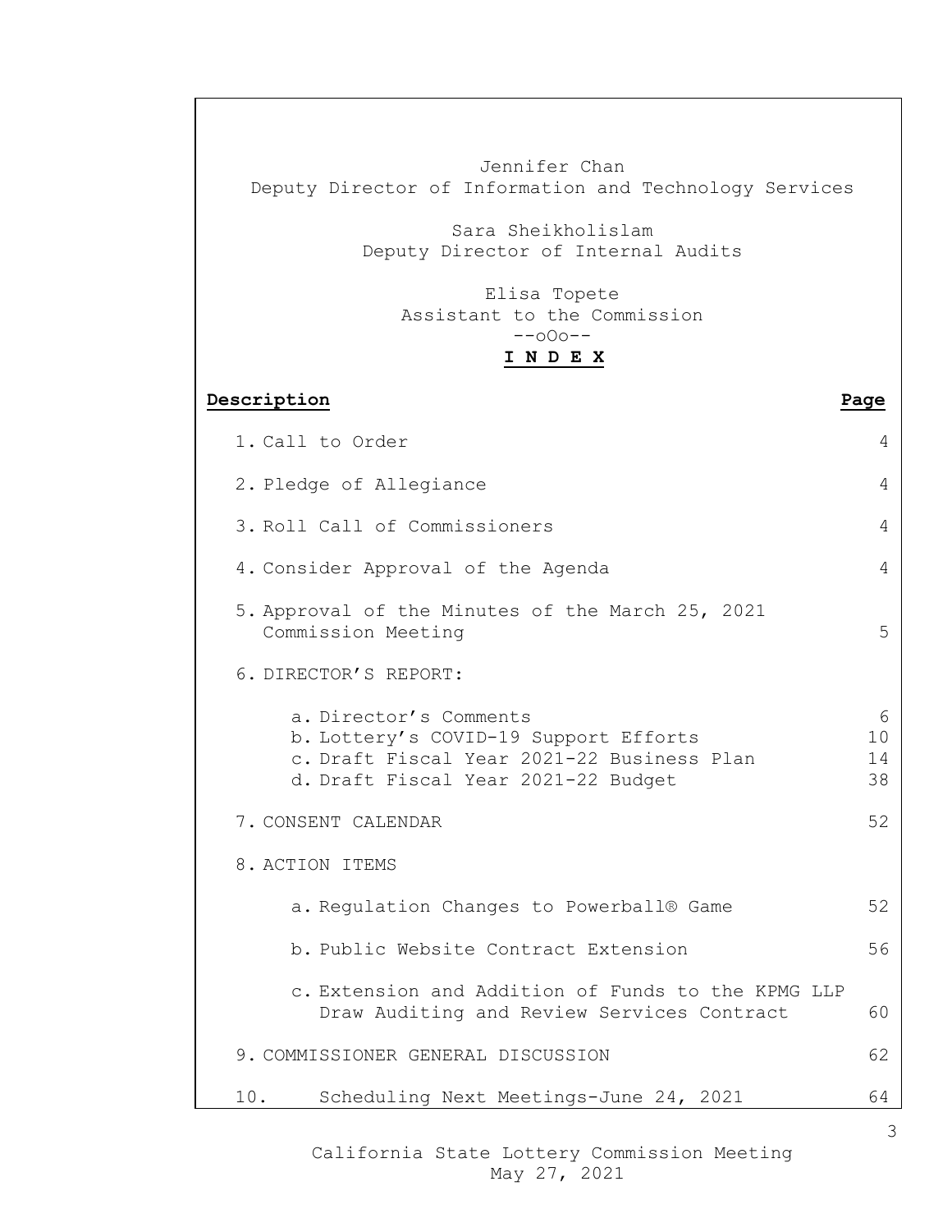Jennifer Chan
Deputy Director of Information and Technology Services

Sara Sheikholislam
Deputy Director of Internal Audits

Elisa Topete
Assistant to the Commission

--oOo--

**I N D E X**

| **Description** | **Page** |
|---|---|
| 1. Call to Order | 4 |
| 2. Pledge of Allegiance | 4 |
| 3. Roll Call of Commissioners | 4 |
| 4. Consider Approval of the Agenda | 4 |
| 5. Approval of the Minutes of the March 25, 2021 Commission Meeting | 5 |
| 6. DIRECTOR'S REPORT: | |
| a. Director's Comments | 6 |
| b. Lottery's COVID-19 Support Efforts | 10 |
| c. Draft Fiscal Year 2021-22 Business Plan | 14 |
| d. Draft Fiscal Year 2021-22 Budget | 38 |
| 7. CONSENT CALENDAR | 52 |
| 8. ACTION ITEMS | |
| a. Regulation Changes to Powerball® Game | 52 |
| b. Public Website Contract Extension | 56 |
| c. Extension and Addition of Funds to the KPMG LLP Draw Auditing and Review Services Contract | 60 |
| 9. COMMISSIONER GENERAL DISCUSSION | 62 |
| 10. Scheduling Next Meetings-June 24, 2021 | 64 |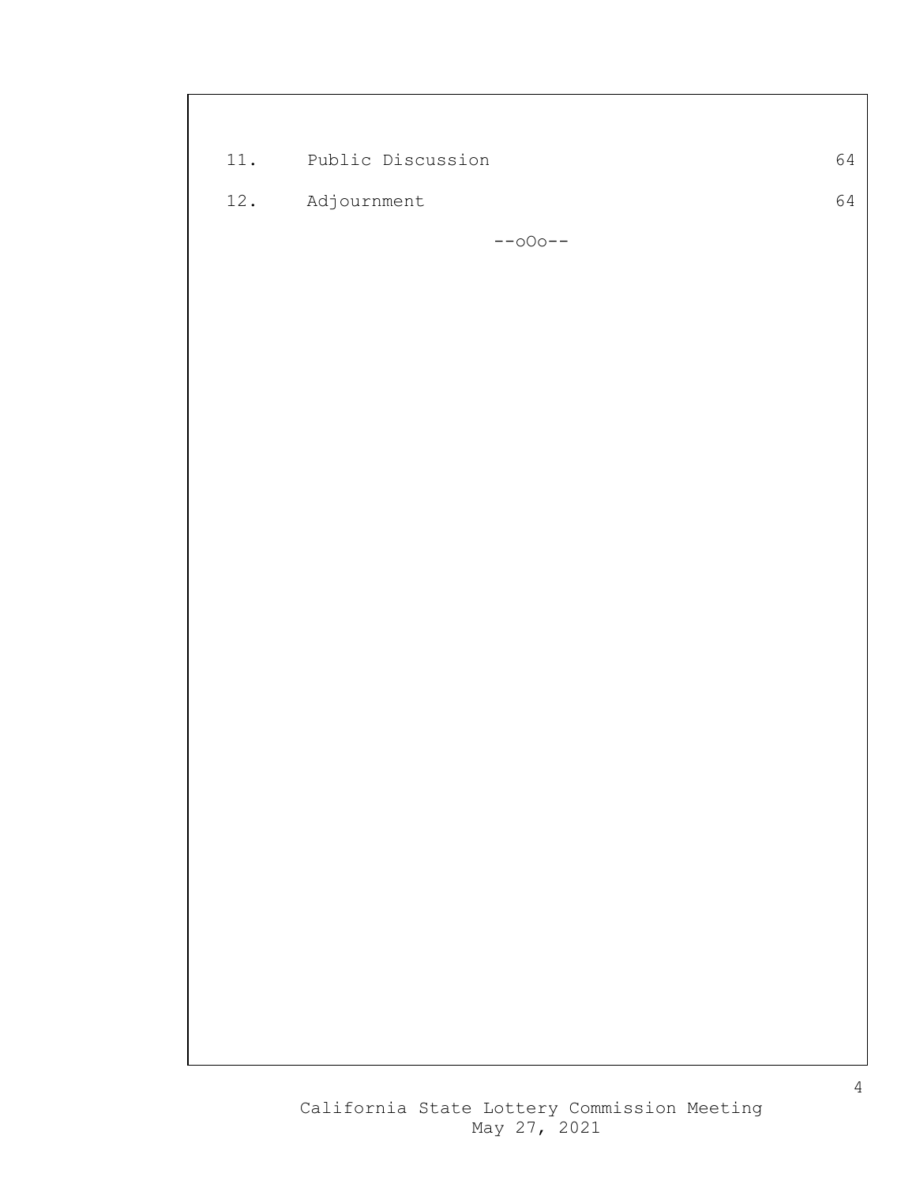| | | |
|---|---|---|
| 11. | Public Discussion | 64 |
| 12. | Adjournment | 64 |

--oOo--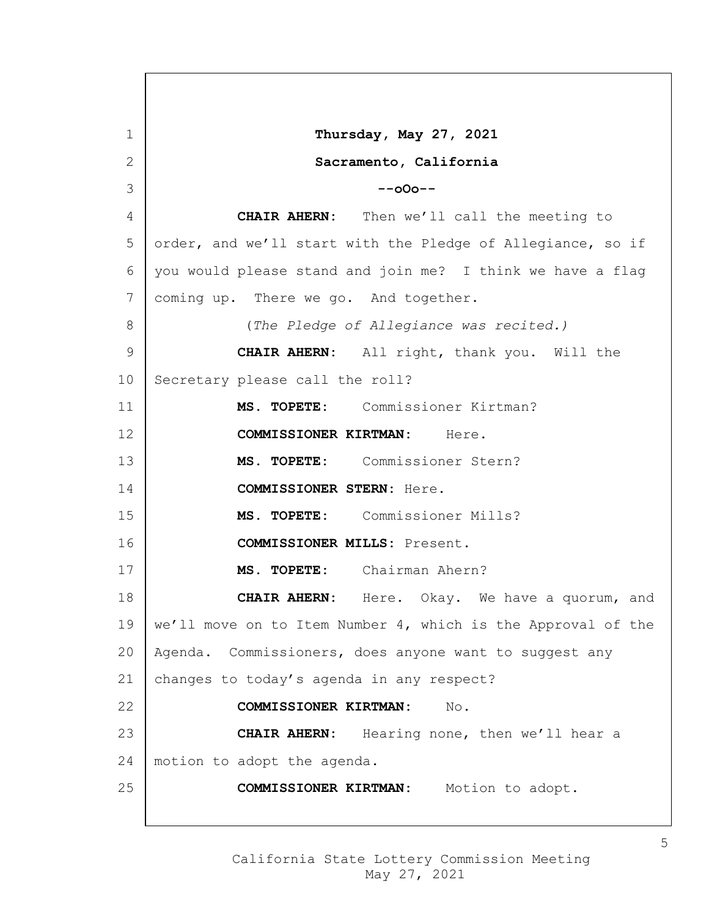**Thursday, May 27, 2021**

**Sacramento, California**

--oOo--

**CHAIR AHERN:** Then we'll call the meeting to order, and we'll start with the Pledge of Allegiance, so if you would please stand and join me? I think we have a flag coming up. There we go. And together.

*(The Pledge of Allegiance was recited.)*

**CHAIR AHERN:** All right, thank you. Will the Secretary please call the roll?

**MS. TOPETE:** Commissioner Kirtman?

**COMMISSIONER KIRTMAN:** Here.

**MS. TOPETE:** Commissioner Stern?

**COMMISSIONER STERN:** Here.

**MS. TOPETE:** Commissioner Mills?

**COMMISSIONER MILLS:** Present.

**MS. TOPETE:** Chairman Ahern?

**CHAIR AHERN:** Here. Okay. We have a quorum, and we'll move on to Item Number 4, which is the Approval of the Agenda. Commissioners, does anyone want to suggest any changes to today's agenda in any respect?

**COMMISSIONER KIRTMAN:** No.

**CHAIR AHERN:** Hearing none, then we'll hear a motion to adopt the agenda.

**COMMISSIONER KIRTMAN:** Motion to adopt.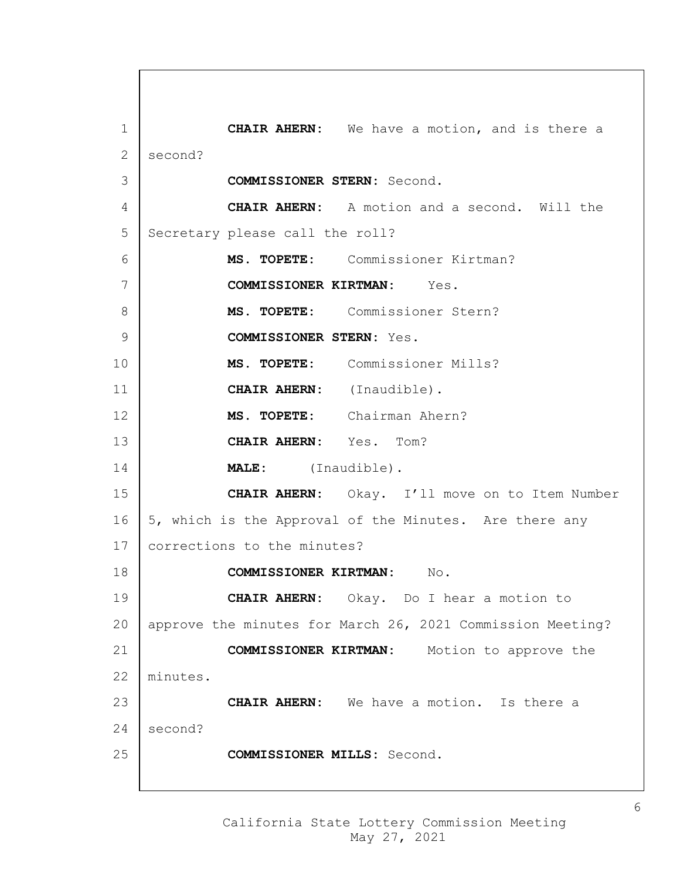1 **CHAIR AHERN:** We have a motion, and is there a
2 second?
3 **COMMISSIONER STERN:** Second.
4 **CHAIR AHERN:** A motion and a second. Will the
5 Secretary please call the roll?
6 **MS. TOPETE:** Commissioner Kirtman?
7 **COMMISSIONER KIRTMAN:** Yes.
8 **MS. TOPETE:** Commissioner Stern?
9 **COMMISSIONER STERN:** Yes.
10 **MS. TOPETE:** Commissioner Mills?
11 **CHAIR AHERN:** (Inaudible).
12 **MS. TOPETE:** Chairman Ahern?
13 **CHAIR AHERN:** Yes. Tom?
14 **MALE:** (Inaudible).
15 **CHAIR AHERN:** Okay. I'll move on to Item Number
16 5, which is the Approval of the Minutes. Are there any
17 corrections to the minutes?
18 **COMMISSIONER KIRTMAN:** No.
19 **CHAIR AHERN:** Okay. Do I hear a motion to
20 approve the minutes for March 26, 2021 Commission Meeting?
21 **COMMISSIONER KIRTMAN:** Motion to approve the
22 minutes.
23 **CHAIR AHERN:** We have a motion. Is there a
24 second?
25 **COMMISSIONER MILLS:** Second.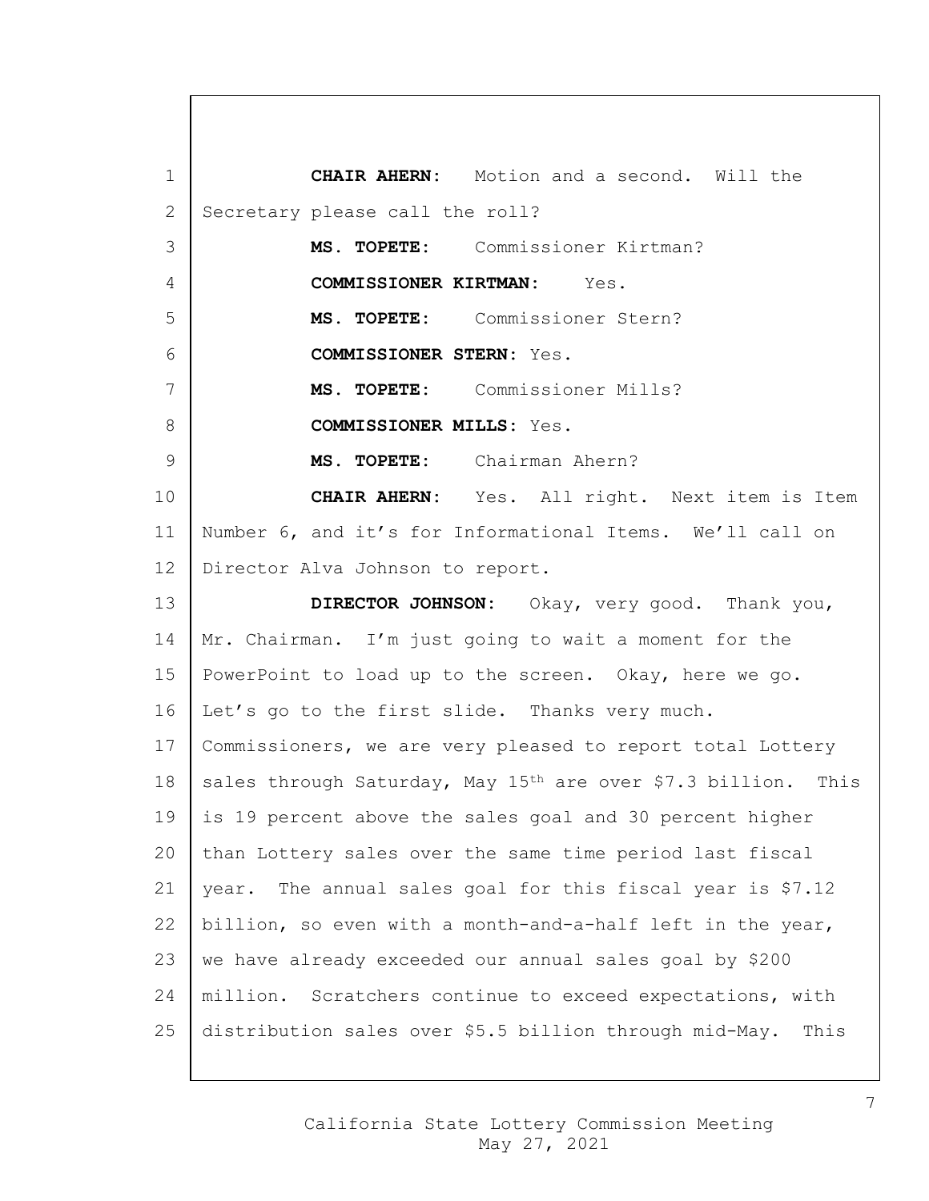**CHAIR AHERN:** Motion and a second. Will the Secretary please call the roll?

**MS. TOPETE:** Commissioner Kirtman?

**COMMISSIONER KIRTMAN:** Yes.

**MS. TOPETE:** Commissioner Stern?

**COMMISSIONER STERN:** Yes.

**MS. TOPETE:** Commissioner Mills?

**COMMISSIONER MILLS:** Yes.

**MS. TOPETE:** Chairman Ahern?

**CHAIR AHERN:** Yes. All right. Next item is Item Number 6, and it's for Informational Items. We'll call on Director Alva Johnson to report.

**DIRECTOR JOHNSON:** Okay, very good. Thank you, Mr. Chairman. I'm just going to wait a moment for the PowerPoint to load up to the screen. Okay, here we go. Let's go to the first slide. Thanks very much. Commissioners, we are very pleased to report total Lottery sales through Saturday, May 15th are over $7.3 billion. This is 19 percent above the sales goal and 30 percent higher than Lottery sales over the same time period last fiscal year. The annual sales goal for this fiscal year is $7.12 billion, so even with a month-and-a-half left in the year, we have already exceeded our annual sales goal by $200 million. Scratchers continue to exceed expectations, with distribution sales over $5.5 billion through mid-May. This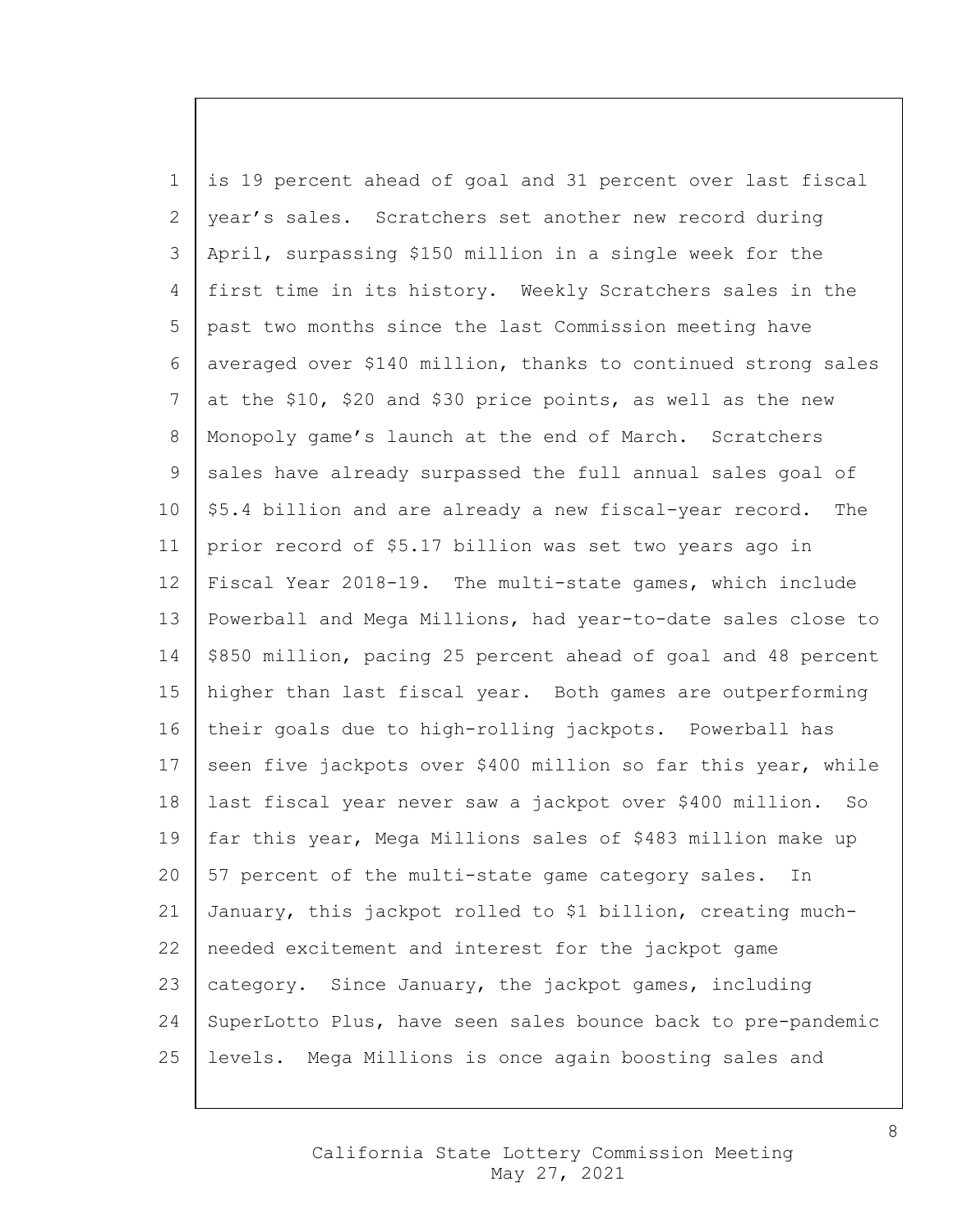is 19 percent ahead of goal and 31 percent over last fiscal year's sales. Scratchers set another new record during April, surpassing $150 million in a single week for the first time in its history. Weekly Scratchers sales in the past two months since the last Commission meeting have averaged over $140 million, thanks to continued strong sales at the $10, $20 and $30 price points, as well as the new Monopoly game's launch at the end of March. Scratchers sales have already surpassed the full annual sales goal of $5.4 billion and are already a new fiscal-year record. The prior record of $5.17 billion was set two years ago in Fiscal Year 2018-19. The multi-state games, which include Powerball and Mega Millions, had year-to-date sales close to $850 million, pacing 25 percent ahead of goal and 48 percent higher than last fiscal year. Both games are outperforming their goals due to high-rolling jackpots. Powerball has seen five jackpots over $400 million so far this year, while last fiscal year never saw a jackpot over $400 million. So far this year, Mega Millions sales of $483 million make up 57 percent of the multi-state game category sales. In January, this jackpot rolled to $1 billion, creating much-needed excitement and interest for the jackpot game category. Since January, the jackpot games, including SuperLotto Plus, have seen sales bounce back to pre-pandemic levels. Mega Millions is once again boosting sales and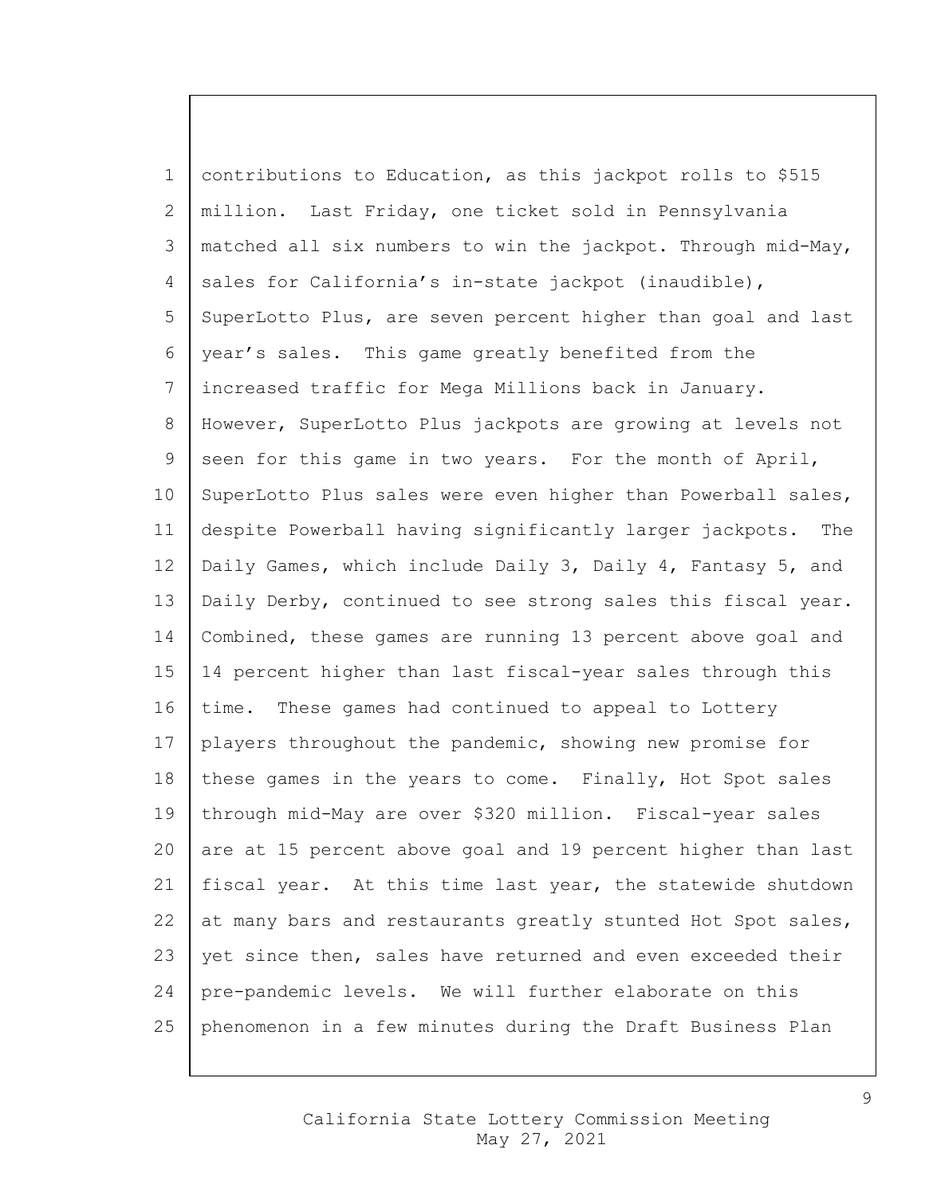contributions to Education, as this jackpot rolls to $515 million. Last Friday, one ticket sold in Pennsylvania matched all six numbers to win the jackpot. Through mid-May, sales for California's in-state jackpot (inaudible), SuperLotto Plus, are seven percent higher than goal and last year's sales. This game greatly benefited from the increased traffic for Mega Millions back in January. However, SuperLotto Plus jackpots are growing at levels not seen for this game in two years. For the month of April, SuperLotto Plus sales were even higher than Powerball sales, despite Powerball having significantly larger jackpots. The Daily Games, which include Daily 3, Daily 4, Fantasy 5, and Daily Derby, continued to see strong sales this fiscal year. Combined, these games are running 13 percent above goal and 14 percent higher than last fiscal-year sales through this time. These games had continued to appeal to Lottery players throughout the pandemic, showing new promise for these games in the years to come. Finally, Hot Spot sales through mid-May are over $320 million. Fiscal-year sales are at 15 percent above goal and 19 percent higher than last fiscal year. At this time last year, the statewide shutdown at many bars and restaurants greatly stunted Hot Spot sales, yet since then, sales have returned and even exceeded their pre-pandemic levels. We will further elaborate on this phenomenon in a few minutes during the Draft Business Plan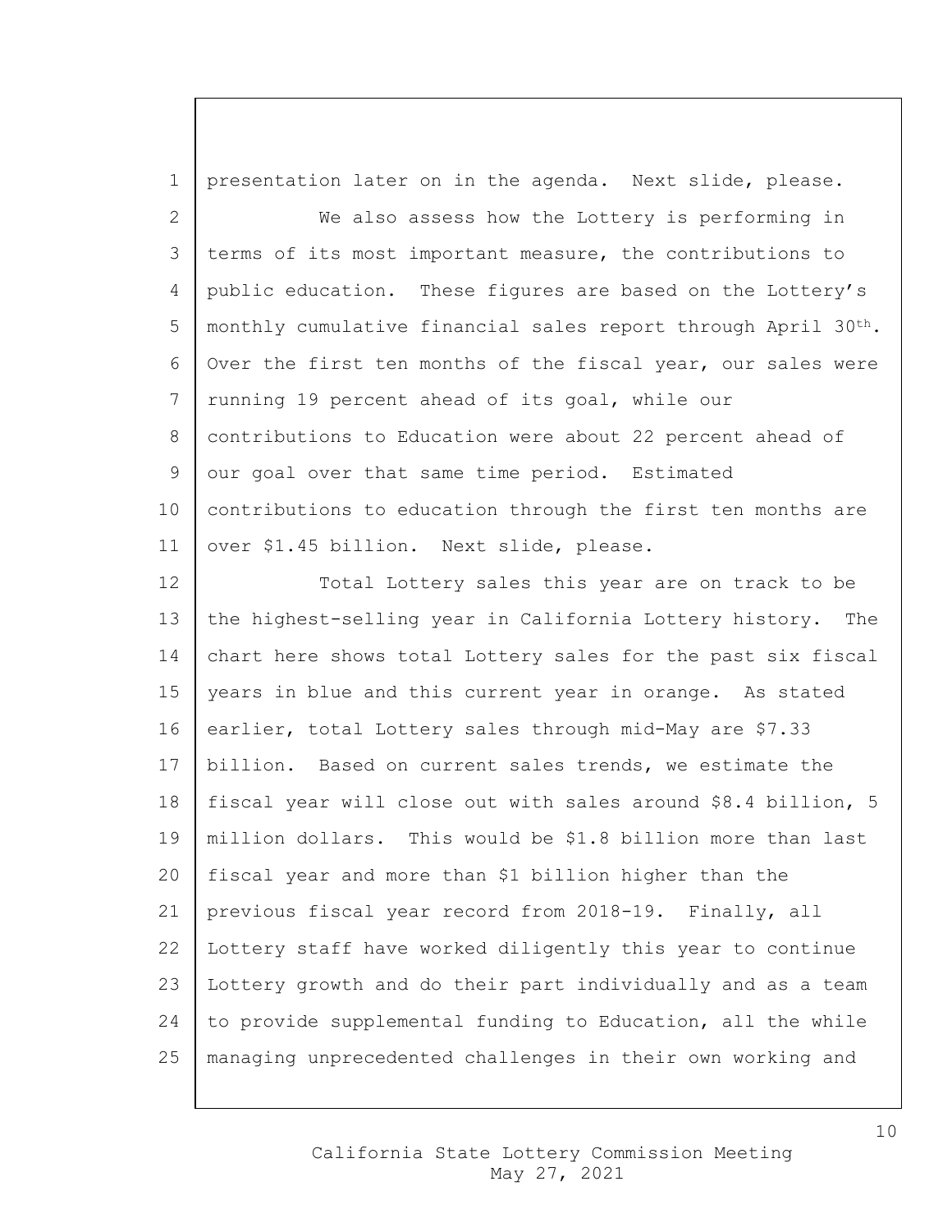presentation later on in the agenda. Next slide, please.

We also assess how the Lottery is performing in terms of its most important measure, the contributions to public education. These figures are based on the Lottery's monthly cumulative financial sales report through April 30th. Over the first ten months of the fiscal year, our sales were running 19 percent ahead of its goal, while our contributions to Education were about 22 percent ahead of our goal over that same time period. Estimated contributions to education through the first ten months are over $1.45 billion. Next slide, please.

Total Lottery sales this year are on track to be the highest-selling year in California Lottery history. The chart here shows total Lottery sales for the past six fiscal years in blue and this current year in orange. As stated earlier, total Lottery sales through mid-May are $7.33 billion. Based on current sales trends, we estimate the fiscal year will close out with sales around $8.4 billion, 5 million dollars. This would be $1.8 billion more than last fiscal year and more than $1 billion higher than the previous fiscal year record from 2018-19. Finally, all Lottery staff have worked diligently this year to continue Lottery growth and do their part individually and as a team to provide supplemental funding to Education, all the while managing unprecedented challenges in their own working and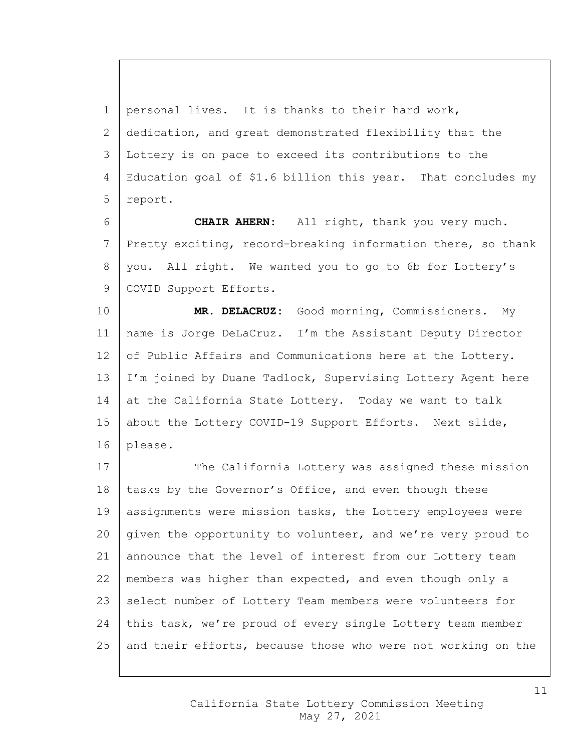personal lives. It is thanks to their hard work, dedication, and great demonstrated flexibility that the Lottery is on pace to exceed its contributions to the Education goal of $1.6 billion this year. That concludes my report.

**CHAIR AHERN:** All right, thank you very much. Pretty exciting, record-breaking information there, so thank you. All right. We wanted you to go to 6b for Lottery's COVID Support Efforts.

**MR. DELACRUZ:** Good morning, Commissioners. My name is Jorge DeLaCruz. I'm the Assistant Deputy Director of Public Affairs and Communications here at the Lottery. I'm joined by Duane Tadlock, Supervising Lottery Agent here at the California State Lottery. Today we want to talk about the Lottery COVID-19 Support Efforts. Next slide, please.

The California Lottery was assigned these mission tasks by the Governor's Office, and even though these assignments were mission tasks, the Lottery employees were given the opportunity to volunteer, and we're very proud to announce that the level of interest from our Lottery team members was higher than expected, and even though only a select number of Lottery Team members were volunteers for this task, we're proud of every single Lottery team member and their efforts, because those who were not working on the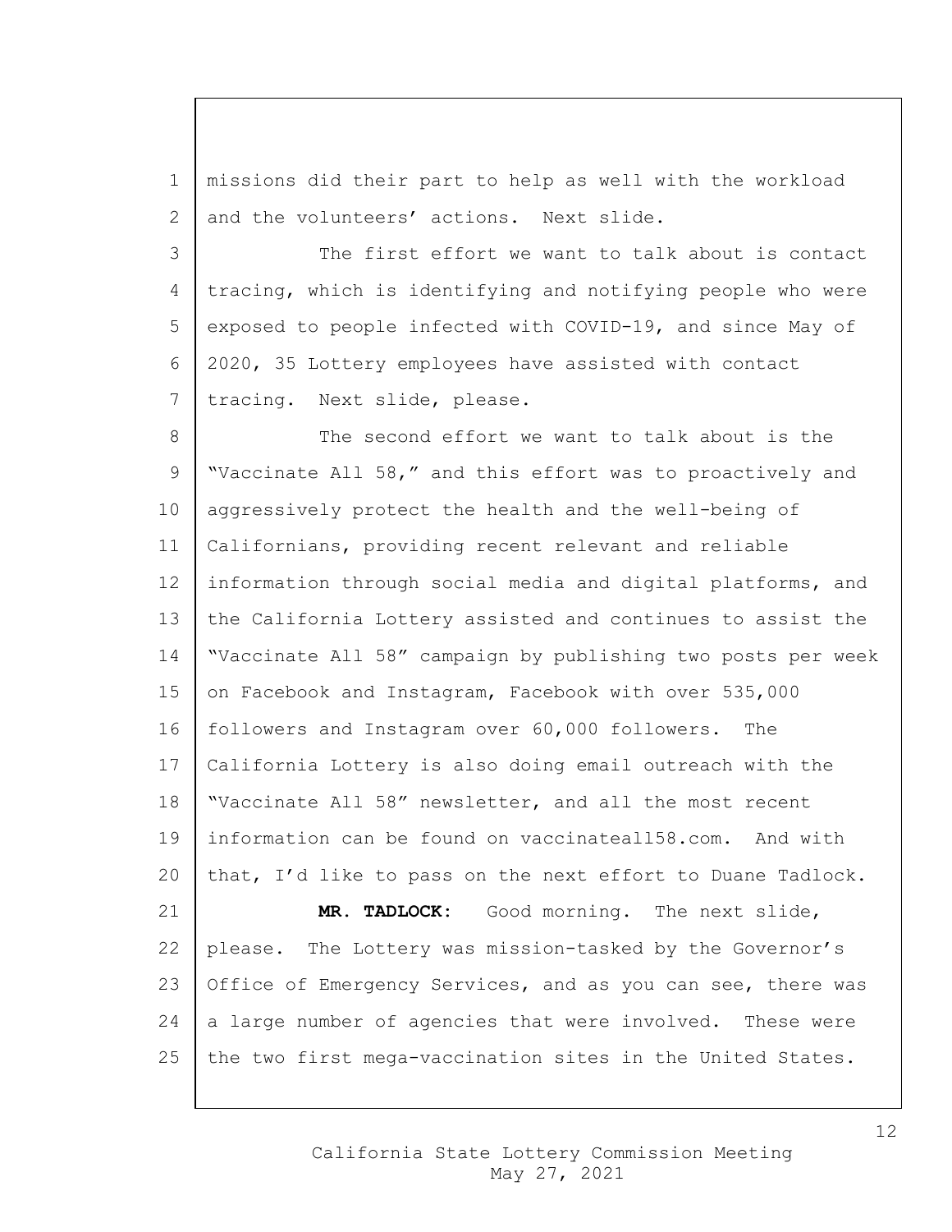missions did their part to help as well with the workload and the volunteers' actions. Next slide.

The first effort we want to talk about is contact tracing, which is identifying and notifying people who were exposed to people infected with COVID-19, and since May of 2020, 35 Lottery employees have assisted with contact tracing. Next slide, please.

The second effort we want to talk about is the "Vaccinate All 58," and this effort was to proactively and aggressively protect the health and the well-being of Californians, providing recent relevant and reliable information through social media and digital platforms, and the California Lottery assisted and continues to assist the "Vaccinate All 58" campaign by publishing two posts per week on Facebook and Instagram, Facebook with over 535,000 followers and Instagram over 60,000 followers. The California Lottery is also doing email outreach with the "Vaccinate All 58" newsletter, and all the most recent information can be found on vaccinateall58.com. And with that, I'd like to pass on the next effort to Duane Tadlock.

**MR. TADLOCK:** Good morning. The next slide, please. The Lottery was mission-tasked by the Governor's Office of Emergency Services, and as you can see, there was a large number of agencies that were involved. These were the two first mega-vaccination sites in the United States.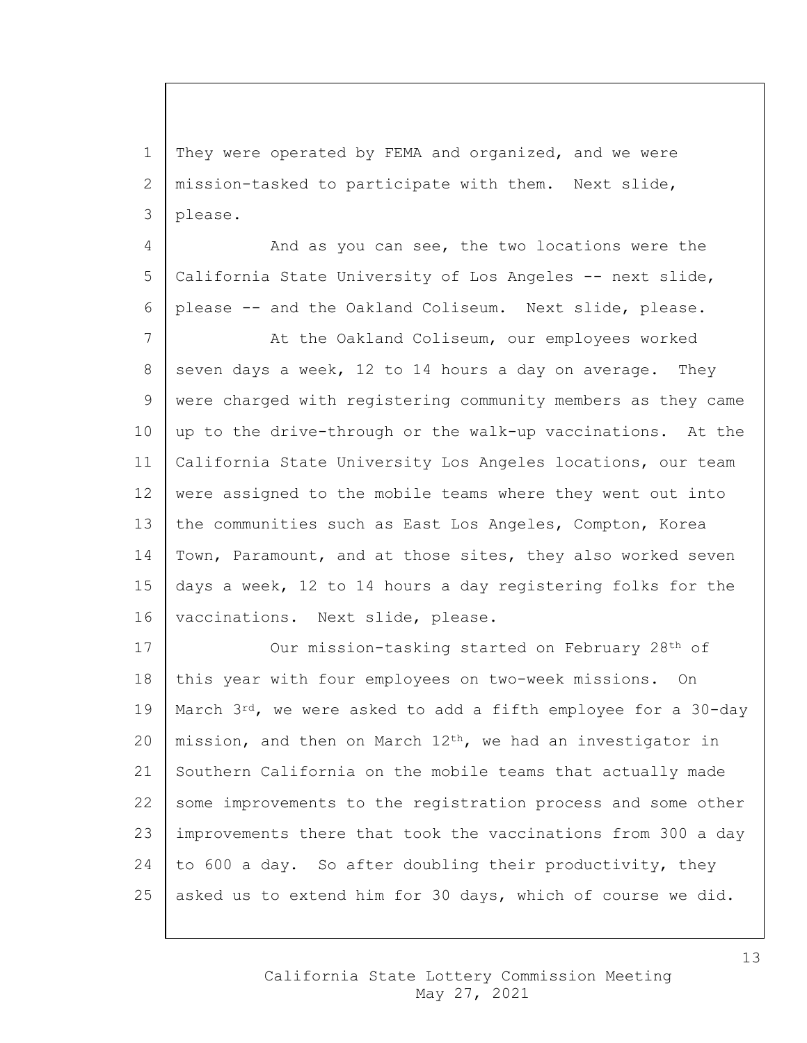They were operated by FEMA and organized, and we were mission-tasked to participate with them. Next slide, please.

And as you can see, the two locations were the California State University of Los Angeles -- next slide, please -- and the Oakland Coliseum. Next slide, please.

At the Oakland Coliseum, our employees worked seven days a week, 12 to 14 hours a day on average. They were charged with registering community members as they came up to the drive-through or the walk-up vaccinations. At the California State University Los Angeles locations, our team were assigned to the mobile teams where they went out into the communities such as East Los Angeles, Compton, Korea Town, Paramount, and at those sites, they also worked seven days a week, 12 to 14 hours a day registering folks for the vaccinations. Next slide, please.

Our mission-tasking started on February 28th of this year with four employees on two-week missions. On March 3rd, we were asked to add a fifth employee for a 30-day mission, and then on March 12th, we had an investigator in Southern California on the mobile teams that actually made some improvements to the registration process and some other improvements there that took the vaccinations from 300 a day to 600 a day. So after doubling their productivity, they asked us to extend him for 30 days, which of course we did.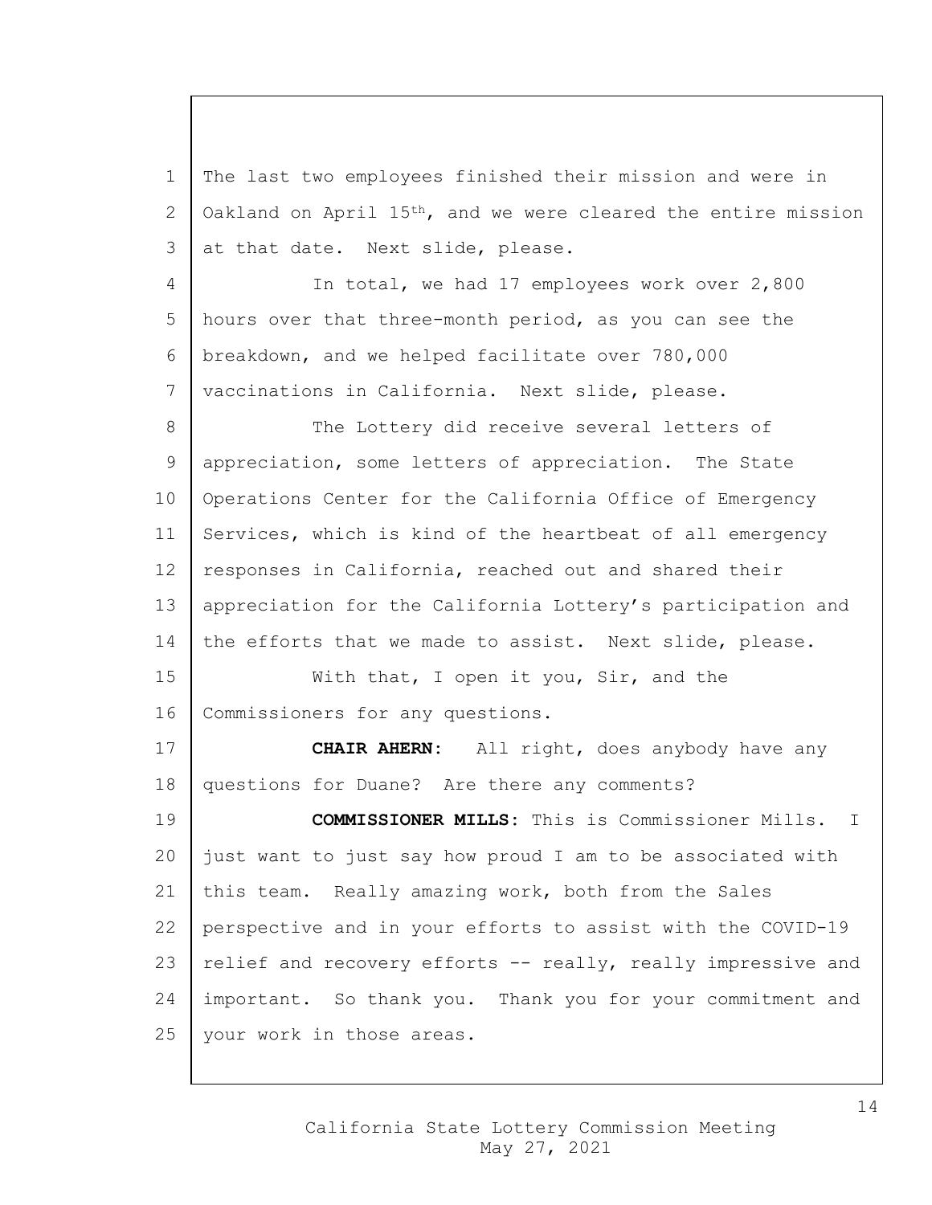The last two employees finished their mission and were in Oakland on April 15th, and we were cleared the entire mission at that date. Next slide, please.

In total, we had 17 employees work over 2,800 hours over that three-month period, as you can see the breakdown, and we helped facilitate over 780,000 vaccinations in California. Next slide, please.

The Lottery did receive several letters of appreciation, some letters of appreciation. The State Operations Center for the California Office of Emergency Services, which is kind of the heartbeat of all emergency responses in California, reached out and shared their appreciation for the California Lottery's participation and the efforts that we made to assist. Next slide, please.

With that, I open it you, Sir, and the Commissioners for any questions.

**CHAIR AHERN:** All right, does anybody have any questions for Duane? Are there any comments?

**COMMISSIONER MILLS:** This is Commissioner Mills. I just want to just say how proud I am to be associated with this team. Really amazing work, both from the Sales perspective and in your efforts to assist with the COVID-19 relief and recovery efforts -- really, really impressive and important. So thank you. Thank you for your commitment and your work in those areas.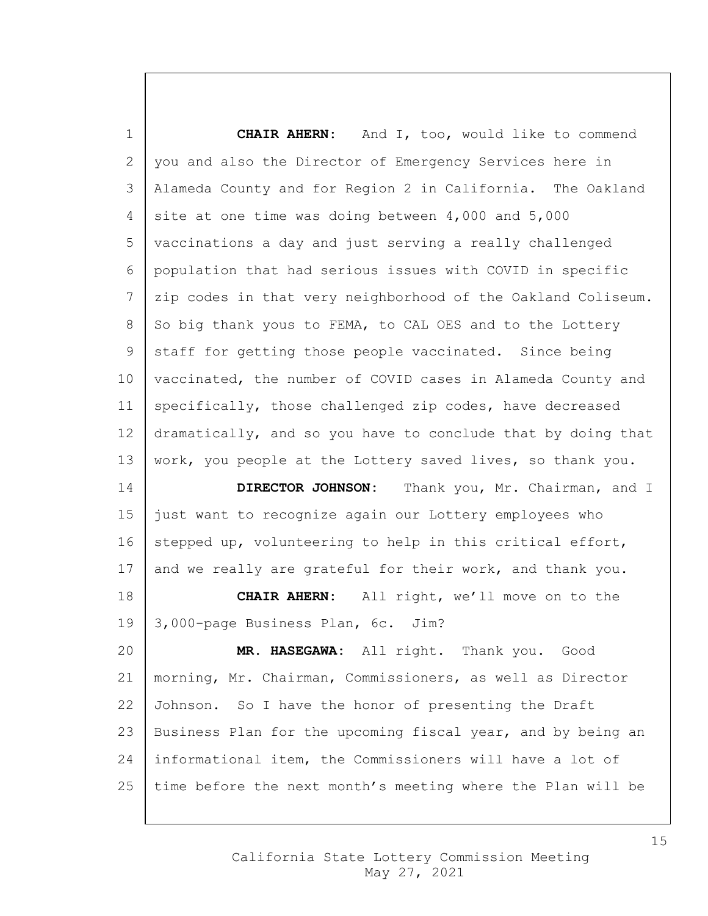**CHAIR AHERN:** And I, too, would like to commend you and also the Director of Emergency Services here in Alameda County and for Region 2 in California. The Oakland site at one time was doing between 4,000 and 5,000 vaccinations a day and just serving a really challenged population that had serious issues with COVID in specific zip codes in that very neighborhood of the Oakland Coliseum. So big thank yous to FEMA, to CAL OES and to the Lottery staff for getting those people vaccinated. Since being vaccinated, the number of COVID cases in Alameda County and specifically, those challenged zip codes, have decreased dramatically, and so you have to conclude that by doing that work, you people at the Lottery saved lives, so thank you.

**DIRECTOR JOHNSON:** Thank you, Mr. Chairman, and I just want to recognize again our Lottery employees who stepped up, volunteering to help in this critical effort, and we really are grateful for their work, and thank you.

**CHAIR AHERN:** All right, we'll move on to the 3,000-page Business Plan, 6c. Jim?

**MR. HASEGAWA:** All right. Thank you. Good morning, Mr. Chairman, Commissioners, as well as Director Johnson. So I have the honor of presenting the Draft Business Plan for the upcoming fiscal year, and by being an informational item, the Commissioners will have a lot of time before the next month's meeting where the Plan will be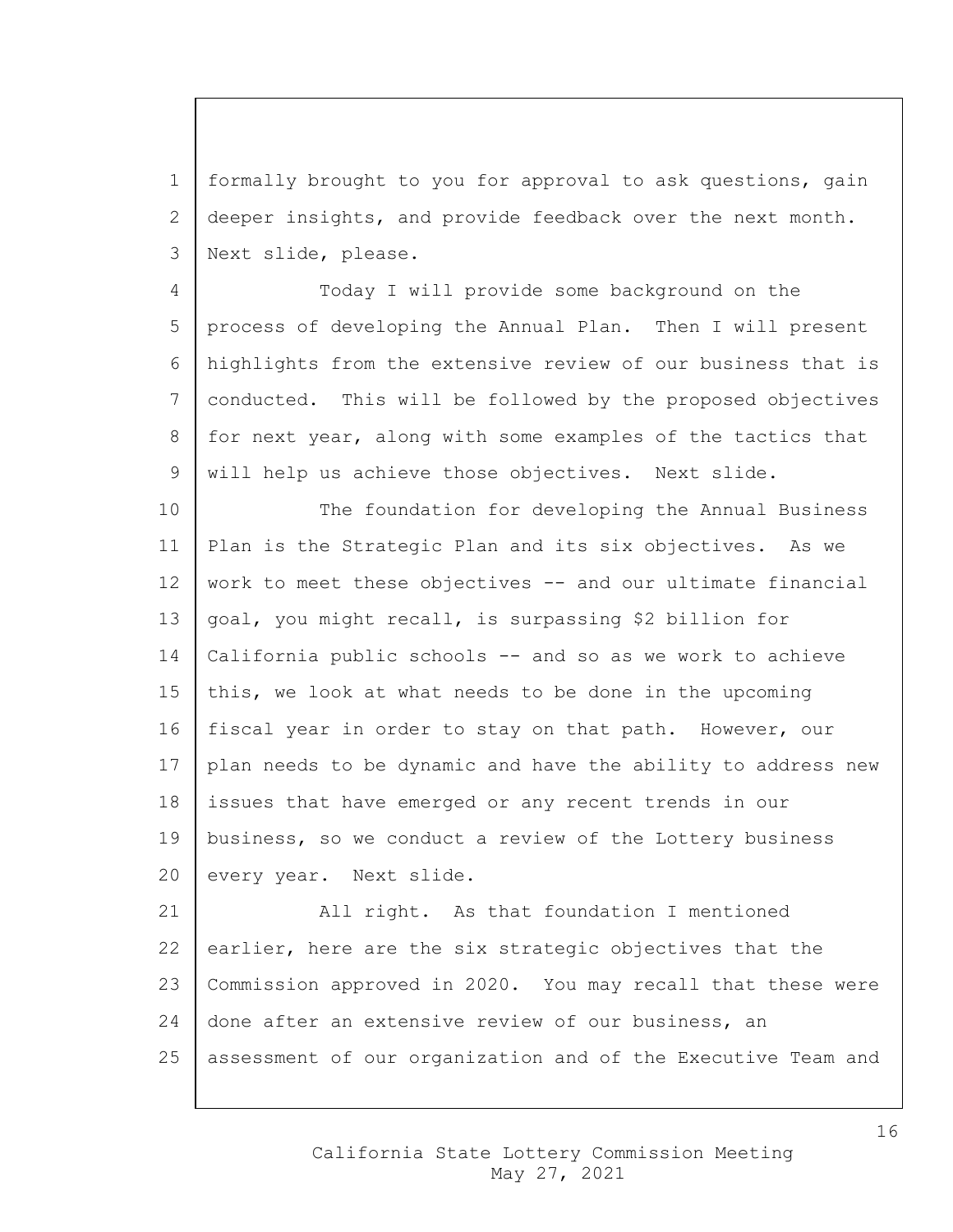formally brought to you for approval to ask questions, gain deeper insights, and provide feedback over the next month. Next slide, please.

Today I will provide some background on the process of developing the Annual Plan. Then I will present highlights from the extensive review of our business that is conducted. This will be followed by the proposed objectives for next year, along with some examples of the tactics that will help us achieve those objectives. Next slide.

The foundation for developing the Annual Business Plan is the Strategic Plan and its six objectives. As we work to meet these objectives -- and our ultimate financial goal, you might recall, is surpassing $2 billion for California public schools -- and so as we work to achieve this, we look at what needs to be done in the upcoming fiscal year in order to stay on that path. However, our plan needs to be dynamic and have the ability to address new issues that have emerged or any recent trends in our business, so we conduct a review of the Lottery business every year. Next slide.

All right. As that foundation I mentioned earlier, here are the six strategic objectives that the Commission approved in 2020. You may recall that these were done after an extensive review of our business, an assessment of our organization and of the Executive Team and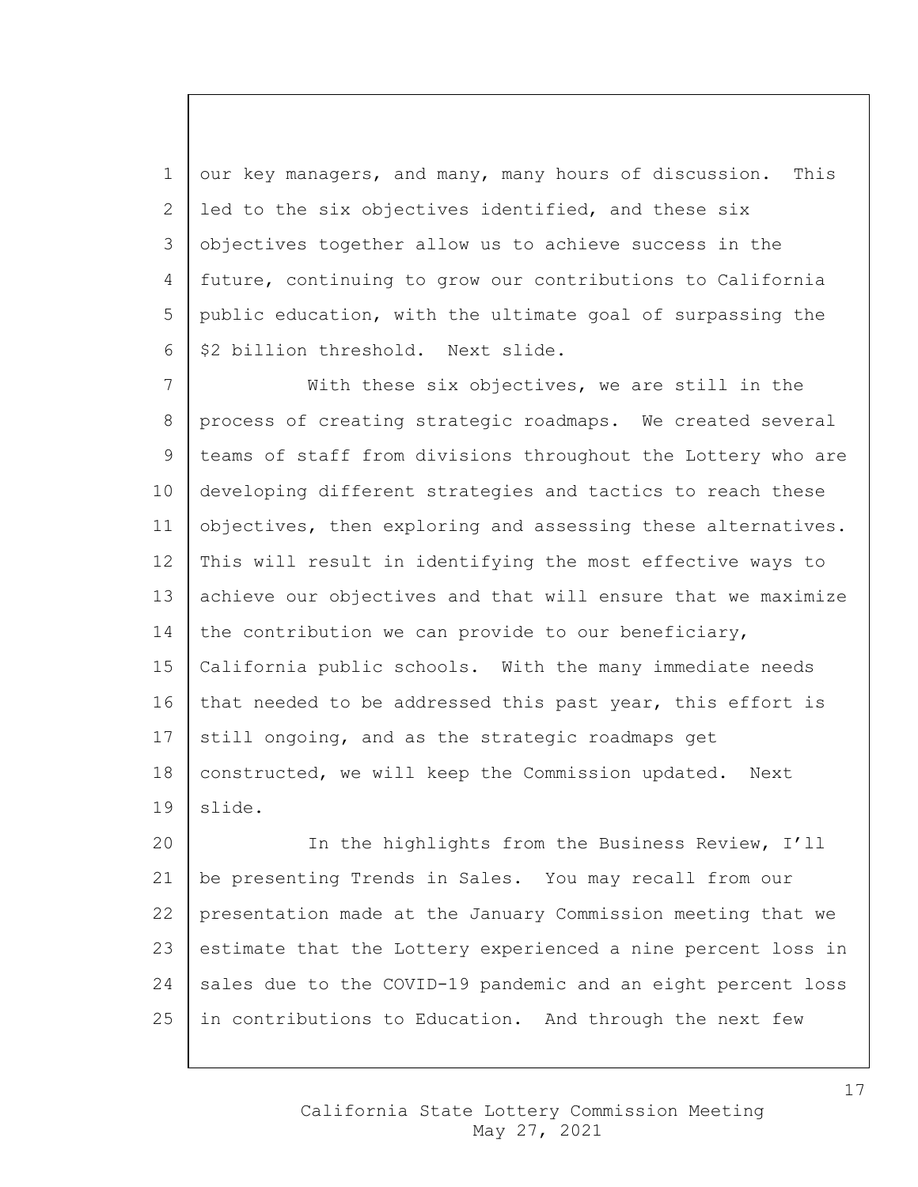our key managers, and many, many hours of discussion. This led to the six objectives identified, and these six objectives together allow us to achieve success in the future, continuing to grow our contributions to California public education, with the ultimate goal of surpassing the $2 billion threshold. Next slide.

With these six objectives, we are still in the process of creating strategic roadmaps. We created several teams of staff from divisions throughout the Lottery who are developing different strategies and tactics to reach these objectives, then exploring and assessing these alternatives. This will result in identifying the most effective ways to achieve our objectives and that will ensure that we maximize the contribution we can provide to our beneficiary, California public schools. With the many immediate needs that needed to be addressed this past year, this effort is still ongoing, and as the strategic roadmaps get constructed, we will keep the Commission updated. Next slide.

In the highlights from the Business Review, I'll be presenting Trends in Sales. You may recall from our presentation made at the January Commission meeting that we estimate that the Lottery experienced a nine percent loss in sales due to the COVID-19 pandemic and an eight percent loss in contributions to Education. And through the next few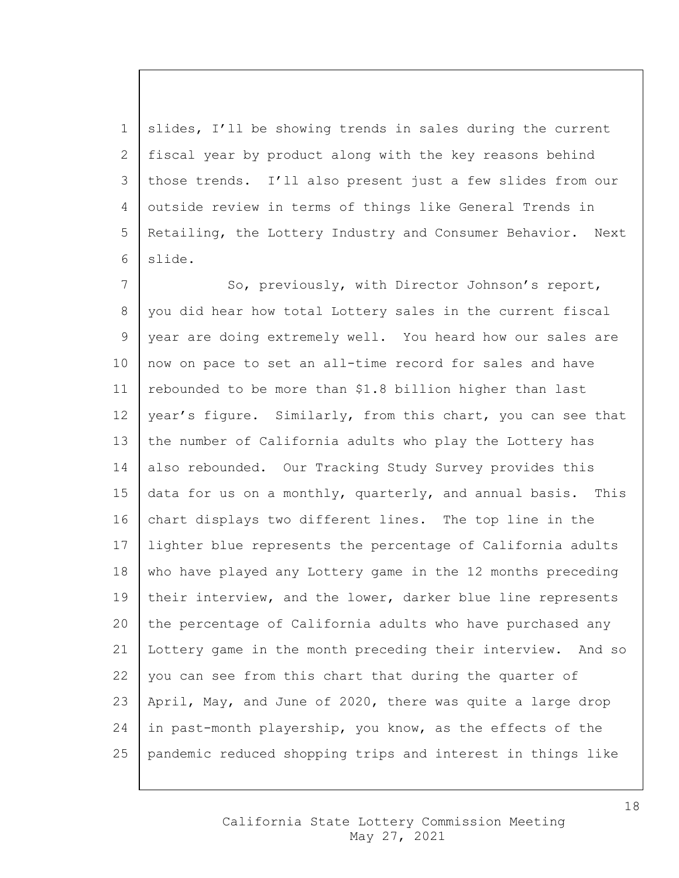slides, I'll be showing trends in sales during the current fiscal year by product along with the key reasons behind those trends. I'll also present just a few slides from our outside review in terms of things like General Trends in Retailing, the Lottery Industry and Consumer Behavior. Next slide.

So, previously, with Director Johnson's report, you did hear how total Lottery sales in the current fiscal year are doing extremely well. You heard how our sales are now on pace to set an all-time record for sales and have rebounded to be more than $1.8 billion higher than last year's figure. Similarly, from this chart, you can see that the number of California adults who play the Lottery has also rebounded. Our Tracking Study Survey provides this data for us on a monthly, quarterly, and annual basis. This chart displays two different lines. The top line in the lighter blue represents the percentage of California adults who have played any Lottery game in the 12 months preceding their interview, and the lower, darker blue line represents the percentage of California adults who have purchased any Lottery game in the month preceding their interview. And so you can see from this chart that during the quarter of April, May, and June of 2020, there was quite a large drop in past-month playership, you know, as the effects of the pandemic reduced shopping trips and interest in things like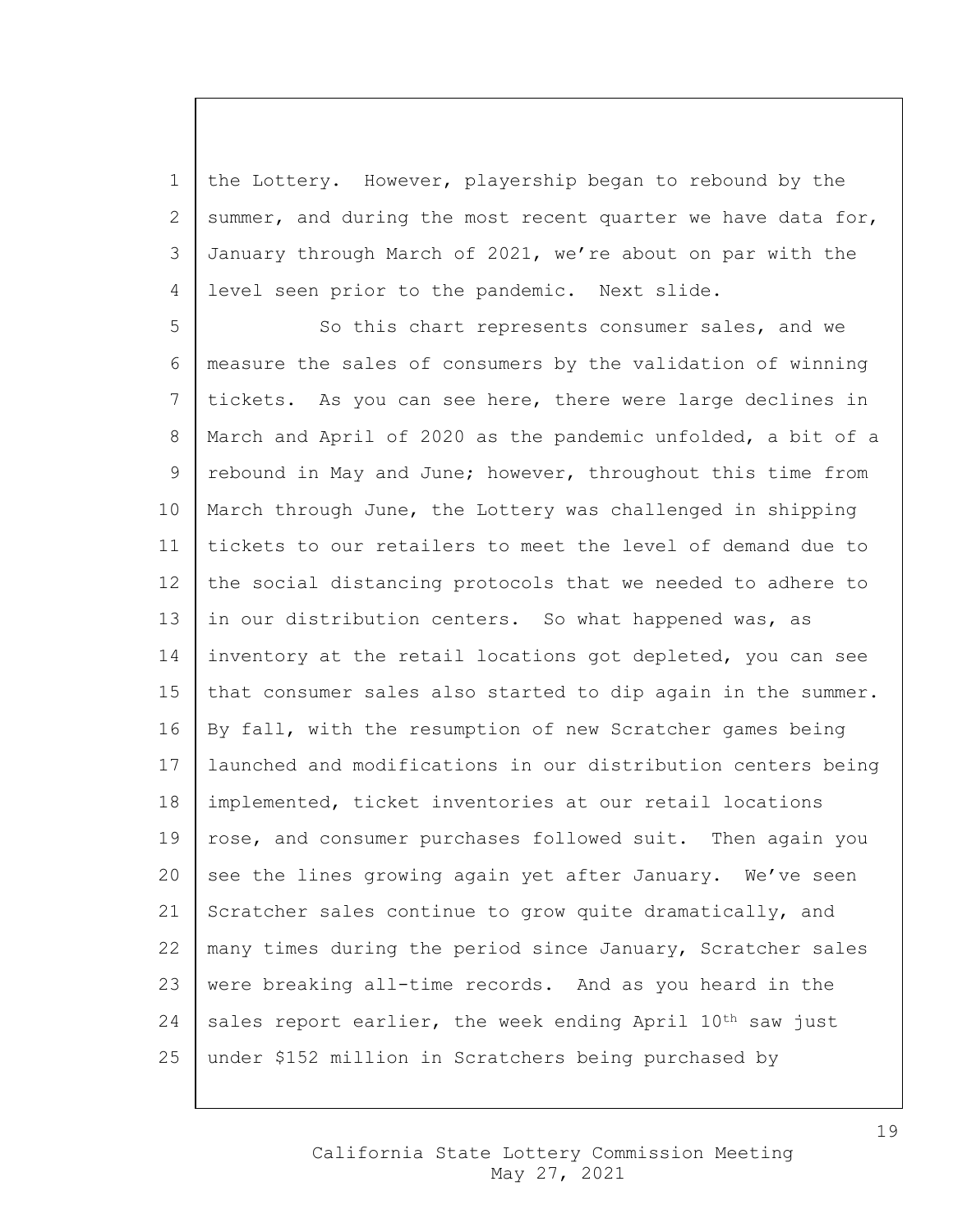the Lottery. However, playership began to rebound by the summer, and during the most recent quarter we have data for, January through March of 2021, we're about on par with the level seen prior to the pandemic. Next slide.

So this chart represents consumer sales, and we measure the sales of consumers by the validation of winning tickets. As you can see here, there were large declines in March and April of 2020 as the pandemic unfolded, a bit of a rebound in May and June; however, throughout this time from March through June, the Lottery was challenged in shipping tickets to our retailers to meet the level of demand due to the social distancing protocols that we needed to adhere to in our distribution centers. So what happened was, as inventory at the retail locations got depleted, you can see that consumer sales also started to dip again in the summer. By fall, with the resumption of new Scratcher games being launched and modifications in our distribution centers being implemented, ticket inventories at our retail locations rose, and consumer purchases followed suit. Then again you see the lines growing again yet after January. We've seen Scratcher sales continue to grow quite dramatically, and many times during the period since January, Scratcher sales were breaking all-time records. And as you heard in the sales report earlier, the week ending April 10th saw just under $152 million in Scratchers being purchased by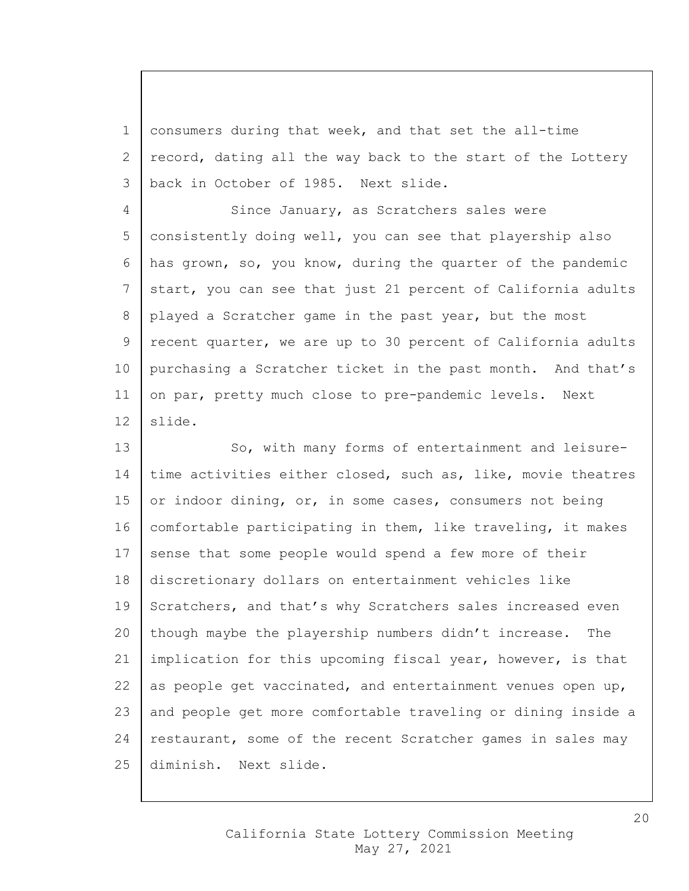consumers during that week, and that set the all-time record, dating all the way back to the start of the Lottery back in October of 1985. Next slide.

Since January, as Scratchers sales were consistently doing well, you can see that playership also has grown, so, you know, during the quarter of the pandemic start, you can see that just 21 percent of California adults played a Scratcher game in the past year, but the most recent quarter, we are up to 30 percent of California adults purchasing a Scratcher ticket in the past month. And that's on par, pretty much close to pre-pandemic levels. Next slide.

So, with many forms of entertainment and leisure-time activities either closed, such as, like, movie theatres or indoor dining, or, in some cases, consumers not being comfortable participating in them, like traveling, it makes sense that some people would spend a few more of their discretionary dollars on entertainment vehicles like Scratchers, and that's why Scratchers sales increased even though maybe the playership numbers didn't increase. The implication for this upcoming fiscal year, however, is that as people get vaccinated, and entertainment venues open up, and people get more comfortable traveling or dining inside a restaurant, some of the recent Scratcher games in sales may diminish. Next slide.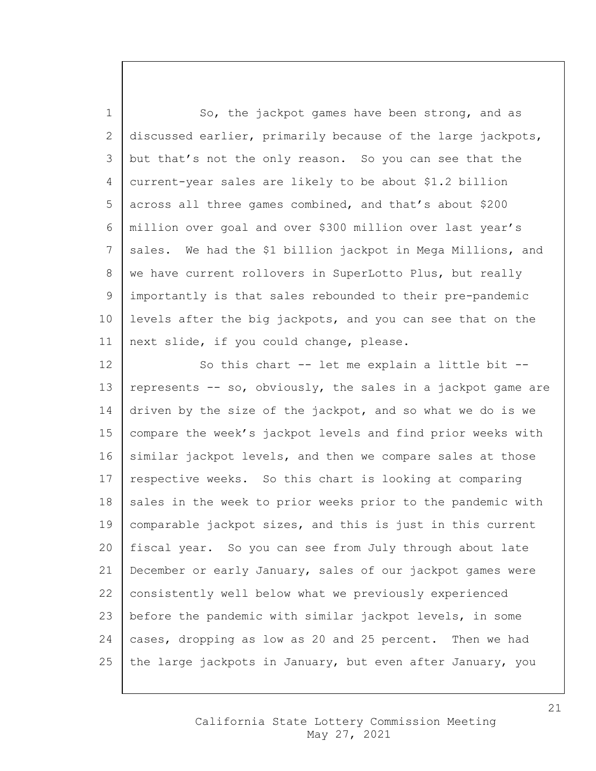So, the jackpot games have been strong, and as discussed earlier, primarily because of the large jackpots, but that's not the only reason. So you can see that the current-year sales are likely to be about $1.2 billion across all three games combined, and that's about $200 million over goal and over $300 million over last year's sales. We had the $1 billion jackpot in Mega Millions, and we have current rollovers in SuperLotto Plus, but really importantly is that sales rebounded to their pre-pandemic levels after the big jackpots, and you can see that on the next slide, if you could change, please.

So this chart -- let me explain a little bit -- represents -- so, obviously, the sales in a jackpot game are driven by the size of the jackpot, and so what we do is we compare the week's jackpot levels and find prior weeks with similar jackpot levels, and then we compare sales at those respective weeks. So this chart is looking at comparing sales in the week to prior weeks prior to the pandemic with comparable jackpot sizes, and this is just in this current fiscal year. So you can see from July through about late December or early January, sales of our jackpot games were consistently well below what we previously experienced before the pandemic with similar jackpot levels, in some cases, dropping as low as 20 and 25 percent. Then we had the large jackpots in January, but even after January, you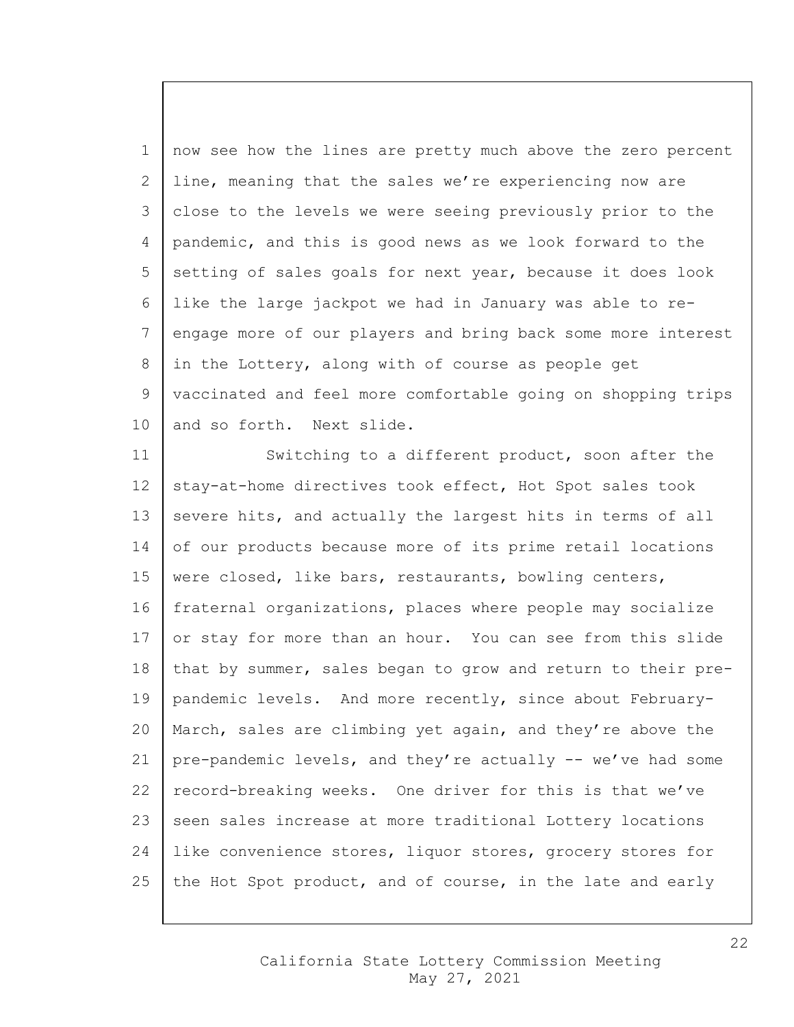now see how the lines are pretty much above the zero percent line, meaning that the sales we're experiencing now are close to the levels we were seeing previously prior to the pandemic, and this is good news as we look forward to the setting of sales goals for next year, because it does look like the large jackpot we had in January was able to re-engage more of our players and bring back some more interest in the Lottery, along with of course as people get vaccinated and feel more comfortable going on shopping trips and so forth. Next slide.

Switching to a different product, soon after the stay-at-home directives took effect, Hot Spot sales took severe hits, and actually the largest hits in terms of all of our products because more of its prime retail locations were closed, like bars, restaurants, bowling centers, fraternal organizations, places where people may socialize or stay for more than an hour. You can see from this slide that by summer, sales began to grow and return to their pre-pandemic levels. And more recently, since about February-March, sales are climbing yet again, and they're above the pre-pandemic levels, and they're actually -- we've had some record-breaking weeks. One driver for this is that we've seen sales increase at more traditional Lottery locations like convenience stores, liquor stores, grocery stores for the Hot Spot product, and of course, in the late and early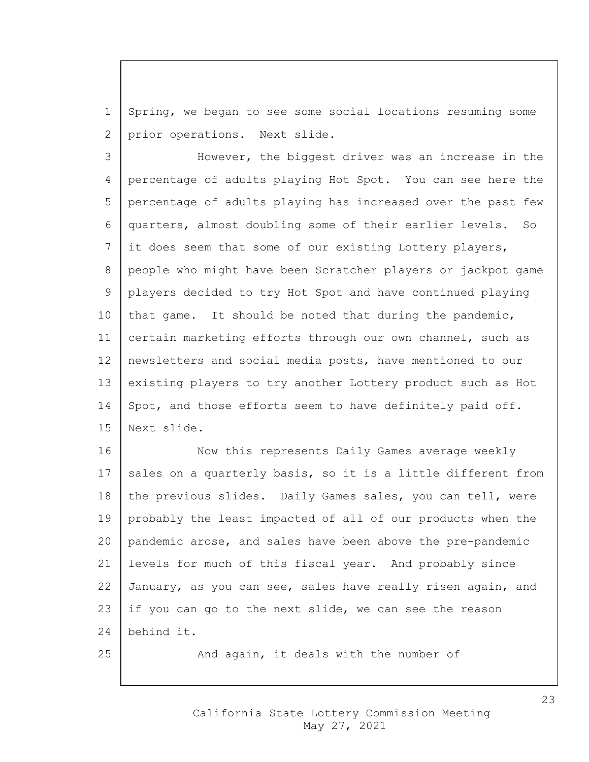Spring, we began to see some social locations resuming some prior operations. Next slide.

However, the biggest driver was an increase in the percentage of adults playing Hot Spot. You can see here the percentage of adults playing has increased over the past few quarters, almost doubling some of their earlier levels. So it does seem that some of our existing Lottery players, people who might have been Scratcher players or jackpot game players decided to try Hot Spot and have continued playing that game. It should be noted that during the pandemic, certain marketing efforts through our own channel, such as newsletters and social media posts, have mentioned to our existing players to try another Lottery product such as Hot Spot, and those efforts seem to have definitely paid off. Next slide.

Now this represents Daily Games average weekly sales on a quarterly basis, so it is a little different from the previous slides. Daily Games sales, you can tell, were probably the least impacted of all of our products when the pandemic arose, and sales have been above the pre-pandemic levels for much of this fiscal year. And probably since January, as you can see, sales have really risen again, and if you can go to the next slide, we can see the reason behind it.

And again, it deals with the number of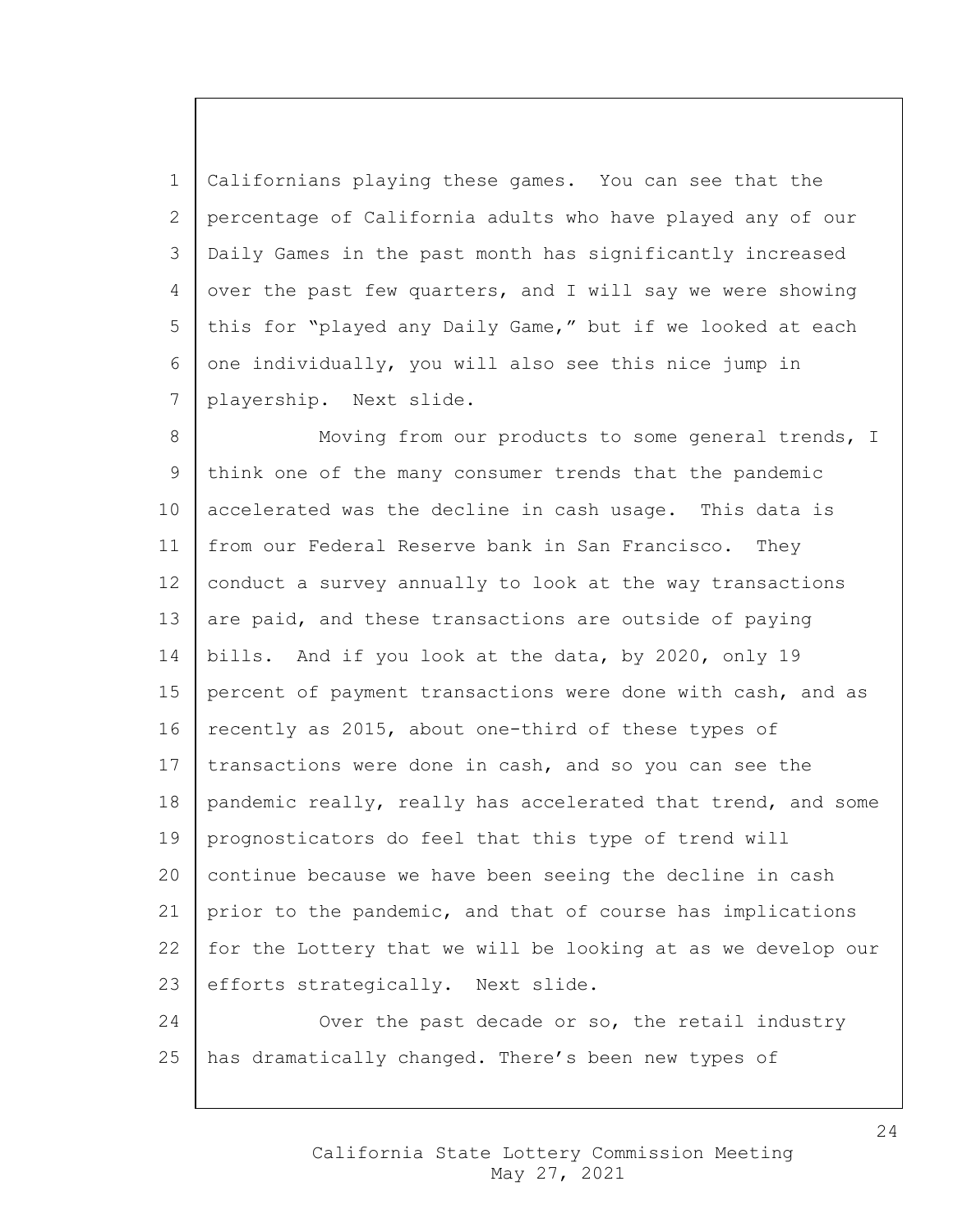Californians playing these games. You can see that the percentage of California adults who have played any of our Daily Games in the past month has significantly increased over the past few quarters, and I will say we were showing this for "played any Daily Game," but if we looked at each one individually, you will also see this nice jump in playership. Next slide.

Moving from our products to some general trends, I think one of the many consumer trends that the pandemic accelerated was the decline in cash usage. This data is from our Federal Reserve bank in San Francisco. They conduct a survey annually to look at the way transactions are paid, and these transactions are outside of paying bills. And if you look at the data, by 2020, only 19 percent of payment transactions were done with cash, and as recently as 2015, about one-third of these types of transactions were done in cash, and so you can see the pandemic really, really has accelerated that trend, and some prognosticators do feel that this type of trend will continue because we have been seeing the decline in cash prior to the pandemic, and that of course has implications for the Lottery that we will be looking at as we develop our efforts strategically. Next slide.

Over the past decade or so, the retail industry has dramatically changed. There's been new types of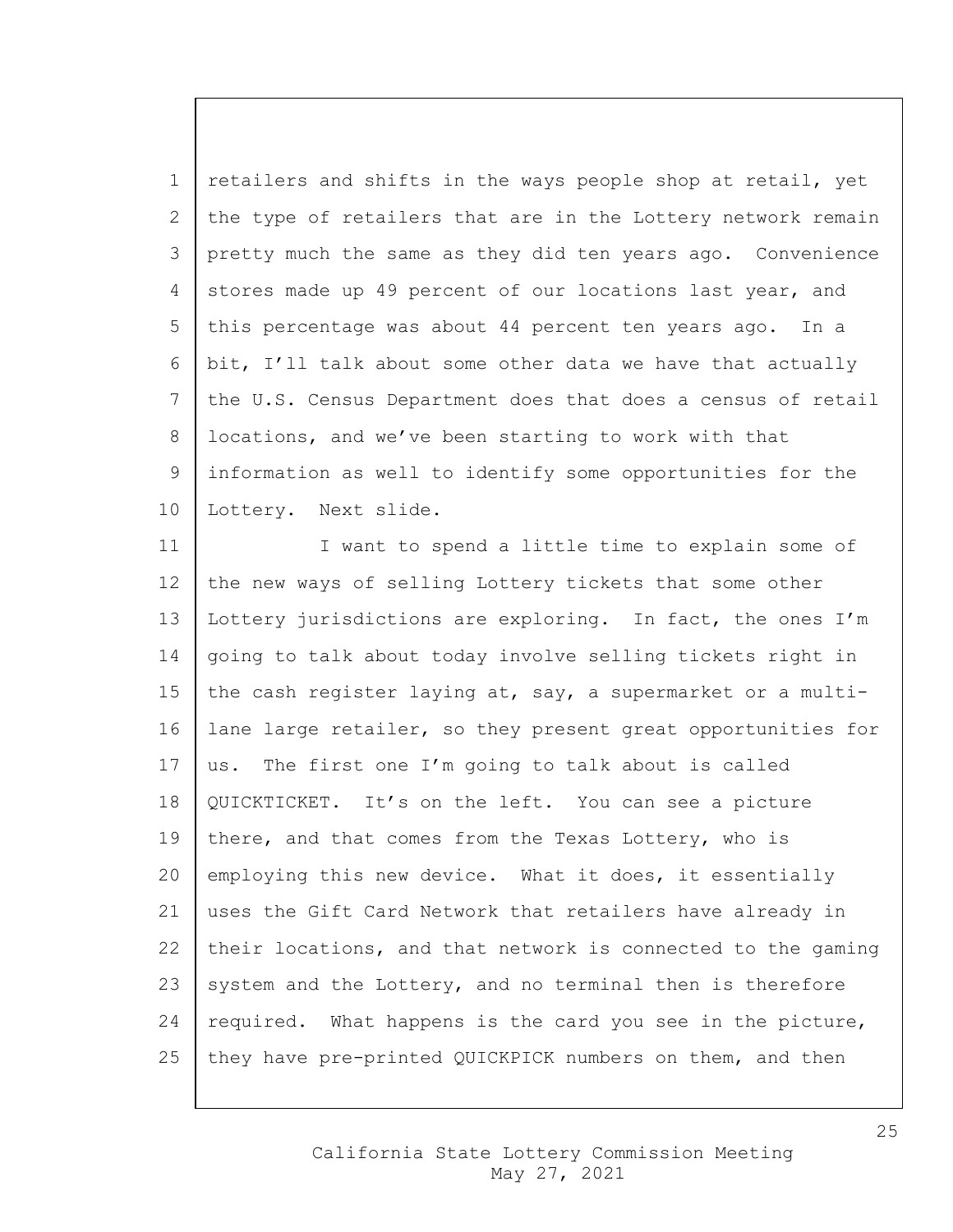retailers and shifts in the ways people shop at retail, yet the type of retailers that are in the Lottery network remain pretty much the same as they did ten years ago. Convenience stores made up 49 percent of our locations last year, and this percentage was about 44 percent ten years ago. In a bit, I'll talk about some other data we have that actually the U.S. Census Department does that does a census of retail locations, and we've been starting to work with that information as well to identify some opportunities for the Lottery. Next slide.

I want to spend a little time to explain some of the new ways of selling Lottery tickets that some other Lottery jurisdictions are exploring. In fact, the ones I'm going to talk about today involve selling tickets right in the cash register laying at, say, a supermarket or a multi-lane large retailer, so they present great opportunities for us. The first one I'm going to talk about is called QUICKTICKET. It's on the left. You can see a picture there, and that comes from the Texas Lottery, who is employing this new device. What it does, it essentially uses the Gift Card Network that retailers have already in their locations, and that network is connected to the gaming system and the Lottery, and no terminal then is therefore required. What happens is the card you see in the picture, they have pre-printed QUICKPICK numbers on them, and then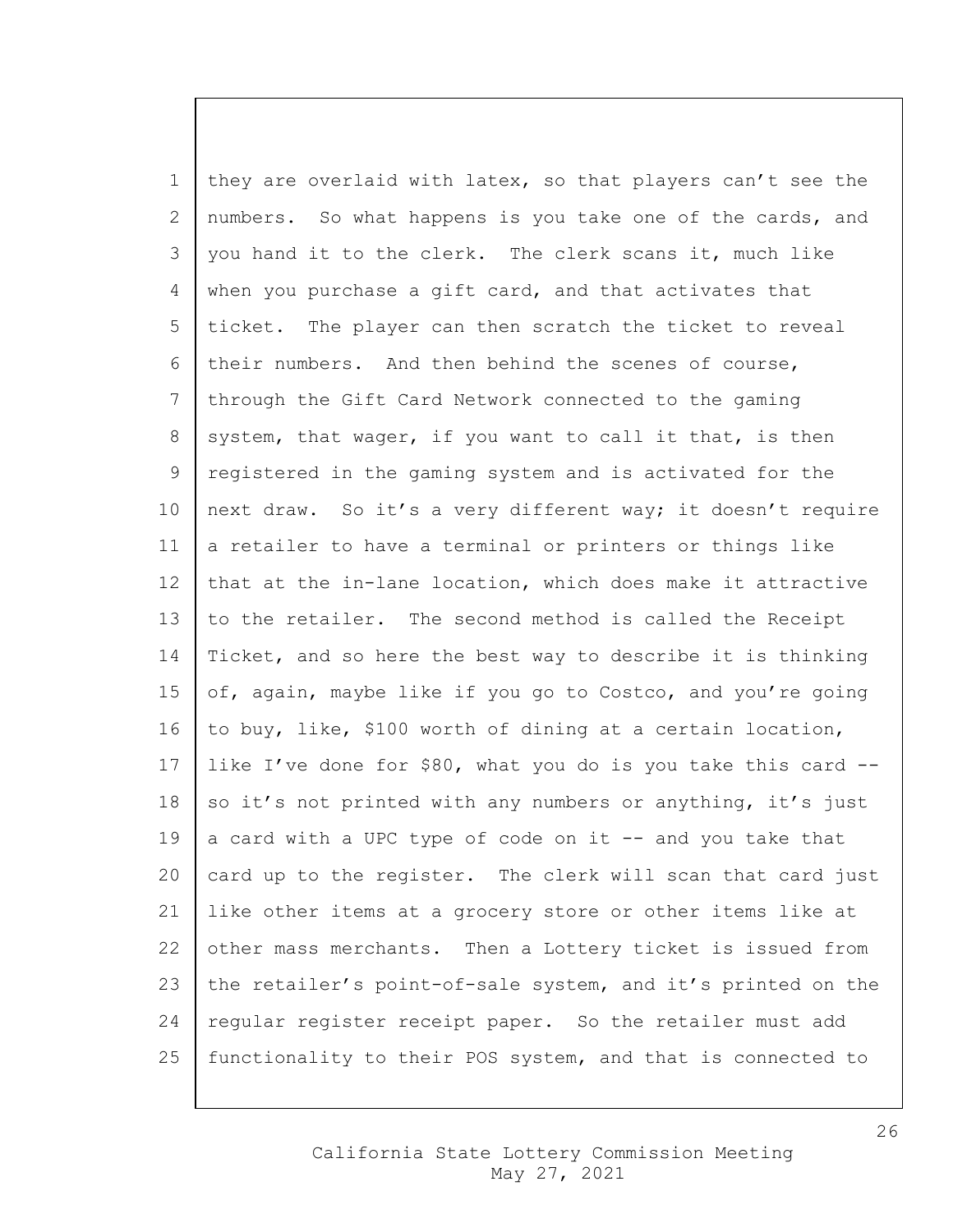they are overlaid with latex, so that players can't see the numbers. So what happens is you take one of the cards, and you hand it to the clerk. The clerk scans it, much like when you purchase a gift card, and that activates that ticket. The player can then scratch the ticket to reveal their numbers. And then behind the scenes of course, through the Gift Card Network connected to the gaming system, that wager, if you want to call it that, is then registered in the gaming system and is activated for the next draw. So it's a very different way; it doesn't require a retailer to have a terminal or printers or things like that at the in-lane location, which does make it attractive to the retailer. The second method is called the Receipt Ticket, and so here the best way to describe it is thinking of, again, maybe like if you go to Costco, and you're going to buy, like, $100 worth of dining at a certain location, like I've done for $80, what you do is you take this card -- so it's not printed with any numbers or anything, it's just a card with a UPC type of code on it -- and you take that card up to the register. The clerk will scan that card just like other items at a grocery store or other items like at other mass merchants. Then a Lottery ticket is issued from the retailer's point-of-sale system, and it's printed on the regular register receipt paper. So the retailer must add functionality to their POS system, and that is connected to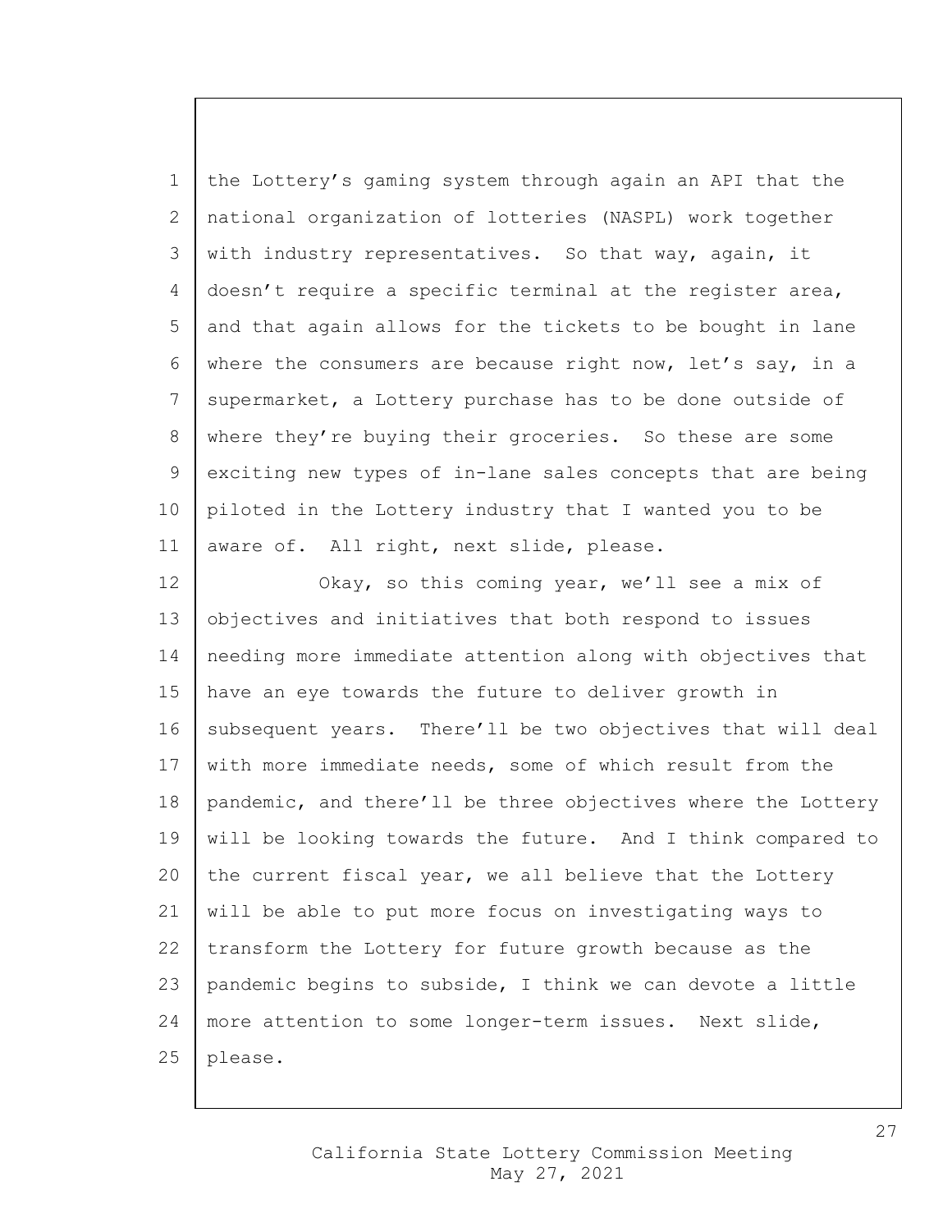the Lottery's gaming system through again an API that the national organization of lotteries (NASPL) work together with industry representatives. So that way, again, it doesn't require a specific terminal at the register area, and that again allows for the tickets to be bought in lane where the consumers are because right now, let's say, in a supermarket, a Lottery purchase has to be done outside of where they're buying their groceries. So these are some exciting new types of in-lane sales concepts that are being piloted in the Lottery industry that I wanted you to be aware of. All right, next slide, please.

Okay, so this coming year, we'll see a mix of objectives and initiatives that both respond to issues needing more immediate attention along with objectives that have an eye towards the future to deliver growth in subsequent years. There'll be two objectives that will deal with more immediate needs, some of which result from the pandemic, and there'll be three objectives where the Lottery will be looking towards the future. And I think compared to the current fiscal year, we all believe that the Lottery will be able to put more focus on investigating ways to transform the Lottery for future growth because as the pandemic begins to subside, I think we can devote a little more attention to some longer-term issues. Next slide, please.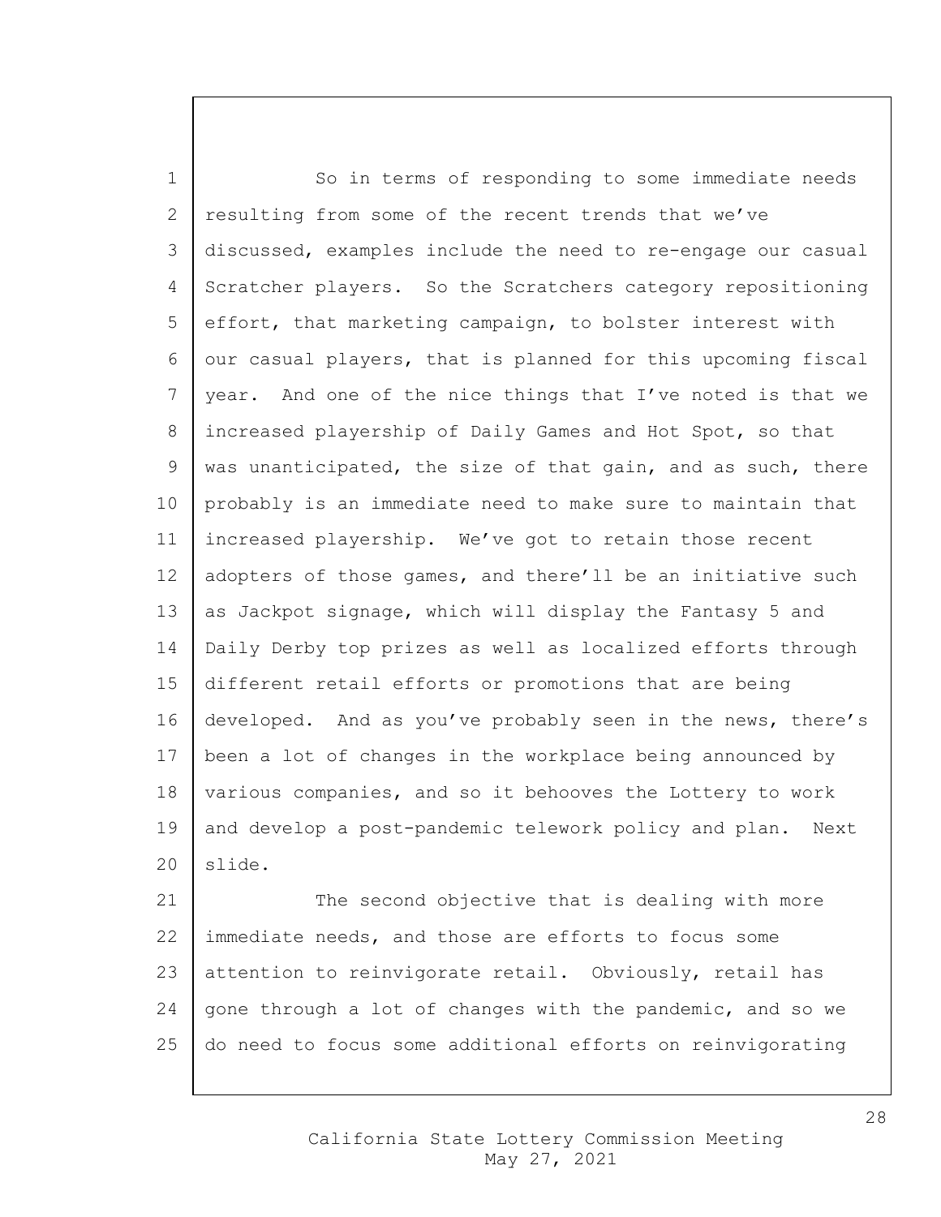So in terms of responding to some immediate needs resulting from some of the recent trends that we've discussed, examples include the need to re-engage our casual Scratcher players. So the Scratchers category repositioning effort, that marketing campaign, to bolster interest with our casual players, that is planned for this upcoming fiscal year. And one of the nice things that I've noted is that we increased playership of Daily Games and Hot Spot, so that was unanticipated, the size of that gain, and as such, there probably is an immediate need to make sure to maintain that increased playership. We've got to retain those recent adopters of those games, and there'll be an initiative such as Jackpot signage, which will display the Fantasy 5 and Daily Derby top prizes as well as localized efforts through different retail efforts or promotions that are being developed. And as you've probably seen in the news, there's been a lot of changes in the workplace being announced by various companies, and so it behooves the Lottery to work and develop a post-pandemic telework policy and plan. Next slide.

The second objective that is dealing with more immediate needs, and those are efforts to focus some attention to reinvigorate retail. Obviously, retail has gone through a lot of changes with the pandemic, and so we do need to focus some additional efforts on reinvigorating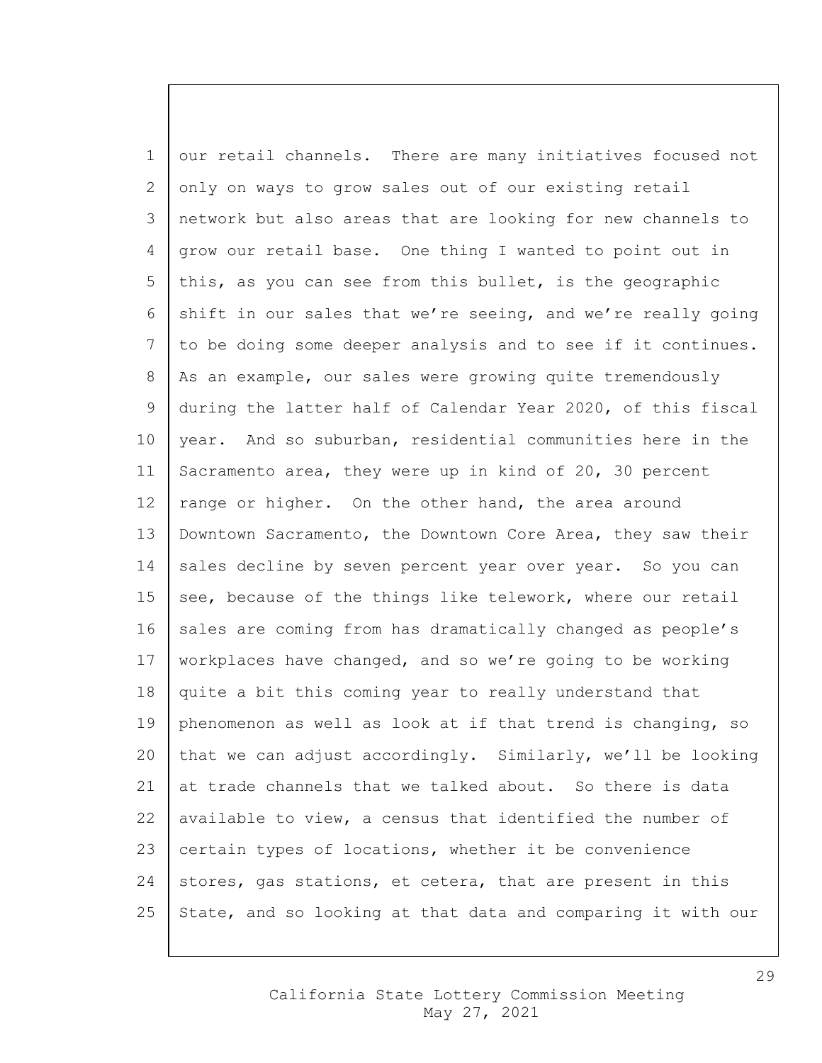our retail channels. There are many initiatives focused not only on ways to grow sales out of our existing retail network but also areas that are looking for new channels to grow our retail base. One thing I wanted to point out in this, as you can see from this bullet, is the geographic shift in our sales that we're seeing, and we're really going to be doing some deeper analysis and to see if it continues. As an example, our sales were growing quite tremendously during the latter half of Calendar Year 2020, of this fiscal year. And so suburban, residential communities here in the Sacramento area, they were up in kind of 20, 30 percent range or higher. On the other hand, the area around Downtown Sacramento, the Downtown Core Area, they saw their sales decline by seven percent year over year. So you can see, because of the things like telework, where our retail sales are coming from has dramatically changed as people's workplaces have changed, and so we're going to be working quite a bit this coming year to really understand that phenomenon as well as look at if that trend is changing, so that we can adjust accordingly. Similarly, we'll be looking at trade channels that we talked about. So there is data available to view, a census that identified the number of certain types of locations, whether it be convenience stores, gas stations, et cetera, that are present in this State, and so looking at that data and comparing it with our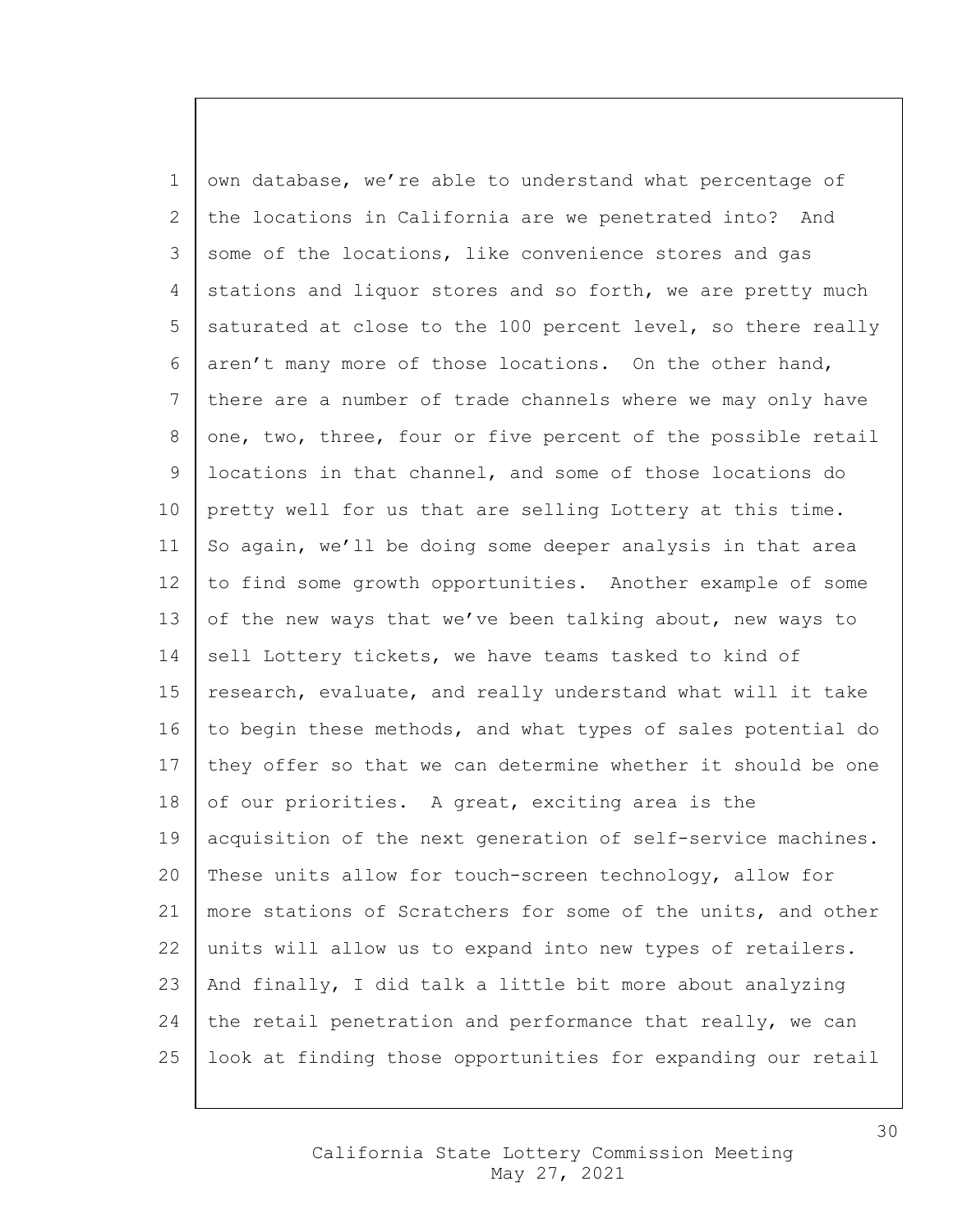own database, we're able to understand what percentage of the locations in California are we penetrated into? And some of the locations, like convenience stores and gas stations and liquor stores and so forth, we are pretty much saturated at close to the 100 percent level, so there really aren't many more of those locations. On the other hand, there are a number of trade channels where we may only have one, two, three, four or five percent of the possible retail locations in that channel, and some of those locations do pretty well for us that are selling Lottery at this time. So again, we'll be doing some deeper analysis in that area to find some growth opportunities. Another example of some of the new ways that we've been talking about, new ways to sell Lottery tickets, we have teams tasked to kind of research, evaluate, and really understand what will it take to begin these methods, and what types of sales potential do they offer so that we can determine whether it should be one of our priorities. A great, exciting area is the acquisition of the next generation of self-service machines. These units allow for touch-screen technology, allow for more stations of Scratchers for some of the units, and other units will allow us to expand into new types of retailers. And finally, I did talk a little bit more about analyzing the retail penetration and performance that really, we can look at finding those opportunities for expanding our retail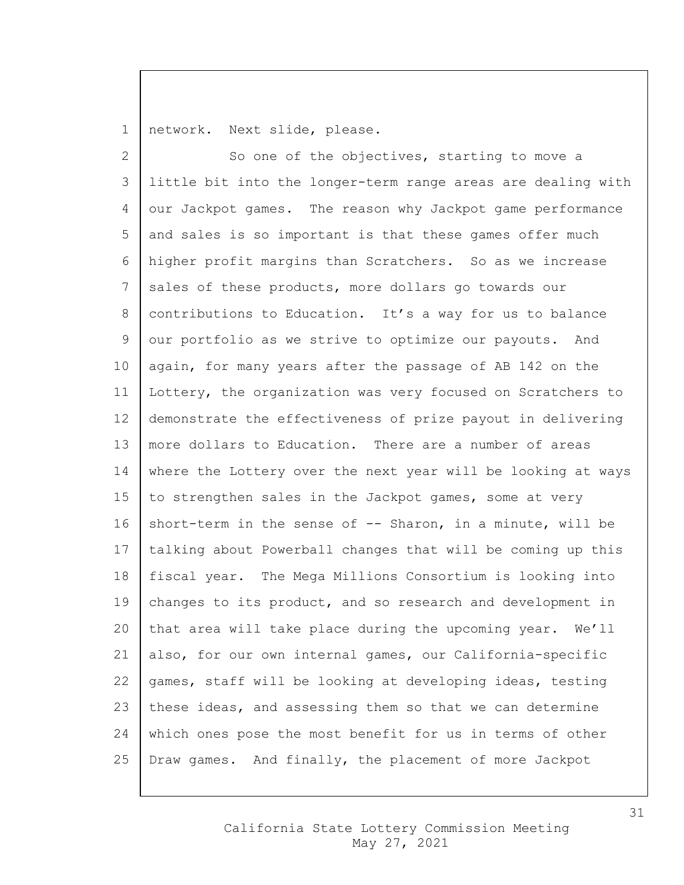network. Next slide, please.

So one of the objectives, starting to move a little bit into the longer-term range areas are dealing with our Jackpot games. The reason why Jackpot game performance and sales is so important is that these games offer much higher profit margins than Scratchers. So as we increase sales of these products, more dollars go towards our contributions to Education. It's a way for us to balance our portfolio as we strive to optimize our payouts. And again, for many years after the passage of AB 142 on the Lottery, the organization was very focused on Scratchers to demonstrate the effectiveness of prize payout in delivering more dollars to Education. There are a number of areas where the Lottery over the next year will be looking at ways to strengthen sales in the Jackpot games, some at very short-term in the sense of -- Sharon, in a minute, will be talking about Powerball changes that will be coming up this fiscal year. The Mega Millions Consortium is looking into changes to its product, and so research and development in that area will take place during the upcoming year. We'll also, for our own internal games, our California-specific games, staff will be looking at developing ideas, testing these ideas, and assessing them so that we can determine which ones pose the most benefit for us in terms of other Draw games. And finally, the placement of more Jackpot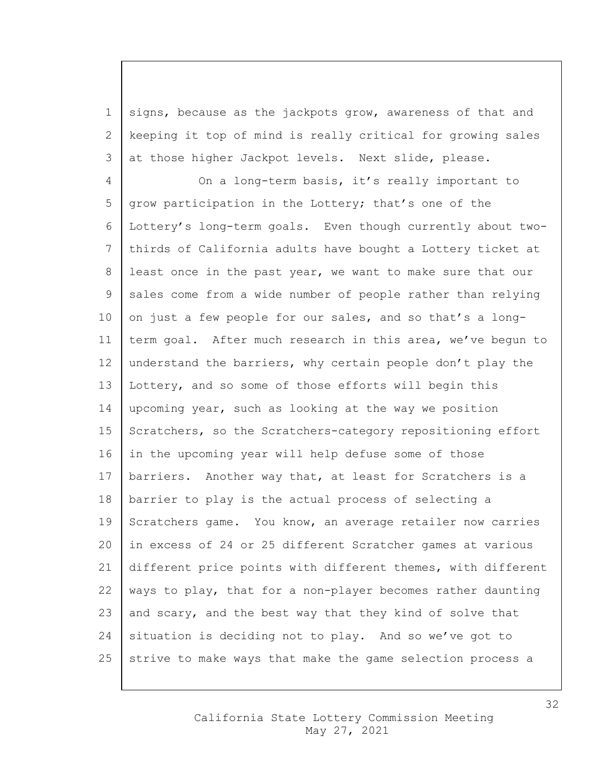signs, because as the jackpots grow, awareness of that and keeping it top of mind is really critical for growing sales at those higher Jackpot levels. Next slide, please.

On a long-term basis, it's really important to grow participation in the Lottery; that's one of the Lottery's long-term goals. Even though currently about two-thirds of California adults have bought a Lottery ticket at least once in the past year, we want to make sure that our sales come from a wide number of people rather than relying on just a few people for our sales, and so that's a long-term goal. After much research in this area, we've begun to understand the barriers, why certain people don't play the Lottery, and so some of those efforts will begin this upcoming year, such as looking at the way we position Scratchers, so the Scratchers-category repositioning effort in the upcoming year will help defuse some of those barriers. Another way that, at least for Scratchers is a barrier to play is the actual process of selecting a Scratchers game. You know, an average retailer now carries in excess of 24 or 25 different Scratcher games at various different price points with different themes, with different ways to play, that for a non-player becomes rather daunting and scary, and the best way that they kind of solve that situation is deciding not to play. And so we've got to strive to make ways that make the game selection process a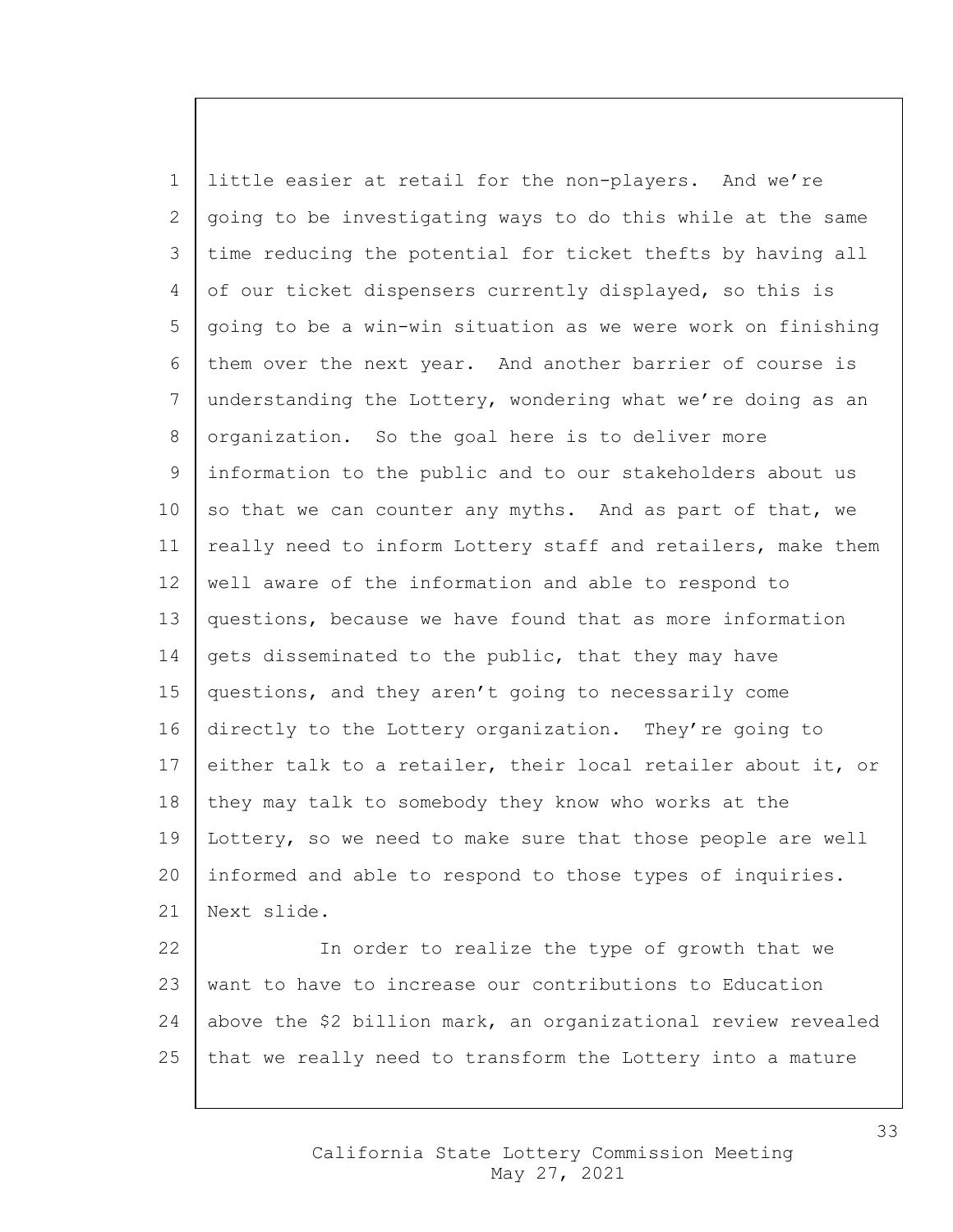little easier at retail for the non-players. And we're going to be investigating ways to do this while at the same time reducing the potential for ticket thefts by having all of our ticket dispensers currently displayed, so this is going to be a win-win situation as we were work on finishing them over the next year. And another barrier of course is understanding the Lottery, wondering what we're doing as an organization. So the goal here is to deliver more information to the public and to our stakeholders about us so that we can counter any myths. And as part of that, we really need to inform Lottery staff and retailers, make them well aware of the information and able to respond to questions, because we have found that as more information gets disseminated to the public, that they may have questions, and they aren't going to necessarily come directly to the Lottery organization. They're going to either talk to a retailer, their local retailer about it, or they may talk to somebody they know who works at the Lottery, so we need to make sure that those people are well informed and able to respond to those types of inquiries. Next slide.

In order to realize the type of growth that we want to have to increase our contributions to Education above the $2 billion mark, an organizational review revealed that we really need to transform the Lottery into a mature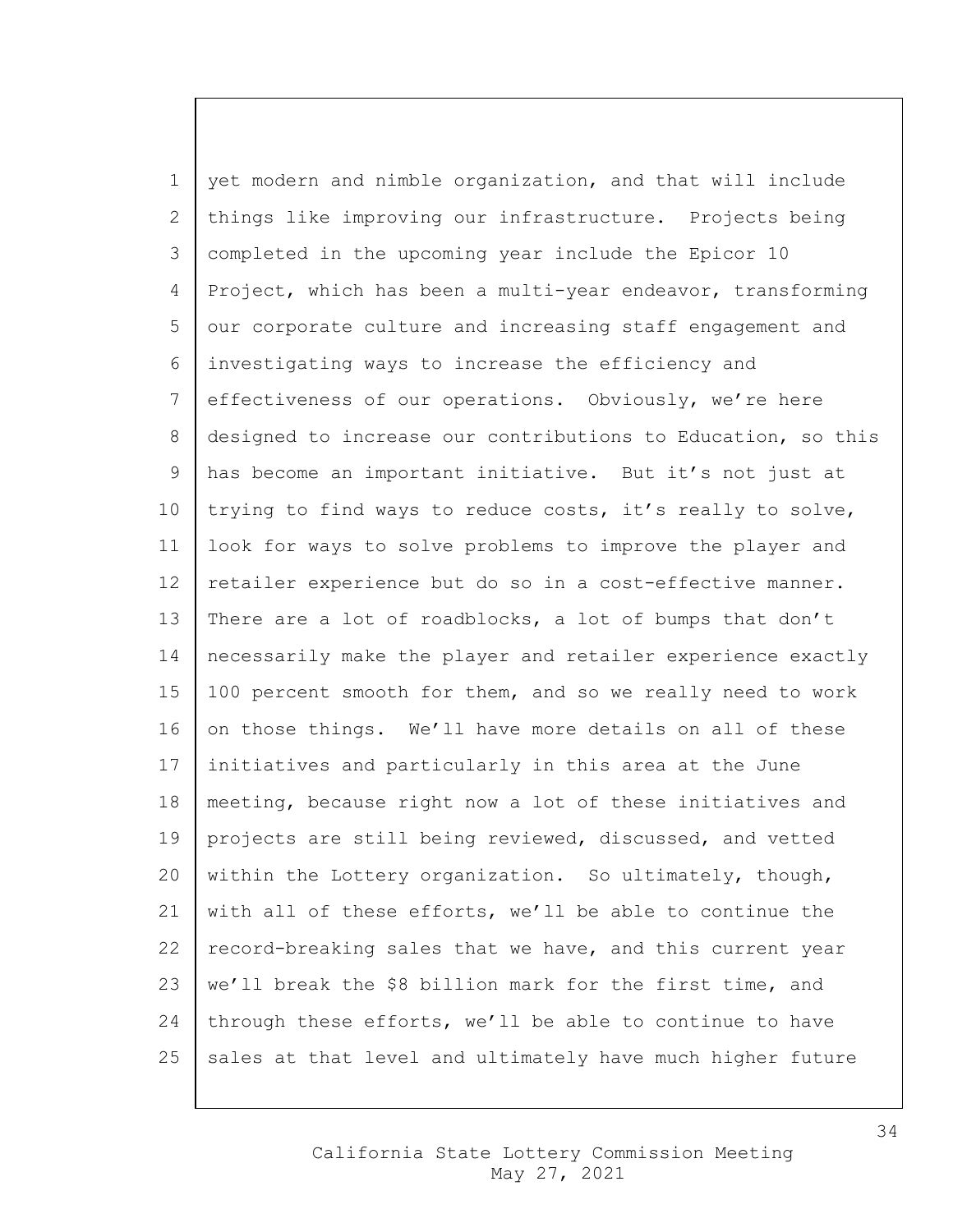yet modern and nimble organization, and that will include things like improving our infrastructure. Projects being completed in the upcoming year include the Epicor 10 Project, which has been a multi-year endeavor, transforming our corporate culture and increasing staff engagement and investigating ways to increase the efficiency and effectiveness of our operations. Obviously, we're here designed to increase our contributions to Education, so this has become an important initiative. But it's not just at trying to find ways to reduce costs, it's really to solve, look for ways to solve problems to improve the player and retailer experience but do so in a cost-effective manner. There are a lot of roadblocks, a lot of bumps that don't necessarily make the player and retailer experience exactly 100 percent smooth for them, and so we really need to work on those things. We'll have more details on all of these initiatives and particularly in this area at the June meeting, because right now a lot of these initiatives and projects are still being reviewed, discussed, and vetted within the Lottery organization. So ultimately, though, with all of these efforts, we'll be able to continue the record-breaking sales that we have, and this current year we'll break the $8 billion mark for the first time, and through these efforts, we'll be able to continue to have sales at that level and ultimately have much higher future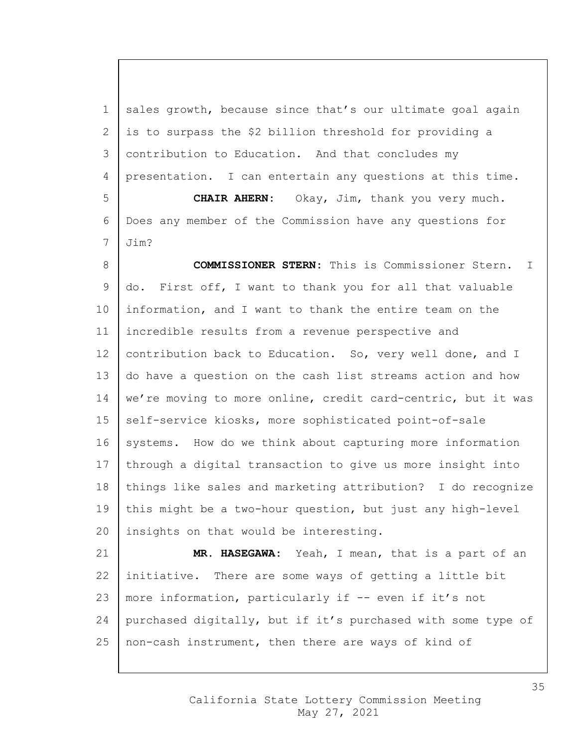sales growth, because since that's our ultimate goal again is to surpass the $2 billion threshold for providing a contribution to Education. And that concludes my presentation. I can entertain any questions at this time.

**CHAIR AHERN:** Okay, Jim, thank you very much. Does any member of the Commission have any questions for Jim?

**COMMISSIONER STERN:** This is Commissioner Stern. I do. First off, I want to thank you for all that valuable information, and I want to thank the entire team on the incredible results from a revenue perspective and contribution back to Education. So, very well done, and I do have a question on the cash list streams action and how we're moving to more online, credit card-centric, but it was self-service kiosks, more sophisticated point-of-sale systems. How do we think about capturing more information through a digital transaction to give us more insight into things like sales and marketing attribution? I do recognize this might be a two-hour question, but just any high-level insights on that would be interesting.

**MR. HASEGAWA:** Yeah, I mean, that is a part of an initiative. There are some ways of getting a little bit more information, particularly if -- even if it's not purchased digitally, but if it's purchased with some type of non-cash instrument, then there are ways of kind of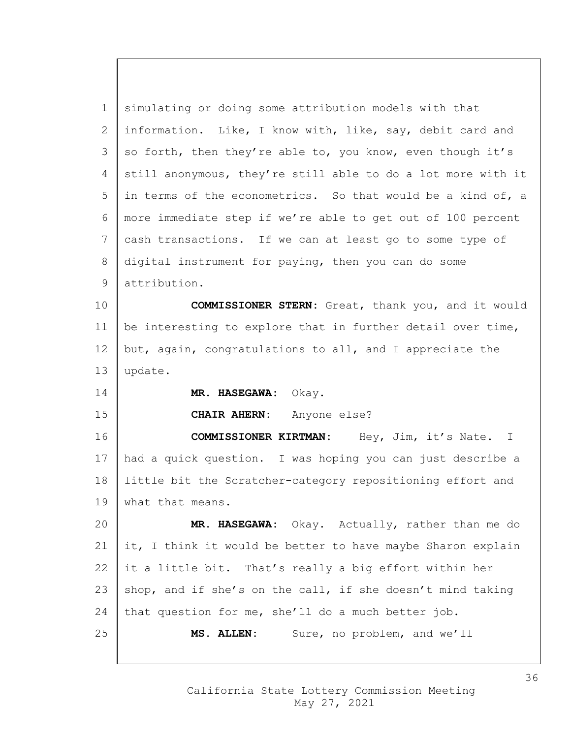simulating or doing some attribution models with that information. Like, I know with, like, say, debit card and so forth, then they're able to, you know, even though it's still anonymous, they're still able to do a lot more with it in terms of the econometrics. So that would be a kind of, a more immediate step if we're able to get out of 100 percent cash transactions. If we can at least go to some type of digital instrument for paying, then you can do some attribution.

**COMMISSIONER STERN:** Great, thank you, and it would be interesting to explore that in further detail over time, but, again, congratulations to all, and I appreciate the update.

**MR. HASEGAWA:** Okay.

**CHAIR AHERN:** Anyone else?

**COMMISSIONER KIRTMAN:** Hey, Jim, it's Nate. I had a quick question. I was hoping you can just describe a little bit the Scratcher-category repositioning effort and what that means.

**MR. HASEGAWA:** Okay. Actually, rather than me do it, I think it would be better to have maybe Sharon explain it a little bit. That's really a big effort within her shop, and if she's on the call, if she doesn't mind taking that question for me, she'll do a much better job.

**MS. ALLEN:** Sure, no problem, and we'll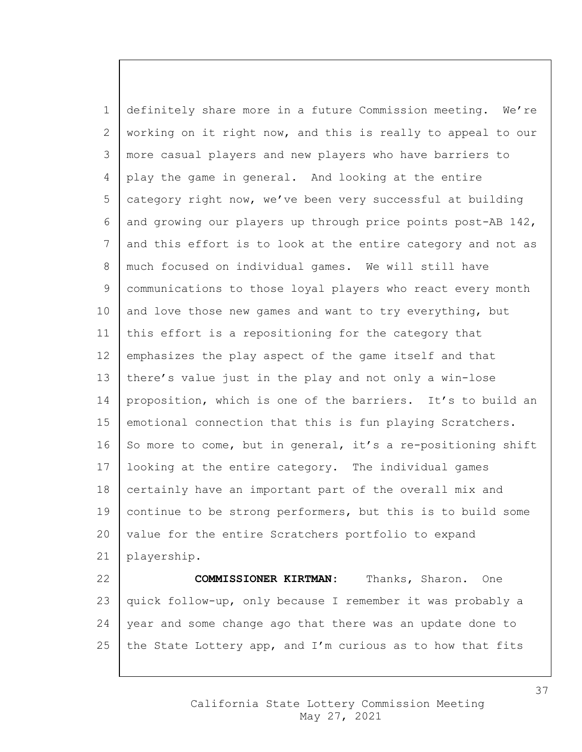definitely share more in a future Commission meeting. We're working on it right now, and this is really to appeal to our more casual players and new players who have barriers to play the game in general. And looking at the entire category right now, we've been very successful at building and growing our players up through price points post-AB 142, and this effort is to look at the entire category and not as much focused on individual games. We will still have communications to those loyal players who react every month and love those new games and want to try everything, but this effort is a repositioning for the category that emphasizes the play aspect of the game itself and that there's value just in the play and not only a win-lose proposition, which is one of the barriers. It's to build an emotional connection that this is fun playing Scratchers. So more to come, but in general, it's a re-positioning shift looking at the entire category. The individual games certainly have an important part of the overall mix and continue to be strong performers, but this is to build some value for the entire Scratchers portfolio to expand playership.

**COMMISSIONER KIRTMAN:** Thanks, Sharon. One quick follow-up, only because I remember it was probably a year and some change ago that there was an update done to the State Lottery app, and I'm curious as to how that fits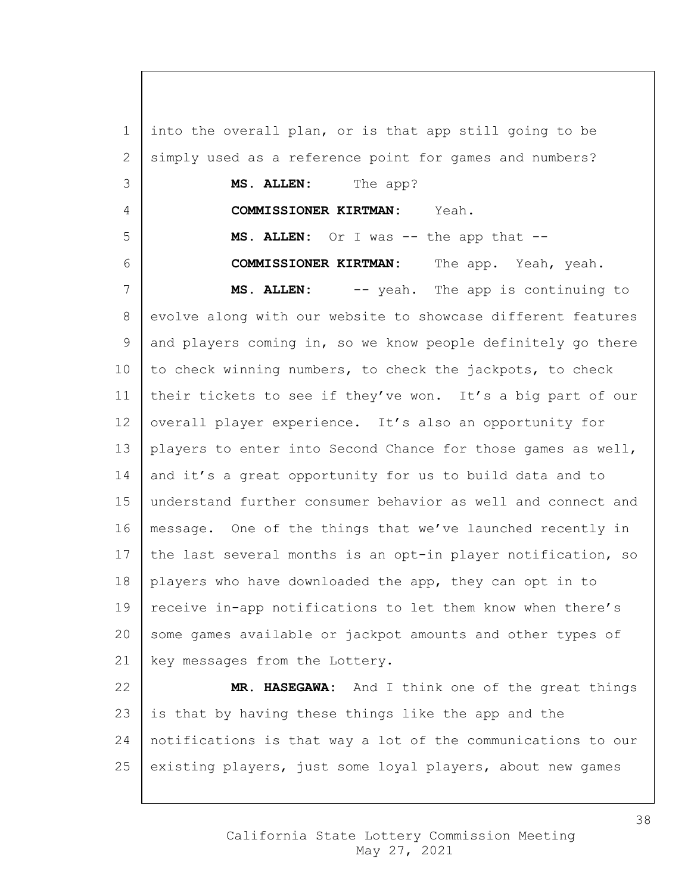into the overall plan, or is that app still going to be simply used as a reference point for games and numbers?

**MS. ALLEN:** The app?

**COMMISSIONER KIRTMAN:** Yeah.

**MS. ALLEN:** Or I was -- the app that --

**COMMISSIONER KIRTMAN:** The app. Yeah, yeah.

**MS. ALLEN:** -- yeah. The app is continuing to evolve along with our website to showcase different features and players coming in, so we know people definitely go there to check winning numbers, to check the jackpots, to check their tickets to see if they've won. It's a big part of our overall player experience. It's also an opportunity for players to enter into Second Chance for those games as well, and it's a great opportunity for us to build data and to understand further consumer behavior as well and connect and message. One of the things that we've launched recently in the last several months is an opt-in player notification, so players who have downloaded the app, they can opt in to receive in-app notifications to let them know when there's some games available or jackpot amounts and other types of key messages from the Lottery.

**MR. HASEGAWA:** And I think one of the great things is that by having these things like the app and the notifications is that way a lot of the communications to our existing players, just some loyal players, about new games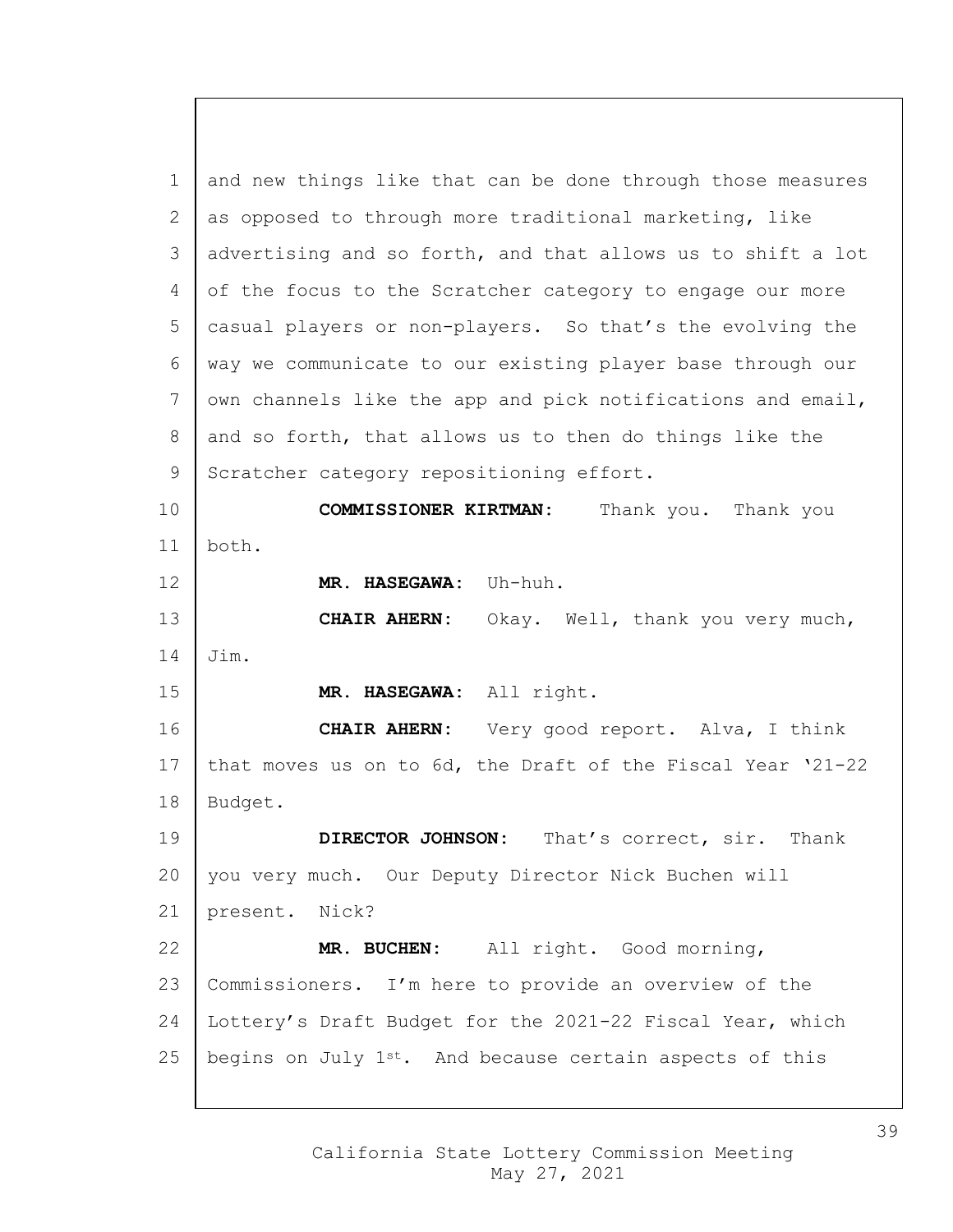and new things like that can be done through those measures as opposed to through more traditional marketing, like advertising and so forth, and that allows us to shift a lot of the focus to the Scratcher category to engage our more casual players or non-players. So that's the evolving the way we communicate to our existing player base through our own channels like the app and pick notifications and email, and so forth, that allows us to then do things like the Scratcher category repositioning effort.

**COMMISSIONER KIRTMAN:** Thank you. Thank you both.

**MR. HASEGAWA:** Uh-huh.

**CHAIR AHERN:** Okay. Well, thank you very much, Jim.

**MR. HASEGAWA:** All right.

**CHAIR AHERN:** Very good report. Alva, I think that moves us on to 6d, the Draft of the Fiscal Year '21-22 Budget.

**DIRECTOR JOHNSON:** That's correct, sir. Thank you very much. Our Deputy Director Nick Buchen will present. Nick?

**MR. BUCHEN:** All right. Good morning, Commissioners. I'm here to provide an overview of the Lottery's Draft Budget for the 2021-22 Fiscal Year, which begins on July 1st. And because certain aspects of this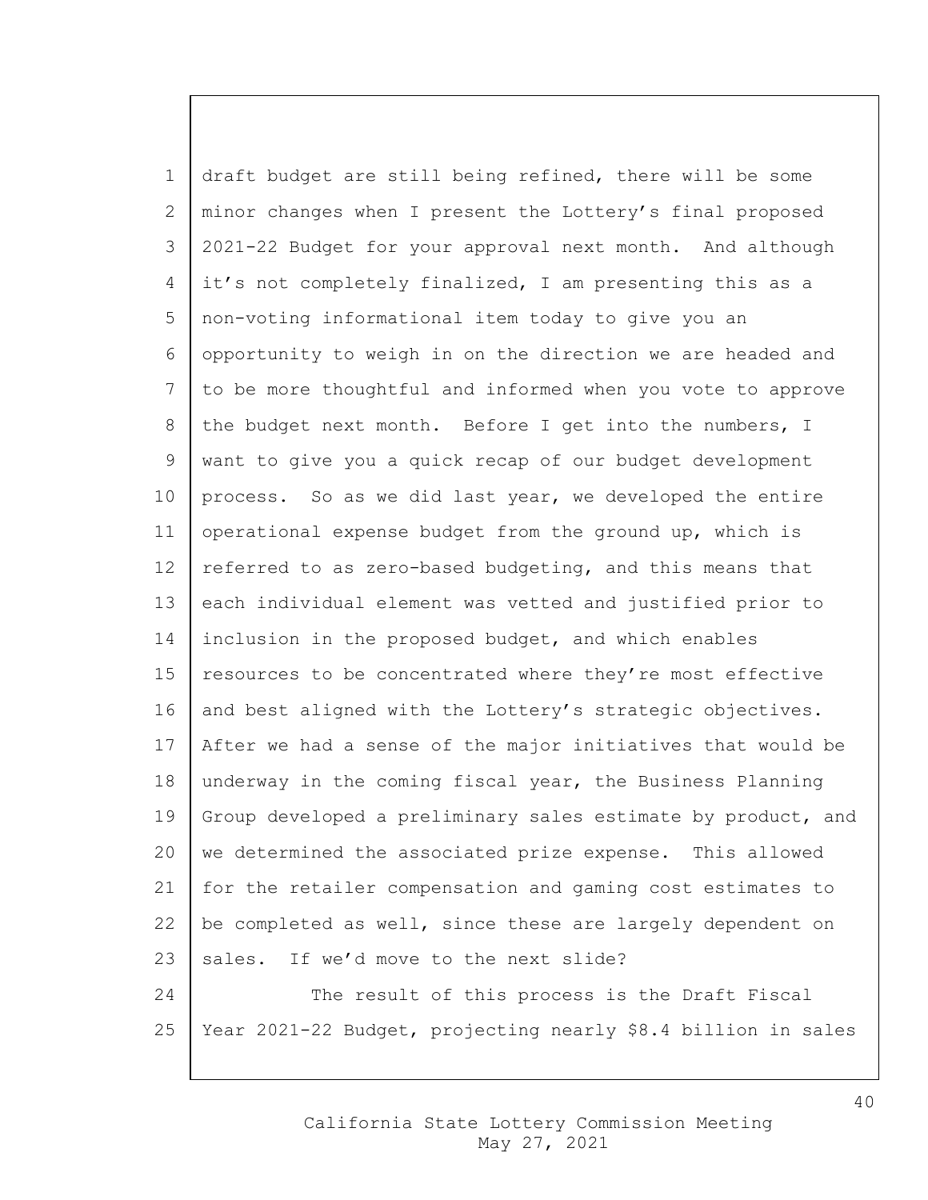draft budget are still being refined, there will be some minor changes when I present the Lottery's final proposed 2021-22 Budget for your approval next month. And although it's not completely finalized, I am presenting this as a non-voting informational item today to give you an opportunity to weigh in on the direction we are headed and to be more thoughtful and informed when you vote to approve the budget next month. Before I get into the numbers, I want to give you a quick recap of our budget development process. So as we did last year, we developed the entire operational expense budget from the ground up, which is referred to as zero-based budgeting, and this means that each individual element was vetted and justified prior to inclusion in the proposed budget, and which enables resources to be concentrated where they're most effective and best aligned with the Lottery's strategic objectives. After we had a sense of the major initiatives that would be underway in the coming fiscal year, the Business Planning Group developed a preliminary sales estimate by product, and we determined the associated prize expense. This allowed for the retailer compensation and gaming cost estimates to be completed as well, since these are largely dependent on sales. If we'd move to the next slide?

The result of this process is the Draft Fiscal Year 2021-22 Budget, projecting nearly $8.4 billion in sales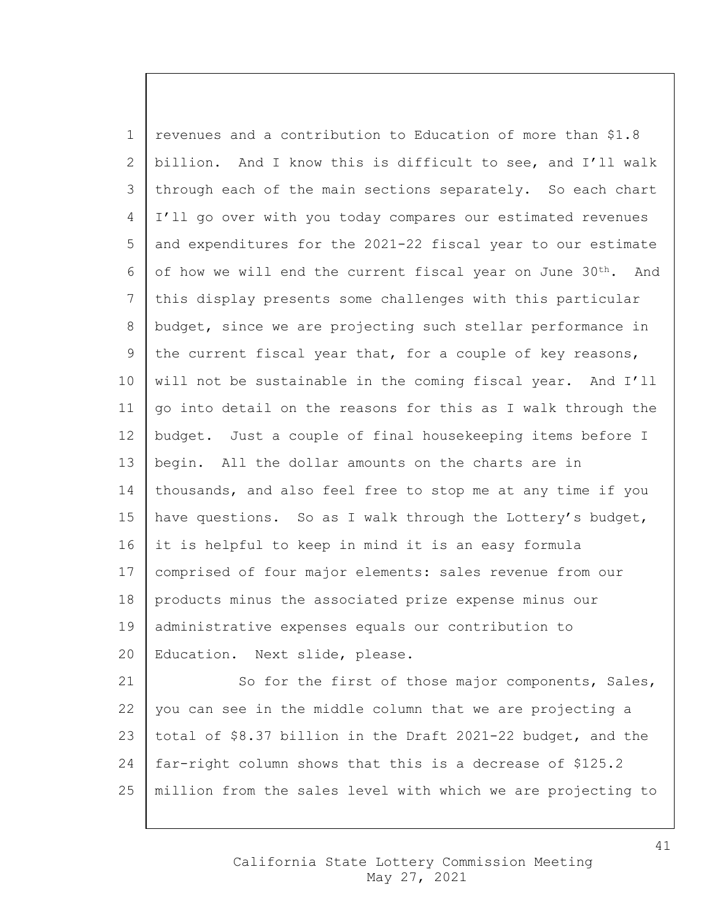revenues and a contribution to Education of more than $1.8 billion. And I know this is difficult to see, and I'll walk through each of the main sections separately. So each chart I'll go over with you today compares our estimated revenues and expenditures for the 2021-22 fiscal year to our estimate of how we will end the current fiscal year on June 30th. And this display presents some challenges with this particular budget, since we are projecting such stellar performance in the current fiscal year that, for a couple of key reasons, will not be sustainable in the coming fiscal year. And I'll go into detail on the reasons for this as I walk through the budget. Just a couple of final housekeeping items before I begin. All the dollar amounts on the charts are in thousands, and also feel free to stop me at any time if you have questions. So as I walk through the Lottery's budget, it is helpful to keep in mind it is an easy formula comprised of four major elements: sales revenue from our products minus the associated prize expense minus our administrative expenses equals our contribution to Education. Next slide, please.

So for the first of those major components, Sales, you can see in the middle column that we are projecting a total of $8.37 billion in the Draft 2021-22 budget, and the far-right column shows that this is a decrease of $125.2 million from the sales level with which we are projecting to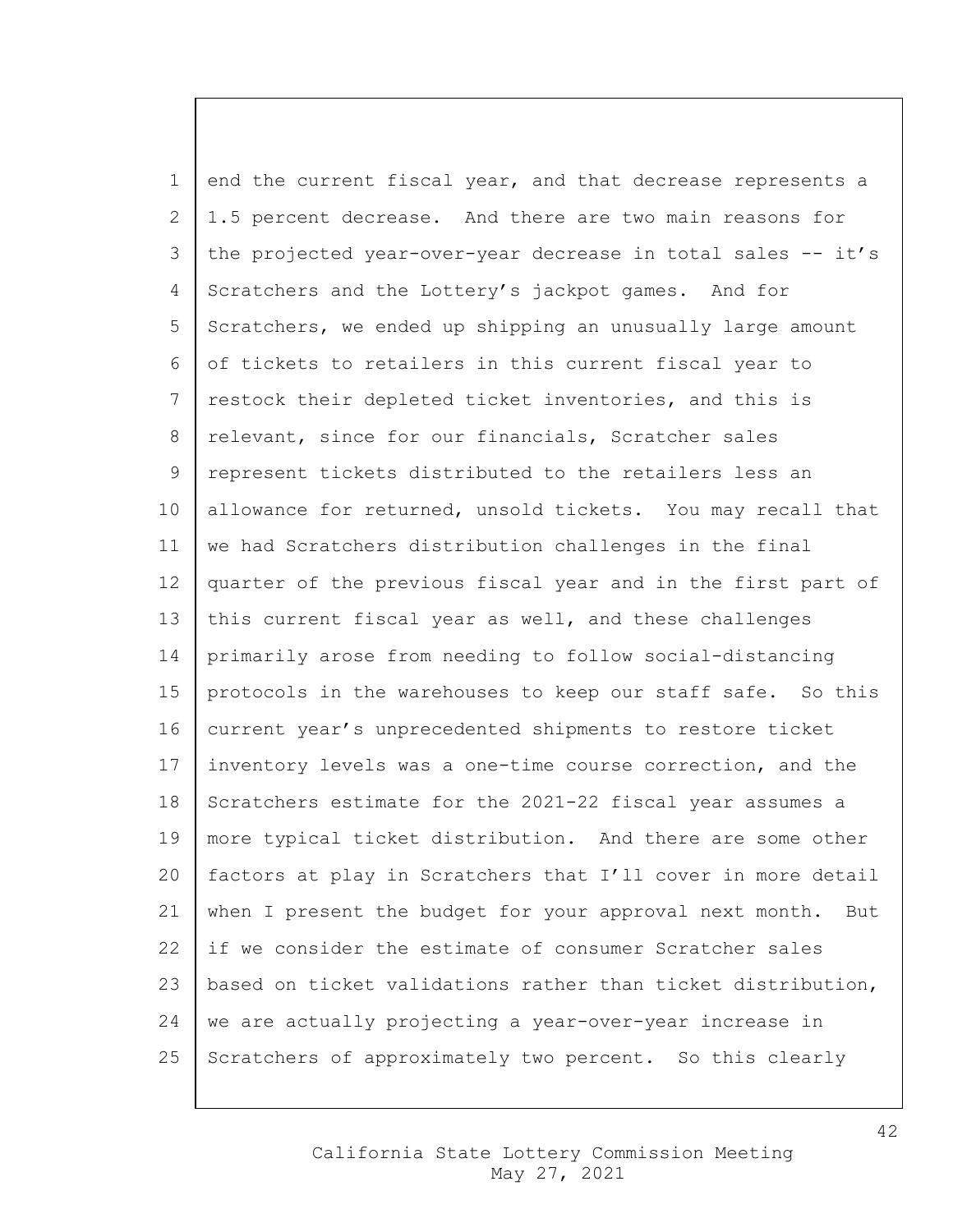end the current fiscal year, and that decrease represents a 1.5 percent decrease. And there are two main reasons for the projected year-over-year decrease in total sales -- it's Scratchers and the Lottery's jackpot games. And for Scratchers, we ended up shipping an unusually large amount of tickets to retailers in this current fiscal year to restock their depleted ticket inventories, and this is relevant, since for our financials, Scratcher sales represent tickets distributed to the retailers less an allowance for returned, unsold tickets. You may recall that we had Scratchers distribution challenges in the final quarter of the previous fiscal year and in the first part of this current fiscal year as well, and these challenges primarily arose from needing to follow social-distancing protocols in the warehouses to keep our staff safe. So this current year's unprecedented shipments to restore ticket inventory levels was a one-time course correction, and the Scratchers estimate for the 2021-22 fiscal year assumes a more typical ticket distribution. And there are some other factors at play in Scratchers that I'll cover in more detail when I present the budget for your approval next month. But if we consider the estimate of consumer Scratcher sales based on ticket validations rather than ticket distribution, we are actually projecting a year-over-year increase in Scratchers of approximately two percent. So this clearly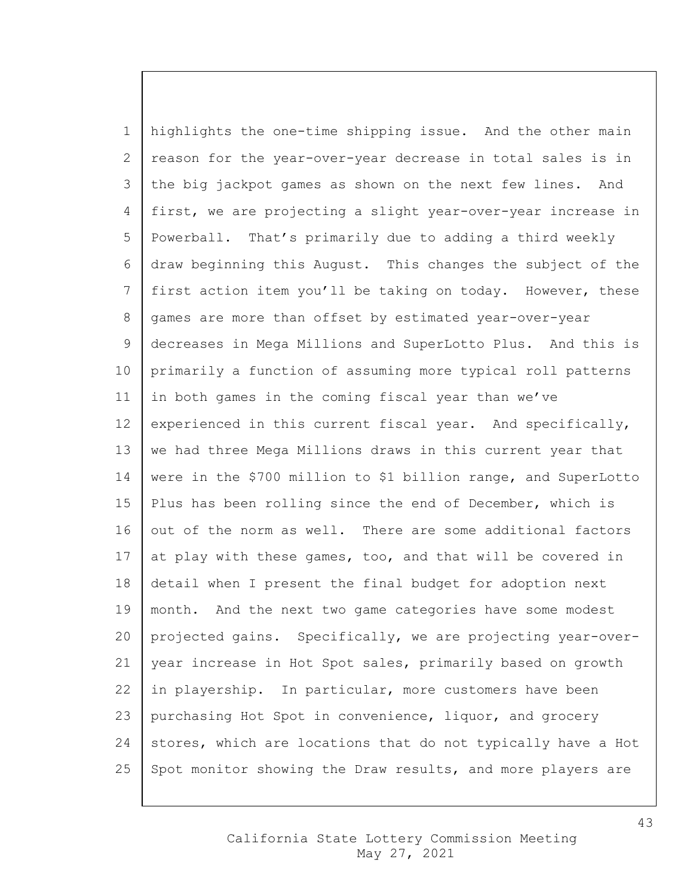highlights the one-time shipping issue. And the other main reason for the year-over-year decrease in total sales is in the big jackpot games as shown on the next few lines. And first, we are projecting a slight year-over-year increase in Powerball. That's primarily due to adding a third weekly draw beginning this August. This changes the subject of the first action item you'll be taking on today. However, these games are more than offset by estimated year-over-year decreases in Mega Millions and SuperLotto Plus. And this is primarily a function of assuming more typical roll patterns in both games in the coming fiscal year than we've experienced in this current fiscal year. And specifically, we had three Mega Millions draws in this current year that were in the $700 million to $1 billion range, and SuperLotto Plus has been rolling since the end of December, which is out of the norm as well. There are some additional factors at play with these games, too, and that will be covered in detail when I present the final budget for adoption next month. And the next two game categories have some modest projected gains. Specifically, we are projecting year-over-year increase in Hot Spot sales, primarily based on growth in playership. In particular, more customers have been purchasing Hot Spot in convenience, liquor, and grocery stores, which are locations that do not typically have a Hot Spot monitor showing the Draw results, and more players are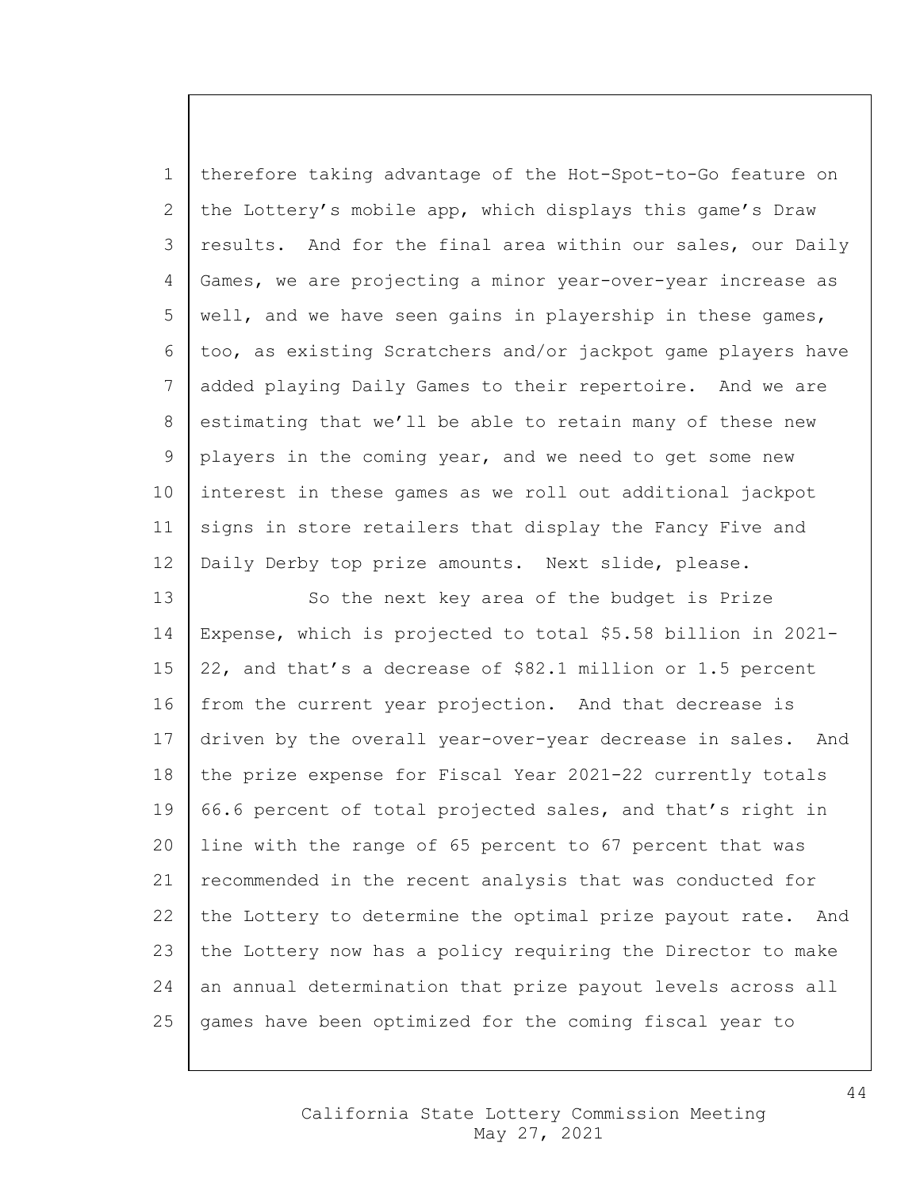therefore taking advantage of the Hot-Spot-to-Go feature on the Lottery's mobile app, which displays this game's Draw results. And for the final area within our sales, our Daily Games, we are projecting a minor year-over-year increase as well, and we have seen gains in playership in these games, too, as existing Scratchers and/or jackpot game players have added playing Daily Games to their repertoire. And we are estimating that we'll be able to retain many of these new players in the coming year, and we need to get some new interest in these games as we roll out additional jackpot signs in store retailers that display the Fancy Five and Daily Derby top prize amounts. Next slide, please.

So the next key area of the budget is Prize Expense, which is projected to total $5.58 billion in 2021-22, and that's a decrease of $82.1 million or 1.5 percent from the current year projection. And that decrease is driven by the overall year-over-year decrease in sales. And the prize expense for Fiscal Year 2021-22 currently totals 66.6 percent of total projected sales, and that's right in line with the range of 65 percent to 67 percent that was recommended in the recent analysis that was conducted for the Lottery to determine the optimal prize payout rate. And the Lottery now has a policy requiring the Director to make an annual determination that prize payout levels across all games have been optimized for the coming fiscal year to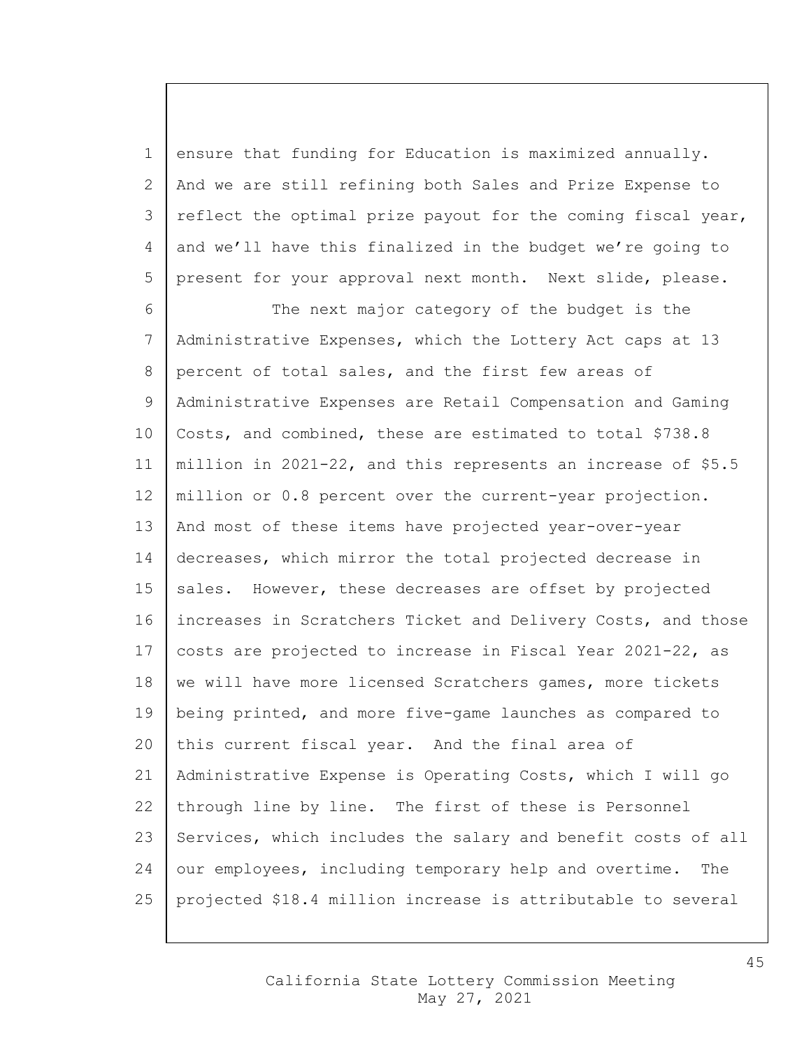ensure that funding for Education is maximized annually. And we are still refining both Sales and Prize Expense to reflect the optimal prize payout for the coming fiscal year, and we'll have this finalized in the budget we're going to present for your approval next month. Next slide, please.

The next major category of the budget is the Administrative Expenses, which the Lottery Act caps at 13 percent of total sales, and the first few areas of Administrative Expenses are Retail Compensation and Gaming Costs, and combined, these are estimated to total $738.8 million in 2021-22, and this represents an increase of $5.5 million or 0.8 percent over the current-year projection. And most of these items have projected year-over-year decreases, which mirror the total projected decrease in sales. However, these decreases are offset by projected increases in Scratchers Ticket and Delivery Costs, and those costs are projected to increase in Fiscal Year 2021-22, as we will have more licensed Scratchers games, more tickets being printed, and more five-game launches as compared to this current fiscal year. And the final area of Administrative Expense is Operating Costs, which I will go through line by line. The first of these is Personnel Services, which includes the salary and benefit costs of all our employees, including temporary help and overtime. The projected $18.4 million increase is attributable to several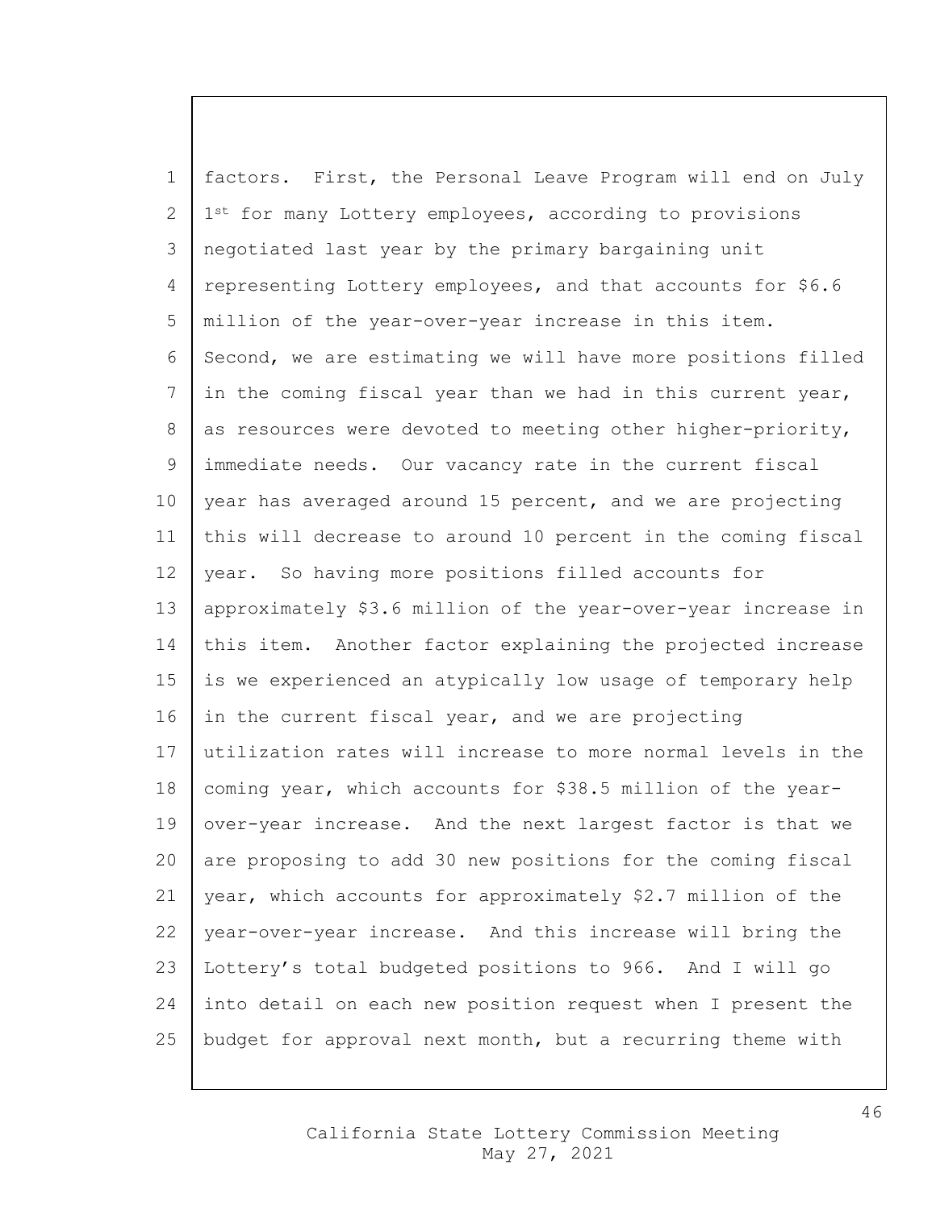factors. First, the Personal Leave Program will end on July 1st for many Lottery employees, according to provisions negotiated last year by the primary bargaining unit representing Lottery employees, and that accounts for $6.6 million of the year-over-year increase in this item. Second, we are estimating we will have more positions filled in the coming fiscal year than we had in this current year, as resources were devoted to meeting other higher-priority, immediate needs. Our vacancy rate in the current fiscal year has averaged around 15 percent, and we are projecting this will decrease to around 10 percent in the coming fiscal year. So having more positions filled accounts for approximately $3.6 million of the year-over-year increase in this item. Another factor explaining the projected increase is we experienced an atypically low usage of temporary help in the current fiscal year, and we are projecting utilization rates will increase to more normal levels in the coming year, which accounts for $38.5 million of the year-over-year increase. And the next largest factor is that we are proposing to add 30 new positions for the coming fiscal year, which accounts for approximately $2.7 million of the year-over-year increase. And this increase will bring the Lottery's total budgeted positions to 966. And I will go into detail on each new position request when I present the budget for approval next month, but a recurring theme with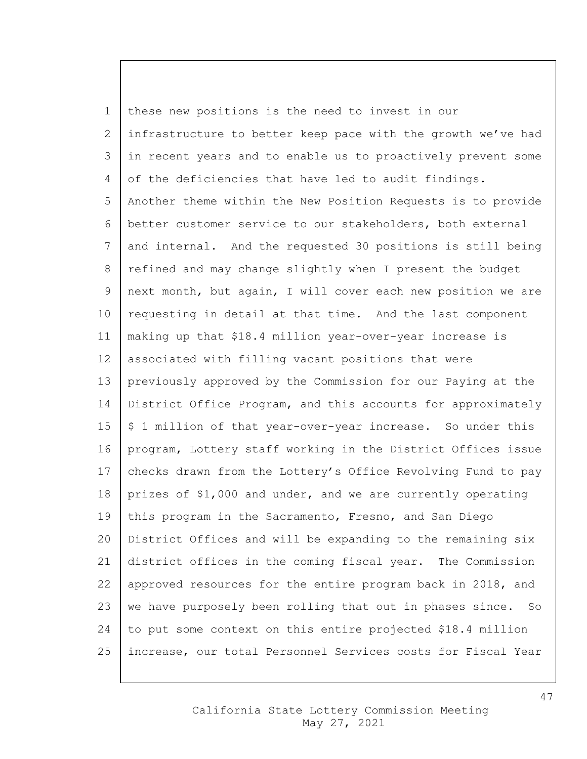these new positions is the need to invest in our infrastructure to better keep pace with the growth we've had in recent years and to enable us to proactively prevent some of the deficiencies that have led to audit findings. Another theme within the New Position Requests is to provide better customer service to our stakeholders, both external and internal. And the requested 30 positions is still being refined and may change slightly when I present the budget next month, but again, I will cover each new position we are requesting in detail at that time. And the last component making up that $18.4 million year-over-year increase is associated with filling vacant positions that were previously approved by the Commission for our Paying at the District Office Program, and this accounts for approximately $ 1 million of that year-over-year increase. So under this program, Lottery staff working in the District Offices issue checks drawn from the Lottery's Office Revolving Fund to pay prizes of $1,000 and under, and we are currently operating this program in the Sacramento, Fresno, and San Diego District Offices and will be expanding to the remaining six district offices in the coming fiscal year. The Commission approved resources for the entire program back in 2018, and we have purposely been rolling that out in phases since. So to put some context on this entire projected $18.4 million increase, our total Personnel Services costs for Fiscal Year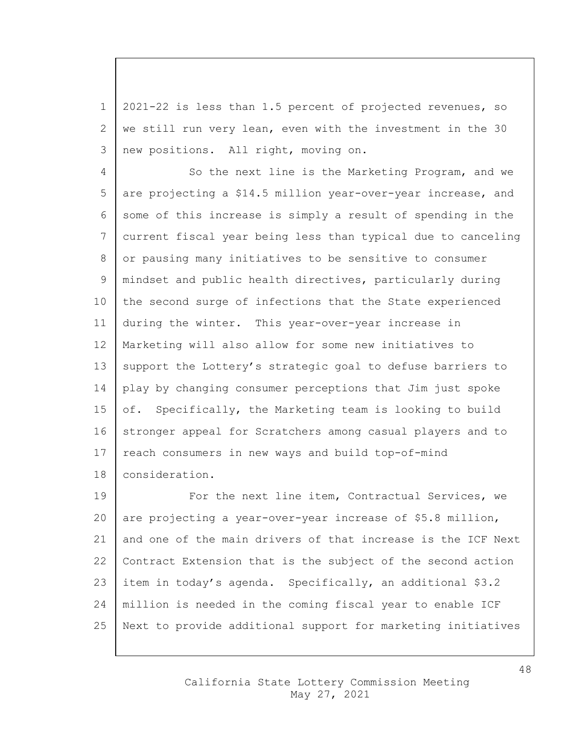2021-22 is less than 1.5 percent of projected revenues, so we still run very lean, even with the investment in the 30 new positions. All right, moving on.

So the next line is the Marketing Program, and we are projecting a $14.5 million year-over-year increase, and some of this increase is simply a result of spending in the current fiscal year being less than typical due to canceling or pausing many initiatives to be sensitive to consumer mindset and public health directives, particularly during the second surge of infections that the State experienced during the winter. This year-over-year increase in Marketing will also allow for some new initiatives to support the Lottery's strategic goal to defuse barriers to play by changing consumer perceptions that Jim just spoke of. Specifically, the Marketing team is looking to build stronger appeal for Scratchers among casual players and to reach consumers in new ways and build top-of-mind consideration.

For the next line item, Contractual Services, we are projecting a year-over-year increase of $5.8 million, and one of the main drivers of that increase is the ICF Next Contract Extension that is the subject of the second action item in today's agenda. Specifically, an additional $3.2 million is needed in the coming fiscal year to enable ICF Next to provide additional support for marketing initiatives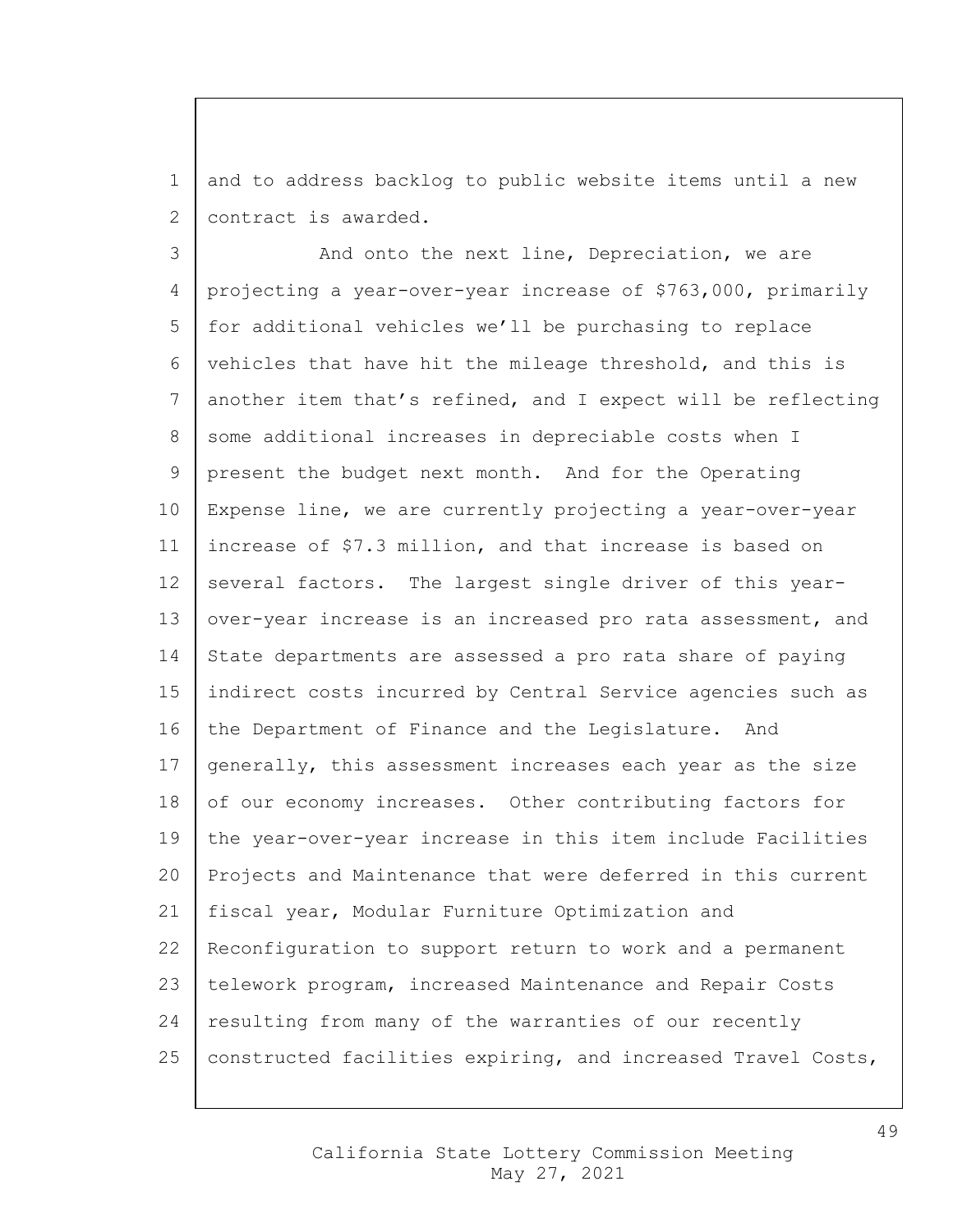and to address backlog to public website items until a new contract is awarded.

And onto the next line, Depreciation, we are projecting a year-over-year increase of $763,000, primarily for additional vehicles we'll be purchasing to replace vehicles that have hit the mileage threshold, and this is another item that's refined, and I expect will be reflecting some additional increases in depreciable costs when I present the budget next month. And for the Operating Expense line, we are currently projecting a year-over-year increase of $7.3 million, and that increase is based on several factors. The largest single driver of this year-over-year increase is an increased pro rata assessment, and State departments are assessed a pro rata share of paying indirect costs incurred by Central Service agencies such as the Department of Finance and the Legislature. And generally, this assessment increases each year as the size of our economy increases. Other contributing factors for the year-over-year increase in this item include Facilities Projects and Maintenance that were deferred in this current fiscal year, Modular Furniture Optimization and Reconfiguration to support return to work and a permanent telework program, increased Maintenance and Repair Costs resulting from many of the warranties of our recently constructed facilities expiring, and increased Travel Costs,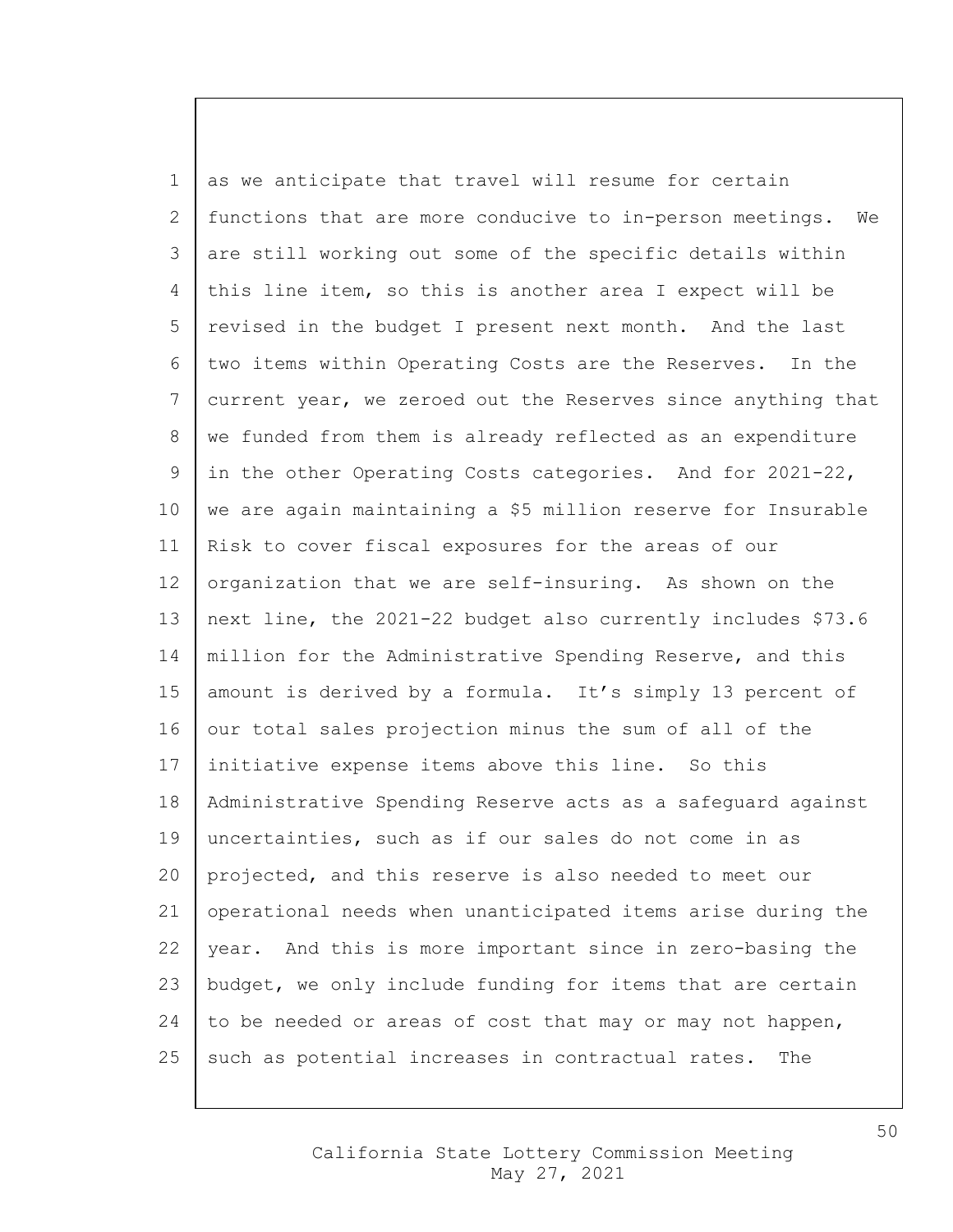as we anticipate that travel will resume for certain functions that are more conducive to in-person meetings. We are still working out some of the specific details within this line item, so this is another area I expect will be revised in the budget I present next month. And the last two items within Operating Costs are the Reserves. In the current year, we zeroed out the Reserves since anything that we funded from them is already reflected as an expenditure in the other Operating Costs categories. And for 2021-22, we are again maintaining a $5 million reserve for Insurable Risk to cover fiscal exposures for the areas of our organization that we are self-insuring. As shown on the next line, the 2021-22 budget also currently includes $73.6 million for the Administrative Spending Reserve, and this amount is derived by a formula. It's simply 13 percent of our total sales projection minus the sum of all of the initiative expense items above this line. So this Administrative Spending Reserve acts as a safeguard against uncertainties, such as if our sales do not come in as projected, and this reserve is also needed to meet our operational needs when unanticipated items arise during the year. And this is more important since in zero-basing the budget, we only include funding for items that are certain to be needed or areas of cost that may or may not happen, such as potential increases in contractual rates. The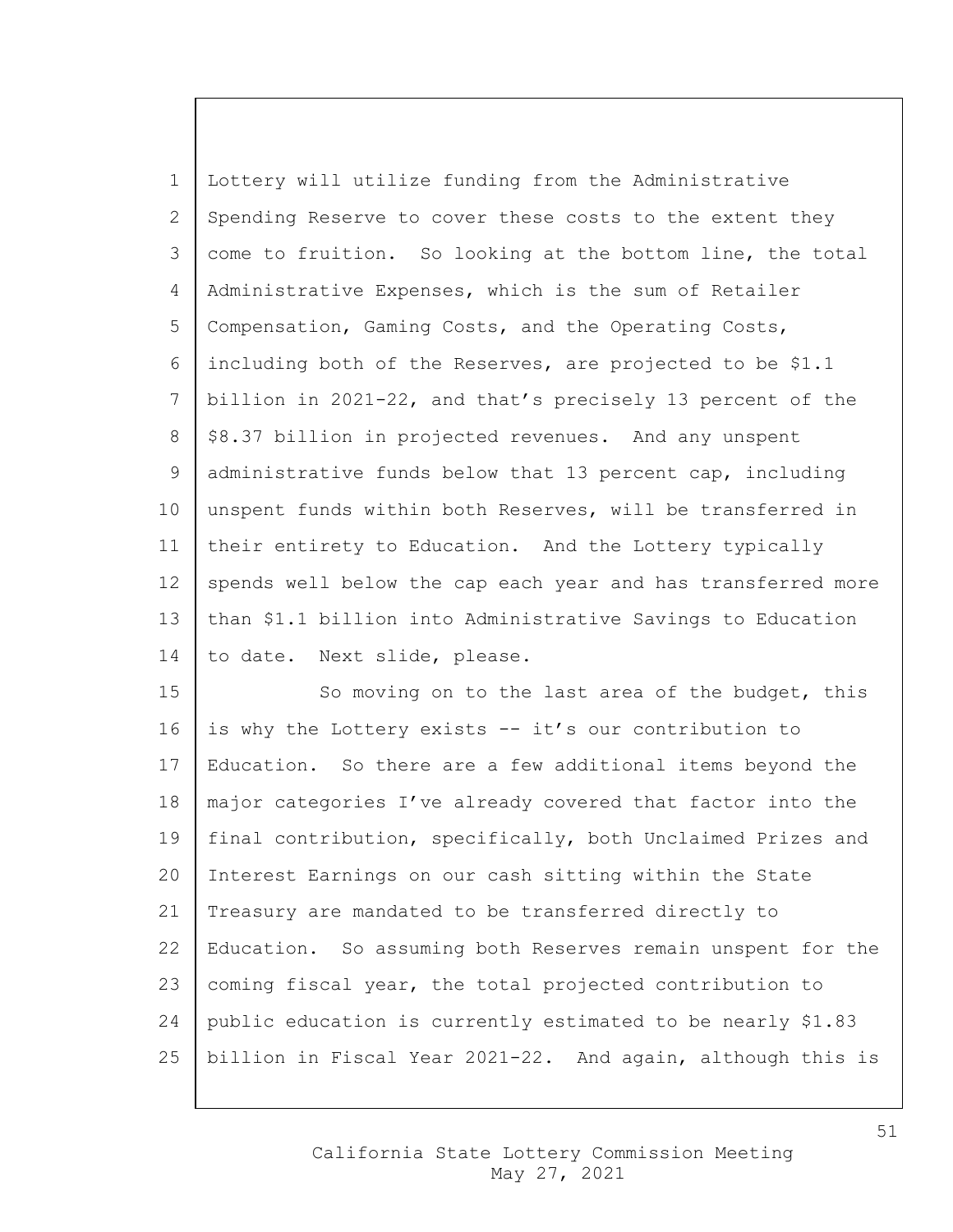Lottery will utilize funding from the Administrative Spending Reserve to cover these costs to the extent they come to fruition. So looking at the bottom line, the total Administrative Expenses, which is the sum of Retailer Compensation, Gaming Costs, and the Operating Costs, including both of the Reserves, are projected to be $1.1 billion in 2021-22, and that's precisely 13 percent of the $8.37 billion in projected revenues. And any unspent administrative funds below that 13 percent cap, including unspent funds within both Reserves, will be transferred in their entirety to Education. And the Lottery typically spends well below the cap each year and has transferred more than $1.1 billion into Administrative Savings to Education to date. Next slide, please.

So moving on to the last area of the budget, this is why the Lottery exists -- it's our contribution to Education. So there are a few additional items beyond the major categories I've already covered that factor into the final contribution, specifically, both Unclaimed Prizes and Interest Earnings on our cash sitting within the State Treasury are mandated to be transferred directly to Education. So assuming both Reserves remain unspent for the coming fiscal year, the total projected contribution to public education is currently estimated to be nearly $1.83 billion in Fiscal Year 2021-22. And again, although this is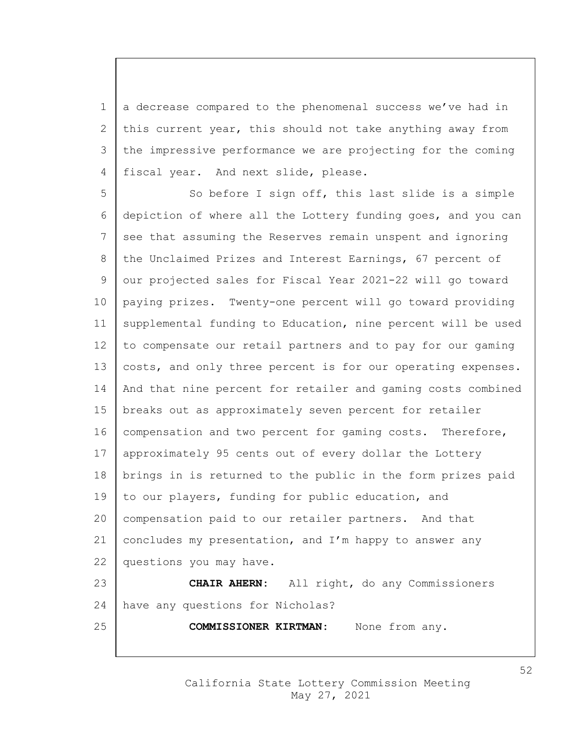a decrease compared to the phenomenal success we've had in this current year, this should not take anything away from the impressive performance we are projecting for the coming fiscal year. And next slide, please.

So before I sign off, this last slide is a simple depiction of where all the Lottery funding goes, and you can see that assuming the Reserves remain unspent and ignoring the Unclaimed Prizes and Interest Earnings, 67 percent of our projected sales for Fiscal Year 2021-22 will go toward paying prizes. Twenty-one percent will go toward providing supplemental funding to Education, nine percent will be used to compensate our retail partners and to pay for our gaming costs, and only three percent is for our operating expenses. And that nine percent for retailer and gaming costs combined breaks out as approximately seven percent for retailer compensation and two percent for gaming costs. Therefore, approximately 95 cents out of every dollar the Lottery brings in is returned to the public in the form prizes paid to our players, funding for public education, and compensation paid to our retailer partners. And that concludes my presentation, and I'm happy to answer any questions you may have.

**CHAIR AHERN:** All right, do any Commissioners have any questions for Nicholas?

**COMMISSIONER KIRTMAN:** None from any.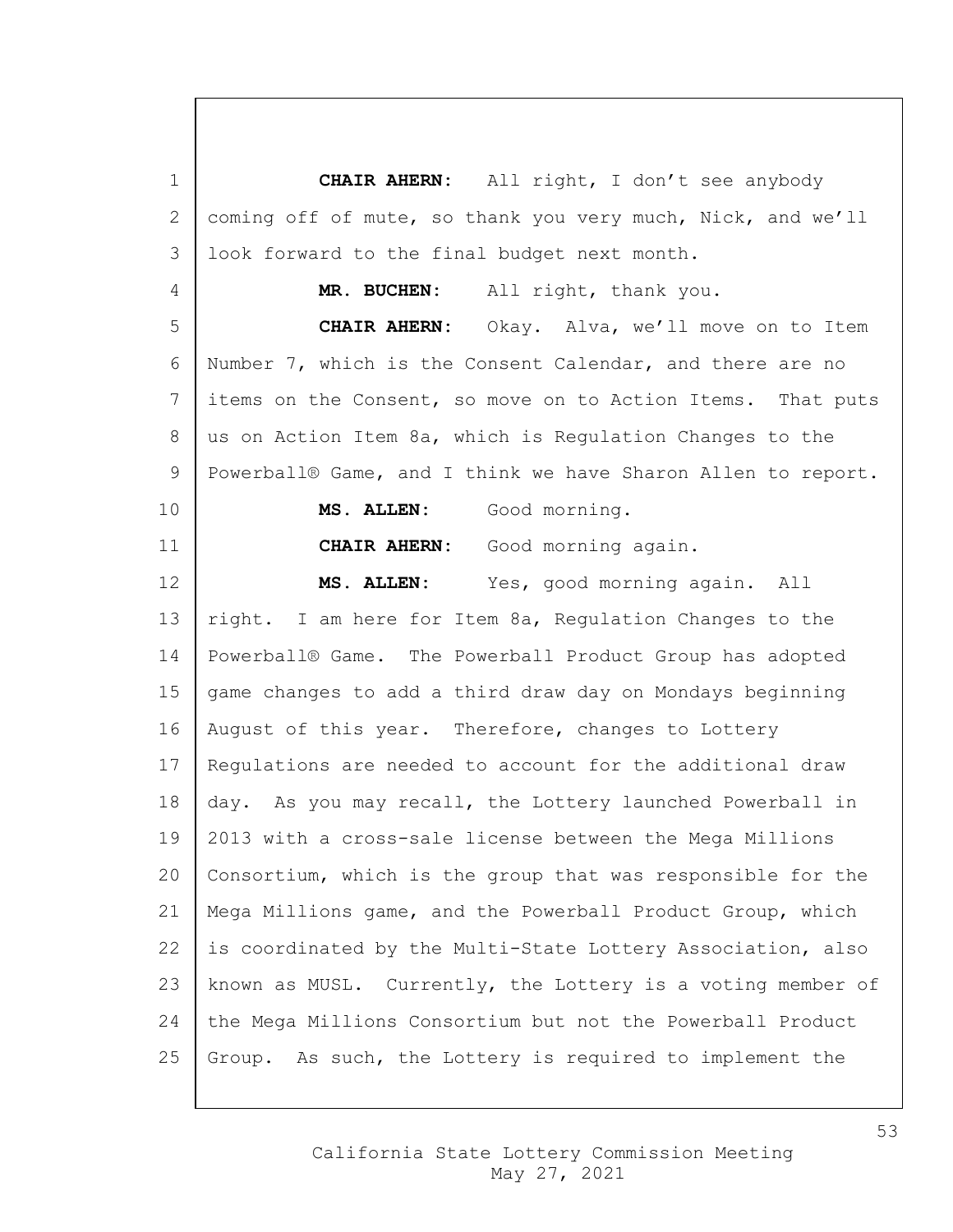**CHAIR AHERN:** All right, I don't see anybody coming off of mute, so thank you very much, Nick, and we'll look forward to the final budget next month.

**MR. BUCHEN:** All right, thank you.

**CHAIR AHERN:** Okay. Alva, we'll move on to Item Number 7, which is the Consent Calendar, and there are no items on the Consent, so move on to Action Items. That puts us on Action Item 8a, which is Regulation Changes to the Powerball® Game, and I think we have Sharon Allen to report.

**MS. ALLEN:** Good morning.

**CHAIR AHERN:** Good morning again.

**MS. ALLEN:** Yes, good morning again. All right. I am here for Item 8a, Regulation Changes to the Powerball® Game. The Powerball Product Group has adopted game changes to add a third draw day on Mondays beginning August of this year. Therefore, changes to Lottery Regulations are needed to account for the additional draw day. As you may recall, the Lottery launched Powerball in 2013 with a cross-sale license between the Mega Millions Consortium, which is the group that was responsible for the Mega Millions game, and the Powerball Product Group, which is coordinated by the Multi-State Lottery Association, also known as MUSL. Currently, the Lottery is a voting member of the Mega Millions Consortium but not the Powerball Product Group. As such, the Lottery is required to implement the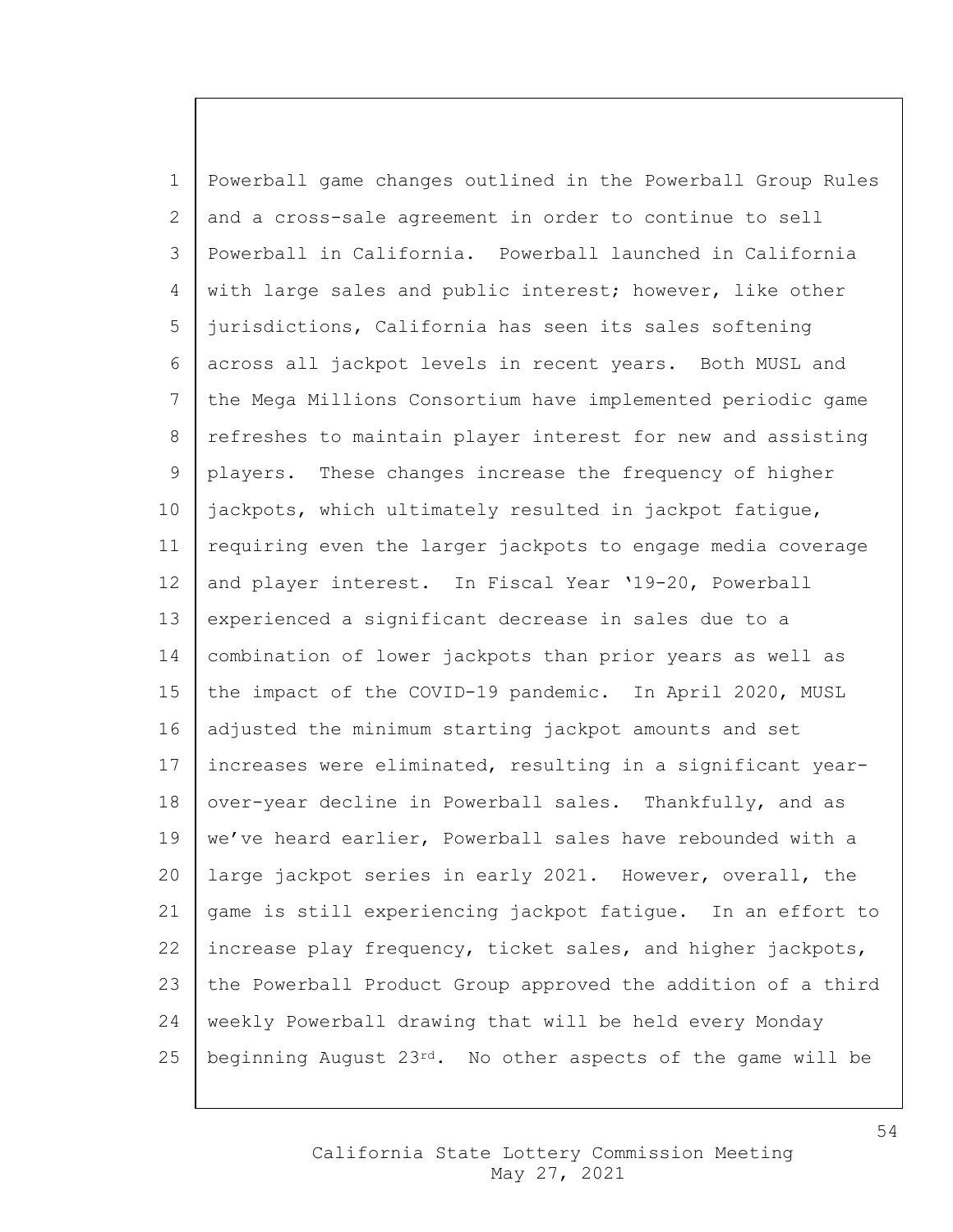Powerball game changes outlined in the Powerball Group Rules and a cross-sale agreement in order to continue to sell Powerball in California. Powerball launched in California with large sales and public interest; however, like other jurisdictions, California has seen its sales softening across all jackpot levels in recent years. Both MUSL and the Mega Millions Consortium have implemented periodic game refreshes to maintain player interest for new and assisting players. These changes increase the frequency of higher jackpots, which ultimately resulted in jackpot fatigue, requiring even the larger jackpots to engage media coverage and player interest. In Fiscal Year '19-20, Powerball experienced a significant decrease in sales due to a combination of lower jackpots than prior years as well as the impact of the COVID-19 pandemic. In April 2020, MUSL adjusted the minimum starting jackpot amounts and set increases were eliminated, resulting in a significant year-over-year decline in Powerball sales. Thankfully, and as we've heard earlier, Powerball sales have rebounded with a large jackpot series in early 2021. However, overall, the game is still experiencing jackpot fatigue. In an effort to increase play frequency, ticket sales, and higher jackpots, the Powerball Product Group approved the addition of a third weekly Powerball drawing that will be held every Monday beginning August 23rd. No other aspects of the game will be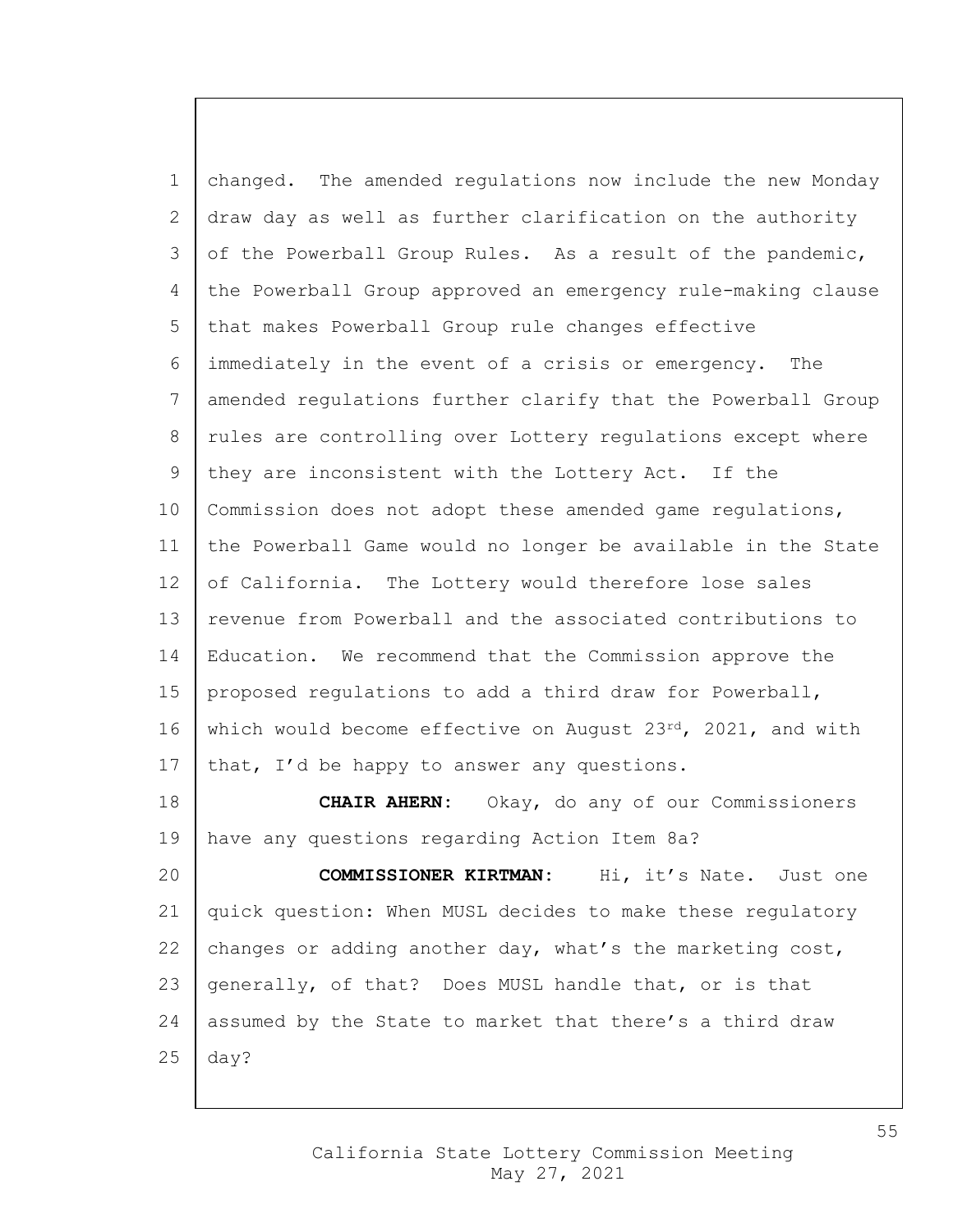changed. The amended regulations now include the new Monday draw day as well as further clarification on the authority of the Powerball Group Rules. As a result of the pandemic, the Powerball Group approved an emergency rule-making clause that makes Powerball Group rule changes effective immediately in the event of a crisis or emergency. The amended regulations further clarify that the Powerball Group rules are controlling over Lottery regulations except where they are inconsistent with the Lottery Act. If the Commission does not adopt these amended game regulations, the Powerball Game would no longer be available in the State of California. The Lottery would therefore lose sales revenue from Powerball and the associated contributions to Education. We recommend that the Commission approve the proposed regulations to add a third draw for Powerball, which would become effective on August 23rd, 2021, and with that, I'd be happy to answer any questions.

**CHAIR AHERN:** Okay, do any of our Commissioners have any questions regarding Action Item 8a?

**COMMISSIONER KIRTMAN:** Hi, it's Nate. Just one quick question: When MUSL decides to make these regulatory changes or adding another day, what's the marketing cost, generally, of that? Does MUSL handle that, or is that assumed by the State to market that there's a third draw day?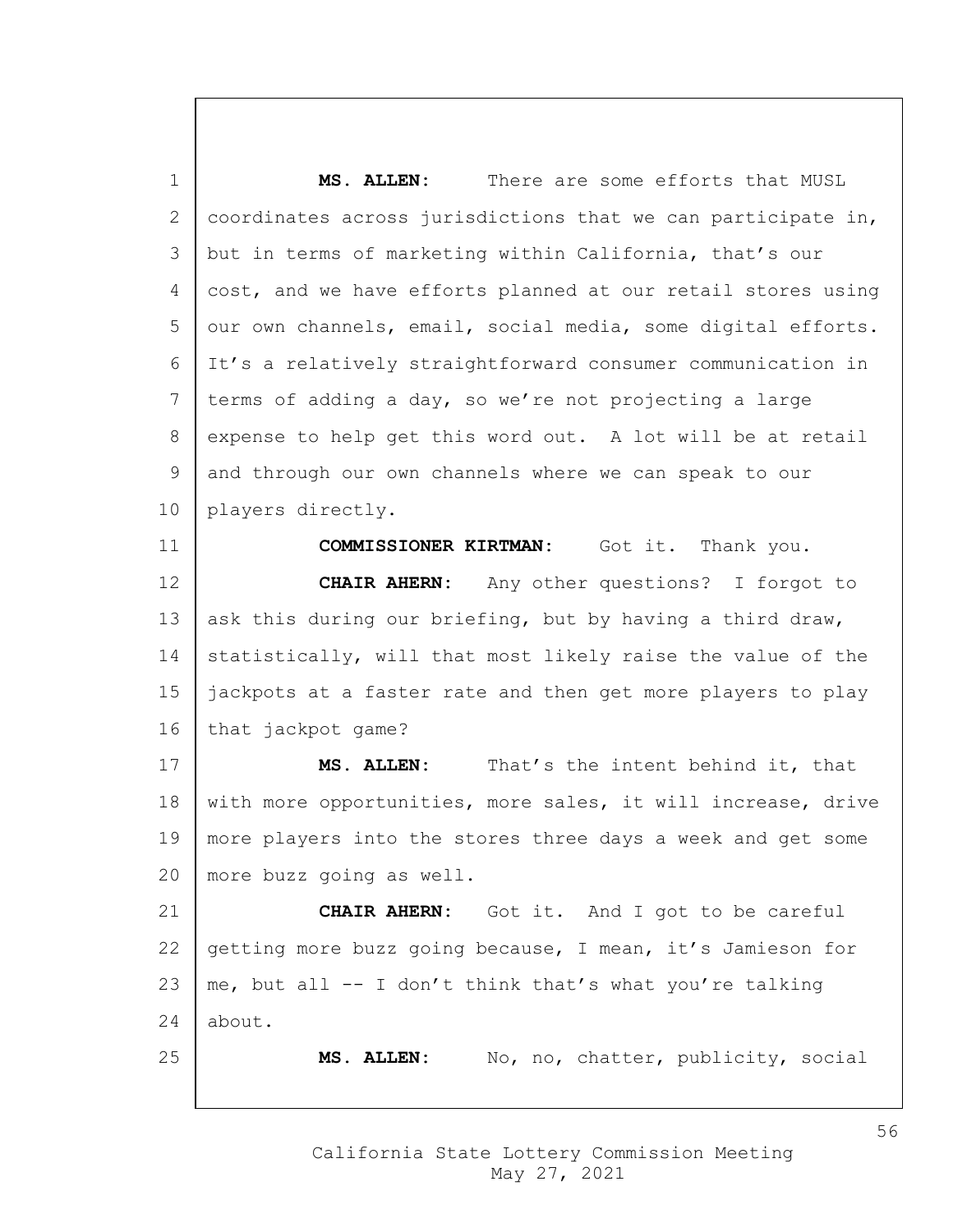**MS. ALLEN:** There are some efforts that MUSL coordinates across jurisdictions that we can participate in, but in terms of marketing within California, that's our cost, and we have efforts planned at our retail stores using our own channels, email, social media, some digital efforts. It's a relatively straightforward consumer communication in terms of adding a day, so we're not projecting a large expense to help get this word out. A lot will be at retail and through our own channels where we can speak to our players directly.

**COMMISSIONER KIRTMAN:** Got it. Thank you.

**CHAIR AHERN:** Any other questions? I forgot to ask this during our briefing, but by having a third draw, statistically, will that most likely raise the value of the jackpots at a faster rate and then get more players to play that jackpot game?

**MS. ALLEN:** That's the intent behind it, that with more opportunities, more sales, it will increase, drive more players into the stores three days a week and get some more buzz going as well.

**CHAIR AHERN:** Got it. And I got to be careful getting more buzz going because, I mean, it's Jamieson for me, but all -- I don't think that's what you're talking about.

**MS. ALLEN:** No, no, chatter, publicity, social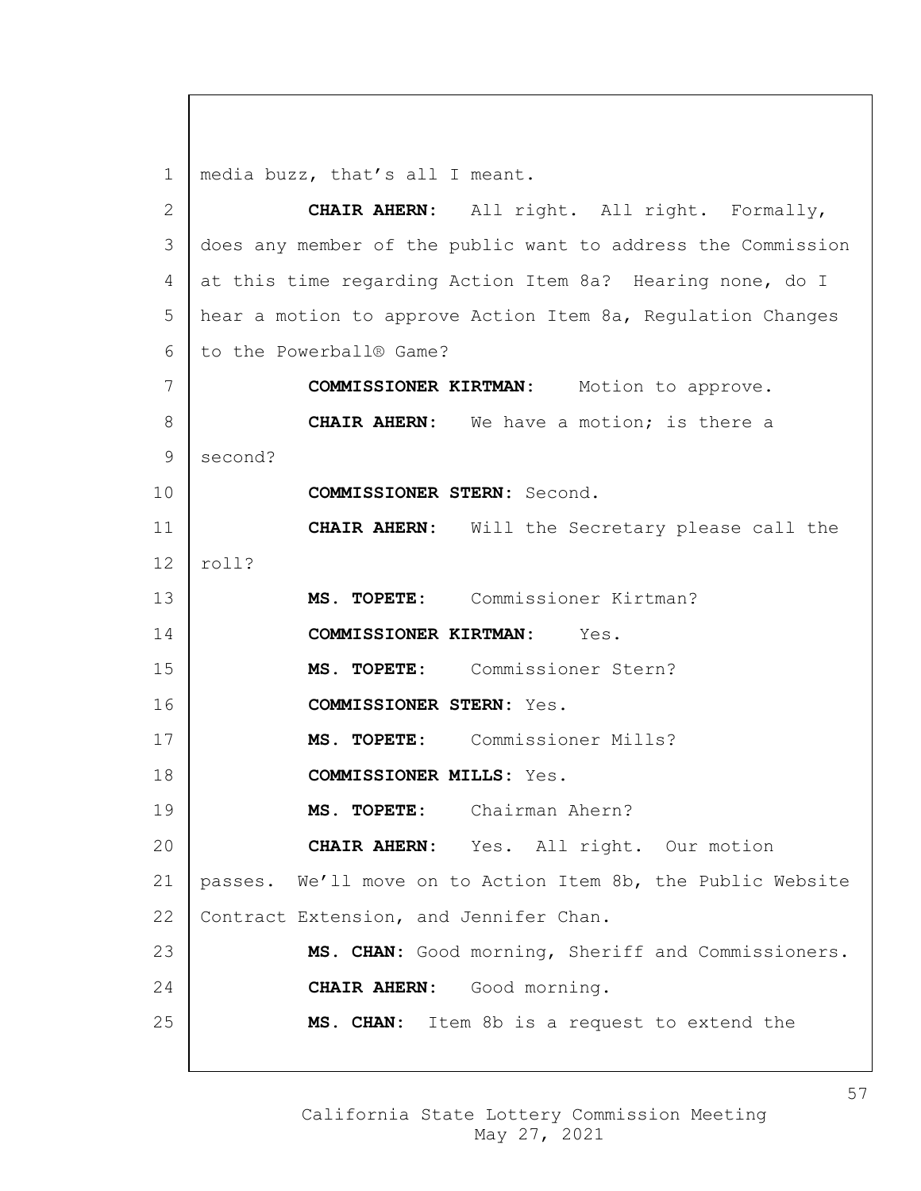media buzz, that's all I meant.

**CHAIR AHERN:** All right. All right. Formally, does any member of the public want to address the Commission at this time regarding Action Item 8a? Hearing none, do I hear a motion to approve Action Item 8a, Regulation Changes to the Powerball® Game?

**COMMISSIONER KIRTMAN:** Motion to approve.

**CHAIR AHERN:** We have a motion; is there a second?

**COMMISSIONER STERN:** Second.

**CHAIR AHERN:** Will the Secretary please call the roll?

**MS. TOPETE:** Commissioner Kirtman?

**COMMISSIONER KIRTMAN:** Yes.

**MS. TOPETE:** Commissioner Stern?

**COMMISSIONER STERN:** Yes.

**MS. TOPETE:** Commissioner Mills?

**COMMISSIONER MILLS:** Yes.

**MS. TOPETE:** Chairman Ahern?

**CHAIR AHERN:** Yes. All right. Our motion passes. We'll move on to Action Item 8b, the Public Website Contract Extension, and Jennifer Chan.

**MS. CHAN:** Good morning, Sheriff and Commissioners.

**CHAIR AHERN:** Good morning.

**MS. CHAN:** Item 8b is a request to extend the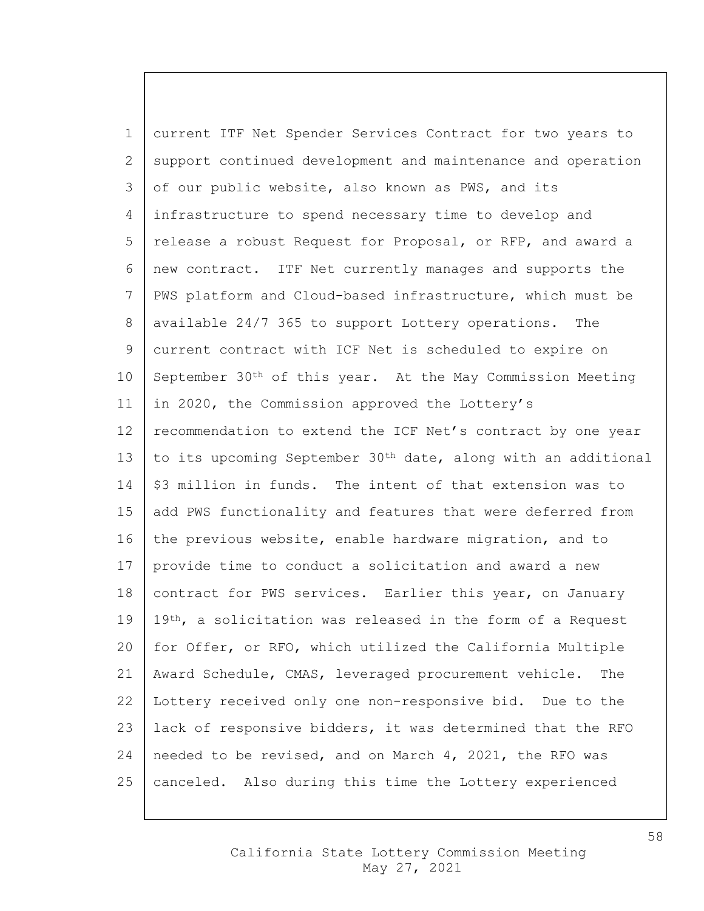current ITF Net Spender Services Contract for two years to support continued development and maintenance and operation of our public website, also known as PWS, and its infrastructure to spend necessary time to develop and release a robust Request for Proposal, or RFP, and award a new contract. ITF Net currently manages and supports the PWS platform and Cloud-based infrastructure, which must be available 24/7 365 to support Lottery operations. The current contract with ICF Net is scheduled to expire on September 30th of this year. At the May Commission Meeting in 2020, the Commission approved the Lottery's recommendation to extend the ICF Net's contract by one year to its upcoming September 30th date, along with an additional $3 million in funds. The intent of that extension was to add PWS functionality and features that were deferred from the previous website, enable hardware migration, and to provide time to conduct a solicitation and award a new contract for PWS services. Earlier this year, on January 19th, a solicitation was released in the form of a Request for Offer, or RFO, which utilized the California Multiple Award Schedule, CMAS, leveraged procurement vehicle. The Lottery received only one non-responsive bid. Due to the lack of responsive bidders, it was determined that the RFO needed to be revised, and on March 4, 2021, the RFO was canceled. Also during this time the Lottery experienced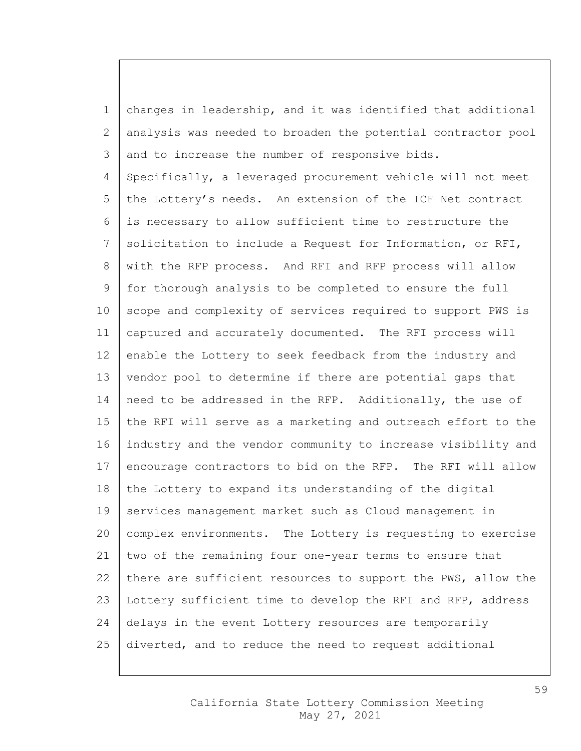changes in leadership, and it was identified that additional analysis was needed to broaden the potential contractor pool and to increase the number of responsive bids. Specifically, a leveraged procurement vehicle will not meet the Lottery's needs. An extension of the ICF Net contract is necessary to allow sufficient time to restructure the solicitation to include a Request for Information, or RFI, with the RFP process. And RFI and RFP process will allow for thorough analysis to be completed to ensure the full scope and complexity of services required to support PWS is captured and accurately documented. The RFI process will enable the Lottery to seek feedback from the industry and vendor pool to determine if there are potential gaps that need to be addressed in the RFP. Additionally, the use of the RFI will serve as a marketing and outreach effort to the industry and the vendor community to increase visibility and encourage contractors to bid on the RFP. The RFI will allow the Lottery to expand its understanding of the digital services management market such as Cloud management in complex environments. The Lottery is requesting to exercise two of the remaining four one-year terms to ensure that there are sufficient resources to support the PWS, allow the Lottery sufficient time to develop the RFI and RFP, address delays in the event Lottery resources are temporarily diverted, and to reduce the need to request additional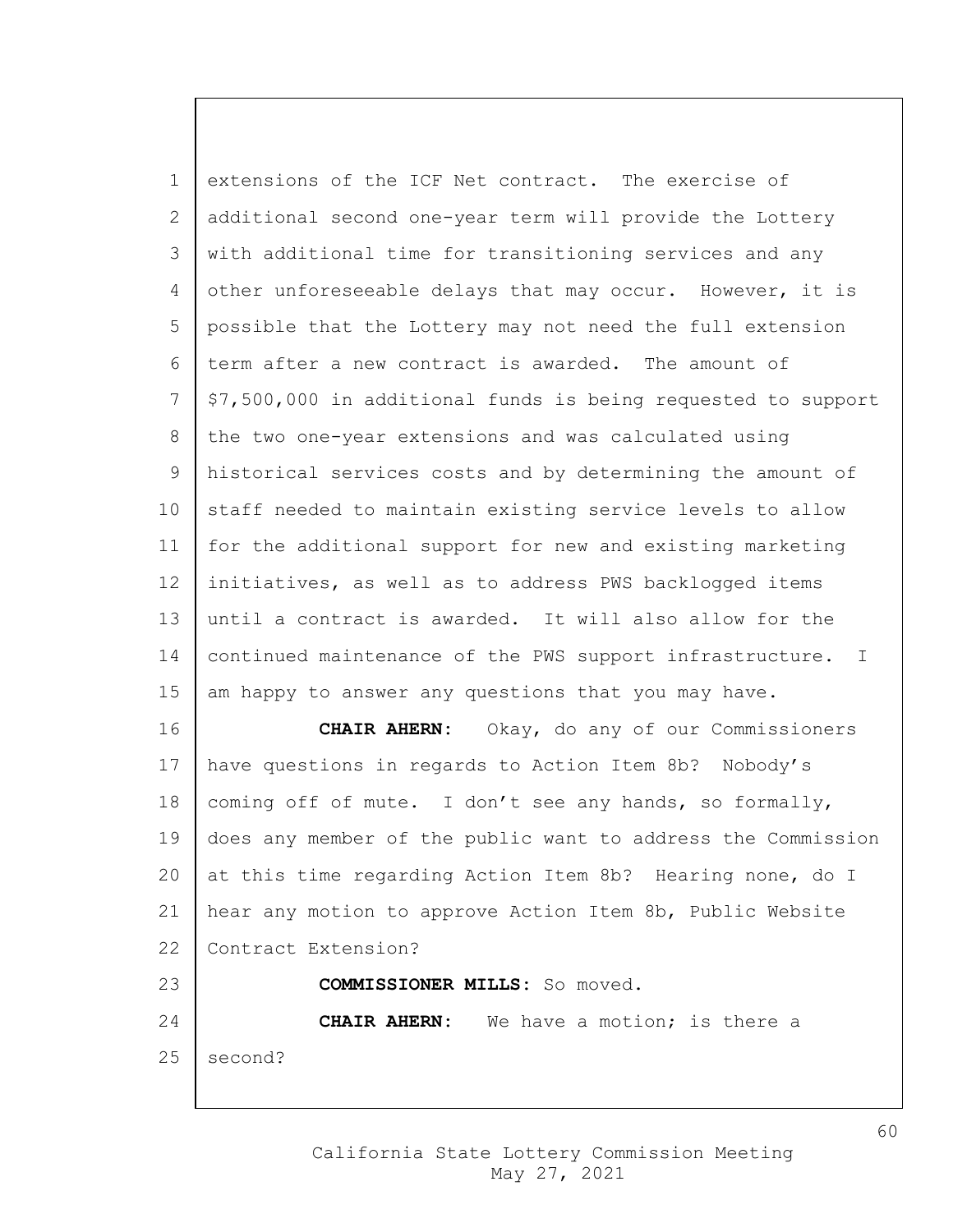extensions of the ICF Net contract. The exercise of additional second one-year term will provide the Lottery with additional time for transitioning services and any other unforeseeable delays that may occur. However, it is possible that the Lottery may not need the full extension term after a new contract is awarded. The amount of $7,500,000 in additional funds is being requested to support the two one-year extensions and was calculated using historical services costs and by determining the amount of staff needed to maintain existing service levels to allow for the additional support for new and existing marketing initiatives, as well as to address PWS backlogged items until a contract is awarded. It will also allow for the continued maintenance of the PWS support infrastructure. I am happy to answer any questions that you may have.

**CHAIR AHERN:** Okay, do any of our Commissioners have questions in regards to Action Item 8b? Nobody's coming off of mute. I don't see any hands, so formally, does any member of the public want to address the Commission at this time regarding Action Item 8b? Hearing none, do I hear any motion to approve Action Item 8b, Public Website Contract Extension?

**COMMISSIONER MILLS:** So moved.

**CHAIR AHERN:** We have a motion; is there a second?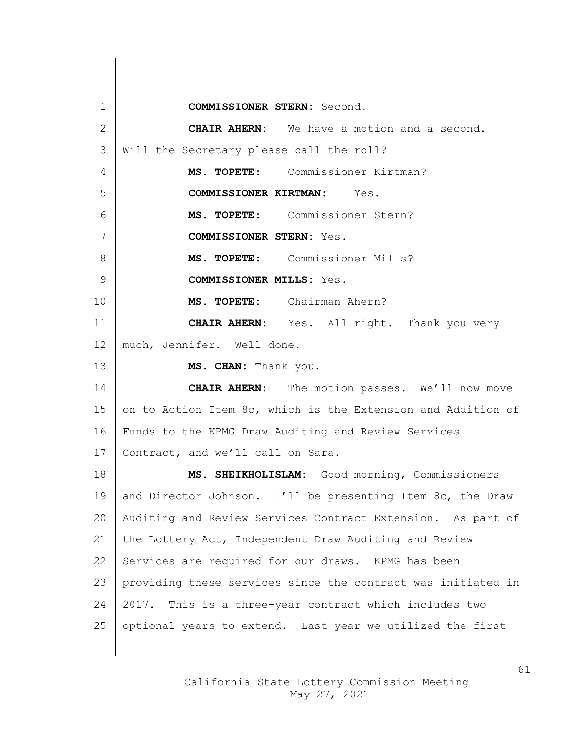**COMMISSIONER STERN**: Second.

**CHAIR AHERN**: We have a motion and a second. Will the Secretary please call the roll?

**MS. TOPETE**: Commissioner Kirtman?

**COMMISSIONER KIRTMAN**: Yes.

**MS. TOPETE**: Commissioner Stern?

**COMMISSIONER STERN**: Yes.

**MS. TOPETE**: Commissioner Mills?

**COMMISSIONER MILLS**: Yes.

**MS. TOPETE**: Chairman Ahern?

**CHAIR AHERN**: Yes. All right. Thank you very much, Jennifer. Well done.

**MS. CHAN**: Thank you.

**CHAIR AHERN**: The motion passes. We'll now move on to Action Item 8c, which is the Extension and Addition of Funds to the KPMG Draw Auditing and Review Services Contract, and we'll call on Sara.

**MS. SHEIKHOLISLAM**: Good morning, Commissioners and Director Johnson. I'll be presenting Item 8c, the Draw Auditing and Review Services Contract Extension. As part of the Lottery Act, Independent Draw Auditing and Review Services are required for our draws. KPMG has been providing these services since the contract was initiated in 2017. This is a three-year contract which includes two optional years to extend. Last year we utilized the first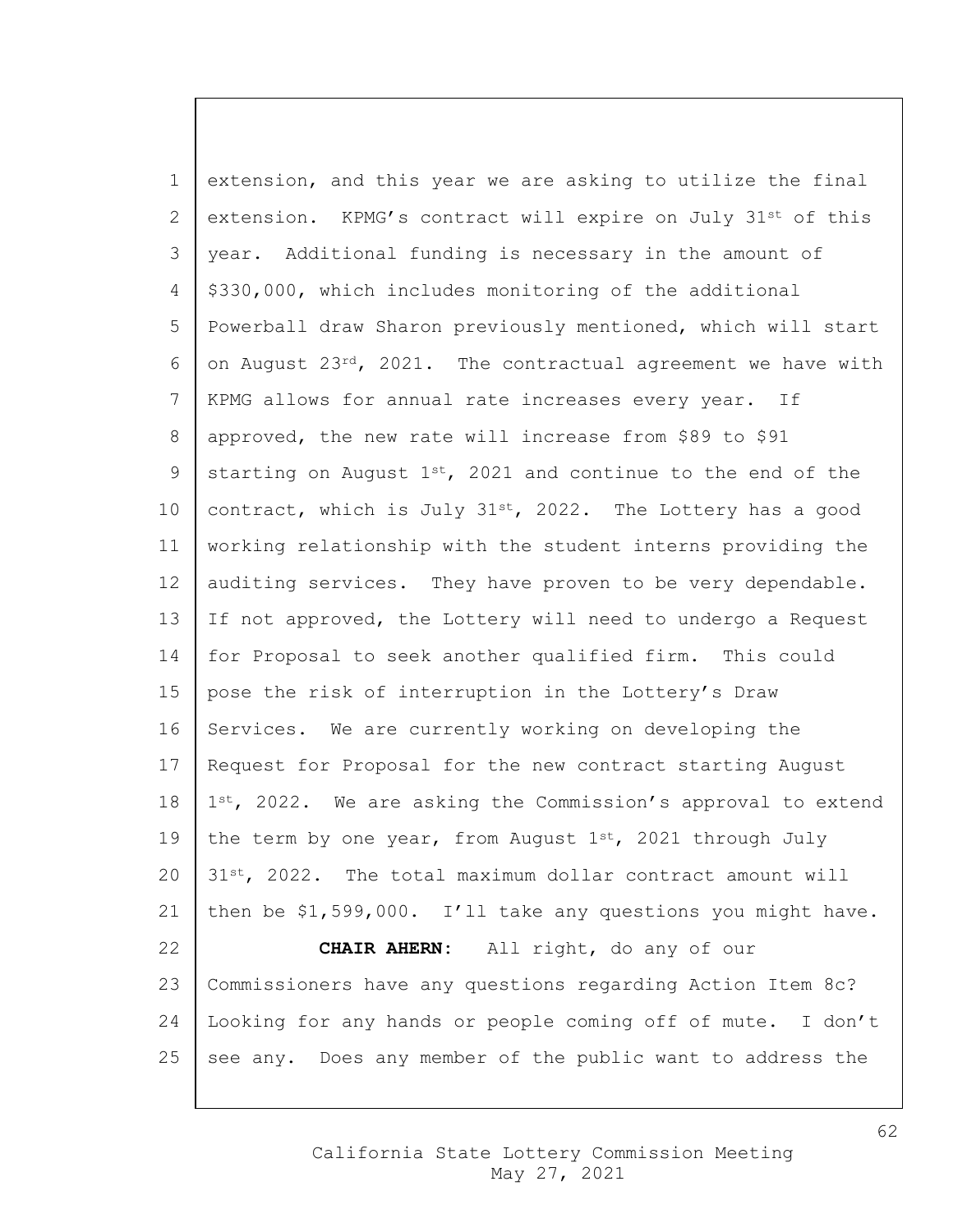extension, and this year we are asking to utilize the final extension. KPMG's contract will expire on July 31st of this year. Additional funding is necessary in the amount of $330,000, which includes monitoring of the additional Powerball draw Sharon previously mentioned, which will start on August 23rd, 2021. The contractual agreement we have with KPMG allows for annual rate increases every year. If approved, the new rate will increase from $89 to $91 starting on August 1st, 2021 and continue to the end of the contract, which is July 31st, 2022. The Lottery has a good working relationship with the student interns providing the auditing services. They have proven to be very dependable. If not approved, the Lottery will need to undergo a Request for Proposal to seek another qualified firm. This could pose the risk of interruption in the Lottery's Draw Services. We are currently working on developing the Request for Proposal for the new contract starting August 1st, 2022. We are asking the Commission's approval to extend the term by one year, from August 1st, 2021 through July 31st, 2022. The total maximum dollar contract amount will then be $1,599,000. I'll take any questions you might have.

**CHAIR AHERN:** All right, do any of our Commissioners have any questions regarding Action Item 8c? Looking for any hands or people coming off of mute. I don't see any. Does any member of the public want to address the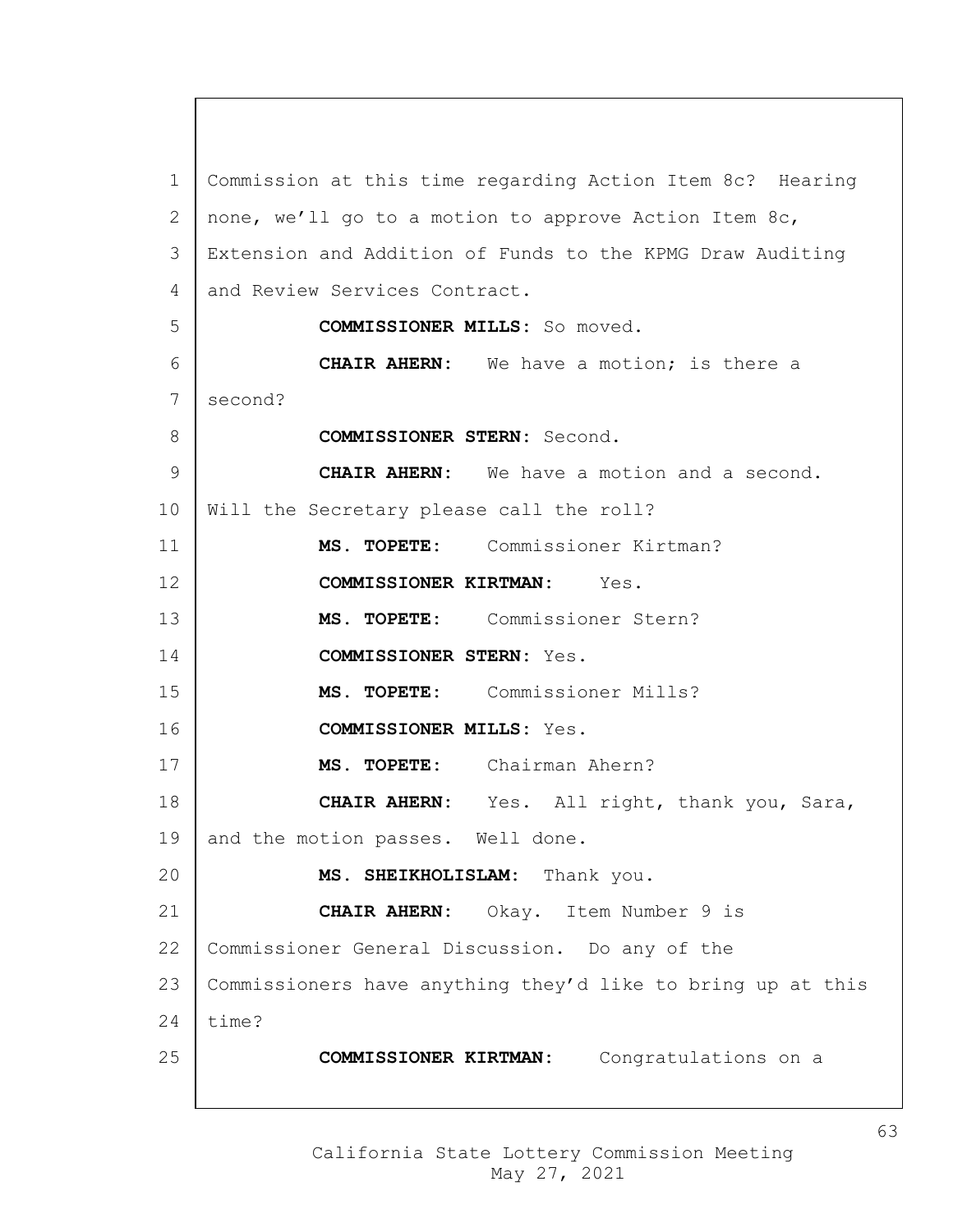Commission at this time regarding Action Item 8c? Hearing none, we'll go to a motion to approve Action Item 8c, Extension and Addition of Funds to the KPMG Draw Auditing and Review Services Contract.

**COMMISSIONER MILLS:** So moved.

**CHAIR AHERN:** We have a motion; is there a second?

**COMMISSIONER STERN:** Second.

**CHAIR AHERN:** We have a motion and a second. Will the Secretary please call the roll?

**MS. TOPETE:** Commissioner Kirtman?

**COMMISSIONER KIRTMAN:** Yes.

**MS. TOPETE:** Commissioner Stern?

**COMMISSIONER STERN:** Yes.

**MS. TOPETE:** Commissioner Mills?

**COMMISSIONER MILLS:** Yes.

**MS. TOPETE:** Chairman Ahern?

**CHAIR AHERN:** Yes. All right, thank you, Sara, and the motion passes. Well done.

**MS. SHEIKHOLISLAM:** Thank you.

**CHAIR AHERN:** Okay. Item Number 9 is Commissioner General Discussion. Do any of the Commissioners have anything they'd like to bring up at this time?

**COMMISSIONER KIRTMAN:** Congratulations on a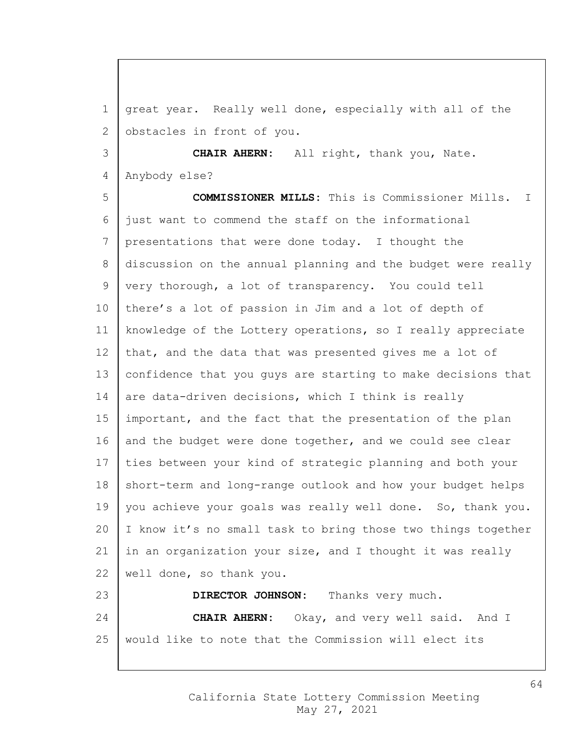great year. Really well done, especially with all of the obstacles in front of you.

**CHAIR AHERN**: All right, thank you, Nate. Anybody else?

**COMMISSIONER MILLS**: This is Commissioner Mills. I just want to commend the staff on the informational presentations that were done today. I thought the discussion on the annual planning and the budget were really very thorough, a lot of transparency. You could tell there's a lot of passion in Jim and a lot of depth of knowledge of the Lottery operations, so I really appreciate that, and the data that was presented gives me a lot of confidence that you guys are starting to make decisions that are data-driven decisions, which I think is really important, and the fact that the presentation of the plan and the budget were done together, and we could see clear ties between your kind of strategic planning and both your short-term and long-range outlook and how your budget helps you achieve your goals was really well done. So, thank you. I know it's no small task to bring those two things together in an organization your size, and I thought it was really well done, so thank you.

**DIRECTOR JOHNSON**: Thanks very much.

**CHAIR AHERN**: Okay, and very well said. And I would like to note that the Commission will elect its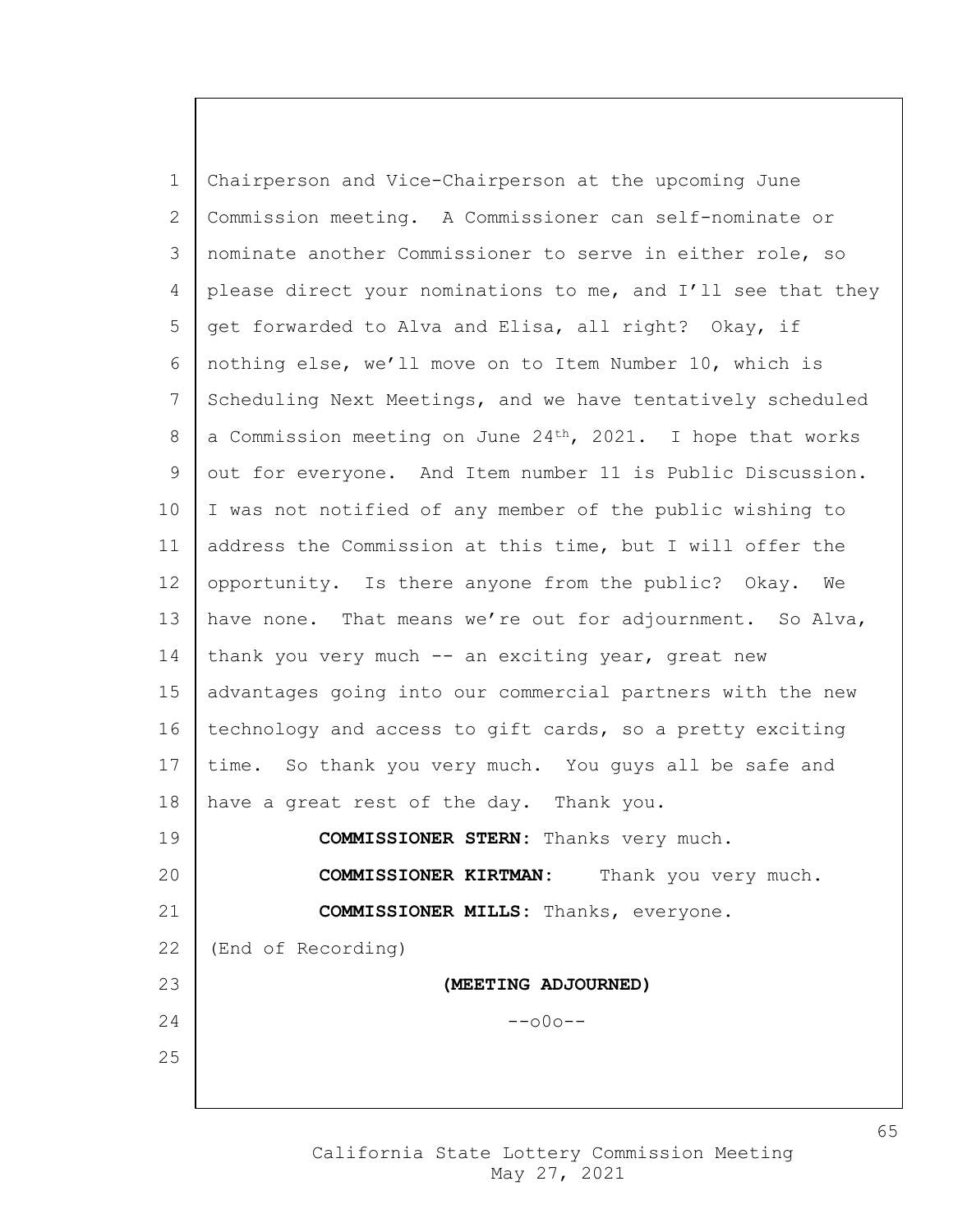Chairperson and Vice-Chairperson at the upcoming June Commission meeting. A Commissioner can self-nominate or nominate another Commissioner to serve in either role, so please direct your nominations to me, and I'll see that they get forwarded to Alva and Elisa, all right? Okay, if nothing else, we'll move on to Item Number 10, which is Scheduling Next Meetings, and we have tentatively scheduled a Commission meeting on June 24th, 2021. I hope that works out for everyone. And Item number 11 is Public Discussion. I was not notified of any member of the public wishing to address the Commission at this time, but I will offer the opportunity. Is there anyone from the public? Okay. We have none. That means we're out for adjournment. So Alva, thank you very much -- an exciting year, great new advantages going into our commercial partners with the new technology and access to gift cards, so a pretty exciting time. So thank you very much. You guys all be safe and have a great rest of the day. Thank you.

**COMMISSIONER STERN:** Thanks very much.

**COMMISSIONER KIRTMAN:** Thank you very much.

**COMMISSIONER MILLS:** Thanks, everyone.

(End of Recording)

**(MEETING ADJOURNED)**

--o0o--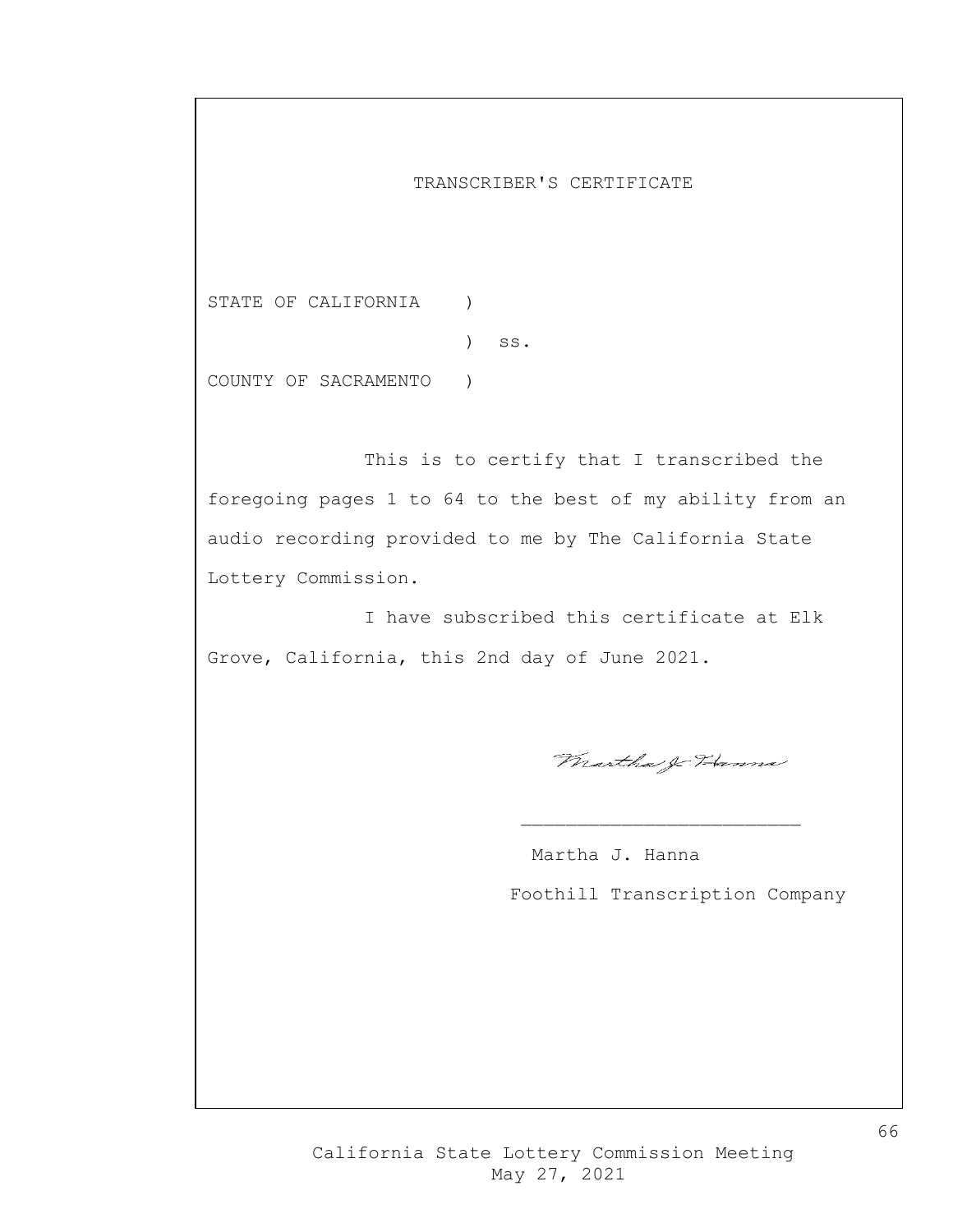# TRANSCRIBER'S CERTIFICATE

STATE OF CALIFORNIA )
) ss.
COUNTY OF SACRAMENTO )

This is to certify that I transcribed the foregoing pages 1 to 64 to the best of my ability from an audio recording provided to me by The California State Lottery Commission.

I have subscribed this certificate at Elk Grove, California, this 2nd day of June 2021.

Martha J. Hanna

_________________________

Martha J. Hanna
Foothill Transcription Company